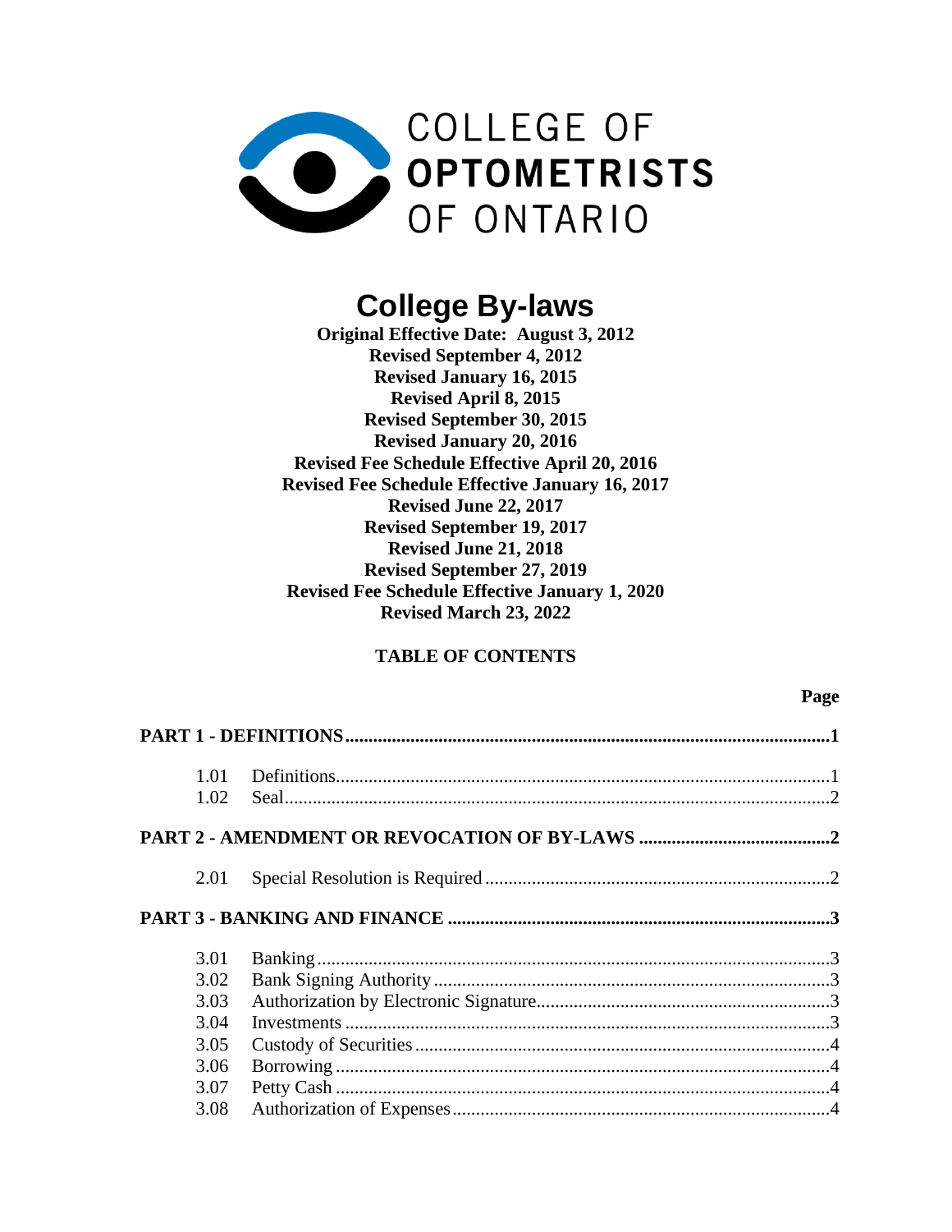COLLEGE OF
**OPTOMETRISTS**
OF ONTARIO

# College By-laws

**Original Effective Date: August 3, 2012**
**Revised September 4, 2012**
**Revised January 16, 2015**
**Revised April 8, 2015**
**Revised September 30, 2015**
**Revised January 20, 2016**
**Revised Fee Schedule Effective April 20, 2016**
**Revised Fee Schedule Effective January 16, 2017**
**Revised June 22, 2017**
**Revised September 19, 2017**
**Revised June 21, 2018**
**Revised September 27, 2019**
**Revised Fee Schedule Effective January 1, 2020**
**Revised March 23, 2022**

## TABLE OF CONTENTS

| | | Page |
|---|---|---|
| **PART 1 - DEFINITIONS** | | **1** |
| 1.01 | Definitions | 1 |
| 1.02 | Seal | 2 |
| **PART 2 - AMENDMENT OR REVOCATION OF BY-LAWS** | | **2** |
| 2.01 | Special Resolution is Required | 2 |
| **PART 3 - BANKING AND FINANCE** | | **3** |
| 3.01 | Banking | 3 |
| 3.02 | Bank Signing Authority | 3 |
| 3.03 | Authorization by Electronic Signature | 3 |
| 3.04 | Investments | 3 |
| 3.05 | Custody of Securities | 4 |
| 3.06 | Borrowing | 4 |
| 3.07 | Petty Cash | 4 |
| 3.08 | Authorization of Expenses | 4 |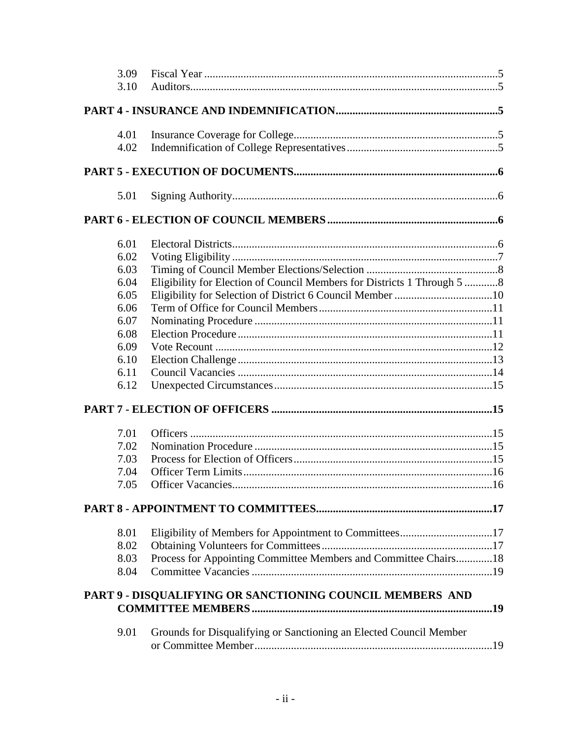| | | |
|---|---|---|
| 3.09 | Fiscal Year | 5 |
| 3.10 | Auditors | 5 |

**PART 4 - INSURANCE AND INDEMNIFICATION** ..... **5**

| | | |
|---|---|---|
| 4.01 | Insurance Coverage for College | 5 |
| 4.02 | Indemnification of College Representatives | 5 |

**PART 5 - EXECUTION OF DOCUMENTS** ..... **6**

| | | |
|---|---|---|
| 5.01 | Signing Authority | 6 |

**PART 6 - ELECTION OF COUNCIL MEMBERS** ..... **6**

| | | |
|---|---|---|
| 6.01 | Electoral Districts | 6 |
| 6.02 | Voting Eligibility | 7 |
| 6.03 | Timing of Council Member Elections/Selection | 8 |
| 6.04 | Eligibility for Election of Council Members for Districts 1 Through 5 | 8 |
| 6.05 | Eligibility for Selection of District 6 Council Member | 10 |
| 6.06 | Term of Office for Council Members | 11 |
| 6.07 | Nominating Procedure | 11 |
| 6.08 | Election Procedure | 11 |
| 6.09 | Vote Recount | 12 |
| 6.10 | Election Challenge | 13 |
| 6.11 | Council Vacancies | 14 |
| 6.12 | Unexpected Circumstances | 15 |

**PART 7 - ELECTION OF OFFICERS** ..... **15**

| | | |
|---|---|---|
| 7.01 | Officers | 15 |
| 7.02 | Nomination Procedure | 15 |
| 7.03 | Process for Election of Officers | 15 |
| 7.04 | Officer Term Limits | 16 |
| 7.05 | Officer Vacancies | 16 |

**PART 8 - APPOINTMENT TO COMMITTEES** ..... **17**

| | | |
|---|---|---|
| 8.01 | Eligibility of Members for Appointment to Committees | 17 |
| 8.02 | Obtaining Volunteers for Committees | 17 |
| 8.03 | Process for Appointing Committee Members and Committee Chairs | 18 |
| 8.04 | Committee Vacancies | 19 |

**PART 9 - DISQUALIFYING OR SANCTIONING COUNCIL MEMBERS AND COMMITTEE MEMBERS** ..... **19**

| | | |
|---|---|---|
| 9.01 | Grounds for Disqualifying or Sanctioning an Elected Council Member or Committee Member | 19 |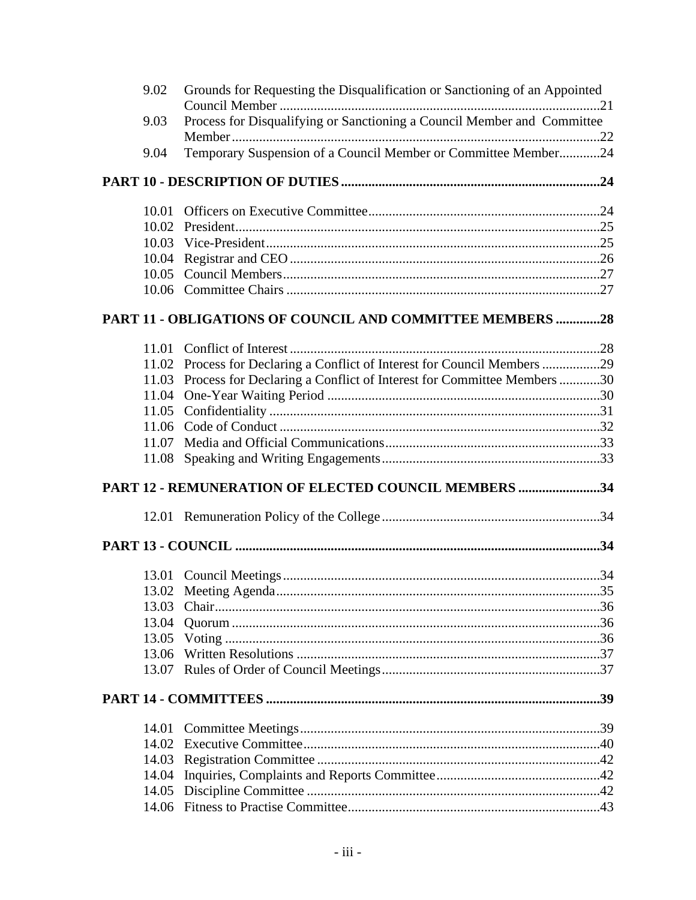9.02 Grounds for Requesting the Disqualification or Sanctioning of an Appointed Council Member ....21
9.03 Process for Disqualifying or Sanctioning a Council Member and Committee Member....22
9.04 Temporary Suspension of a Council Member or Committee Member....24

**PART 10 - DESCRIPTION OF DUTIES....24**

10.01 Officers on Executive Committee....24
10.02 President....25
10.03 Vice-President....25
10.04 Registrar and CEO....26
10.05 Council Members....27
10.06 Committee Chairs....27

**PART 11 - OBLIGATIONS OF COUNCIL AND COMMITTEE MEMBERS....28**

11.01 Conflict of Interest....28
11.02 Process for Declaring a Conflict of Interest for Council Members....29
11.03 Process for Declaring a Conflict of Interest for Committee Members....30
11.04 One-Year Waiting Period....30
11.05 Confidentiality....31
11.06 Code of Conduct....32
11.07 Media and Official Communications....33
11.08 Speaking and Writing Engagements....33

**PART 12 - REMUNERATION OF ELECTED COUNCIL MEMBERS....34**

12.01 Remuneration Policy of the College....34

**PART 13 - COUNCIL....34**

13.01 Council Meetings....34
13.02 Meeting Agenda....35
13.03 Chair....36
13.04 Quorum....36
13.05 Voting....36
13.06 Written Resolutions....37
13.07 Rules of Order of Council Meetings....37

**PART 14 - COMMITTEES....39**

14.01 Committee Meetings....39
14.02 Executive Committee....40
14.03 Registration Committee....42
14.04 Inquiries, Complaints and Reports Committee....42
14.05 Discipline Committee....42
14.06 Fitness to Practise Committee....43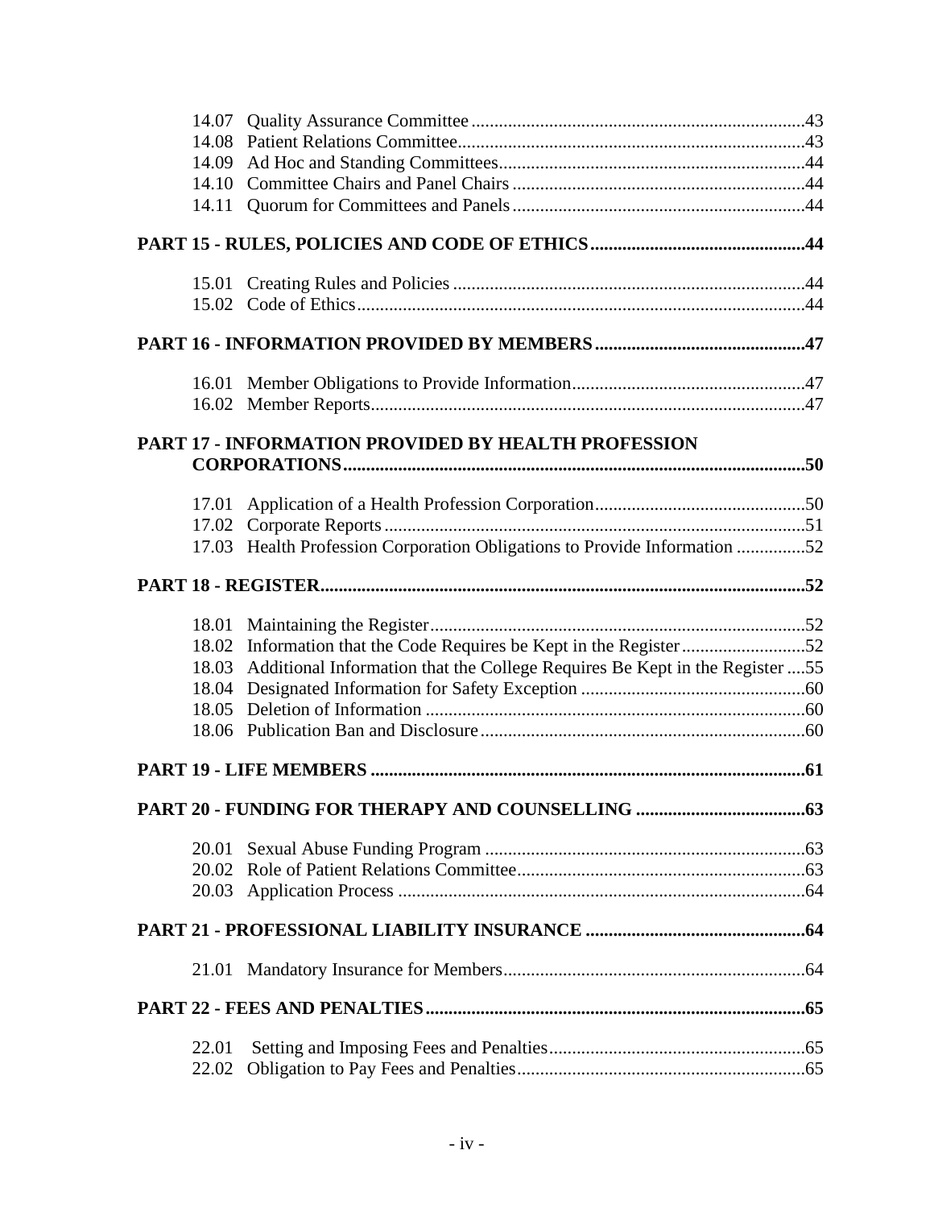14.07 Quality Assurance Committee ........................................................................43
14.08 Patient Relations Committee...........................................................................43
14.09 Ad Hoc and Standing Committees..................................................................44
14.10 Committee Chairs and Panel Chairs ...............................................................44
14.11 Quorum for Committees and Panels...............................................................44

**PART 15 - RULES, POLICIES AND CODE OF ETHICS..............................................44**

15.01 Creating Rules and Policies ............................................................................44
15.02 Code of Ethics.................................................................................................44

**PART 16 - INFORMATION PROVIDED BY MEMBERS.............................................47**

16.01 Member Obligations to Provide Information..................................................47
16.02 Member Reports..............................................................................................47

**PART 17 - INFORMATION PROVIDED BY HEALTH PROFESSION CORPORATIONS....................................................................................................50**

17.01 Application of a Health Profession Corporation.............................................50
17.02 Corporate Reports ...........................................................................................51
17.03 Health Profession Corporation Obligations to Provide Information ..............52

**PART 18 - REGISTER........................................................................................................52**

18.01 Maintaining the Register.................................................................................52
18.02 Information that the Code Requires be Kept in the Register..........................52
18.03 Additional Information that the College Requires Be Kept in the Register ....55
18.04 Designated Information for Safety Exception ................................................60
18.05 Deletion of Information ..................................................................................60
18.06 Publication Ban and Disclosure......................................................................60

**PART 19 - LIFE MEMBERS .............................................................................................61**

**PART 20 - FUNDING FOR THERAPY AND COUNSELLING ....................................63**

20.01 Sexual Abuse Funding Program .....................................................................63
20.02 Role of Patient Relations Committee..............................................................63
20.03 Application Process ........................................................................................64

**PART 21 - PROFESSIONAL LIABILITY INSURANCE ...............................................64**

21.01 Mandatory Insurance for Members.................................................................64

**PART 22 - FEES AND PENALTIES..................................................................................65**

22.01 Setting and Imposing Fees and Penalties.......................................................65
22.02 Obligation to Pay Fees and Penalties..............................................................65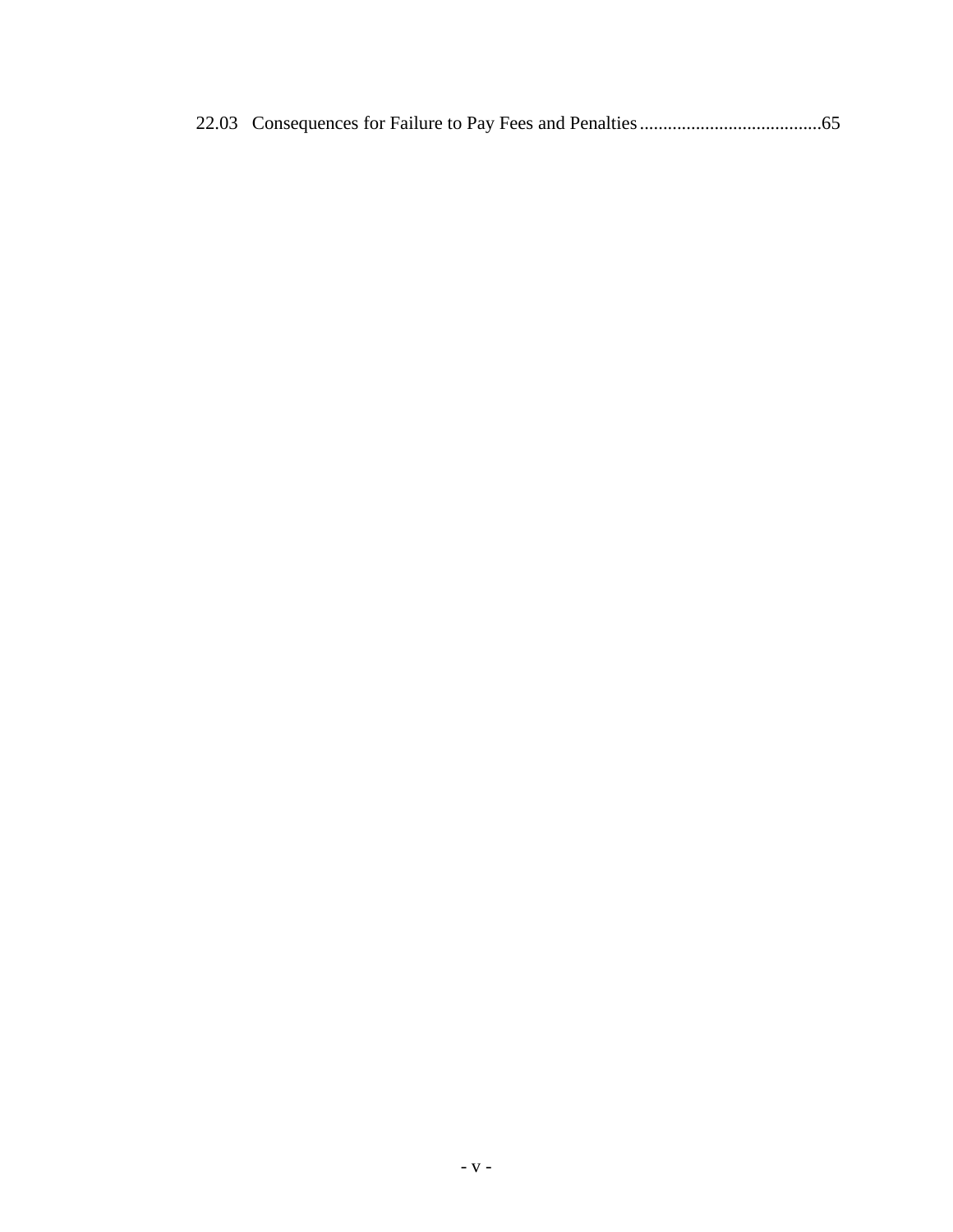22.03 Consequences for Failure to Pay Fees and Penalties.......................................65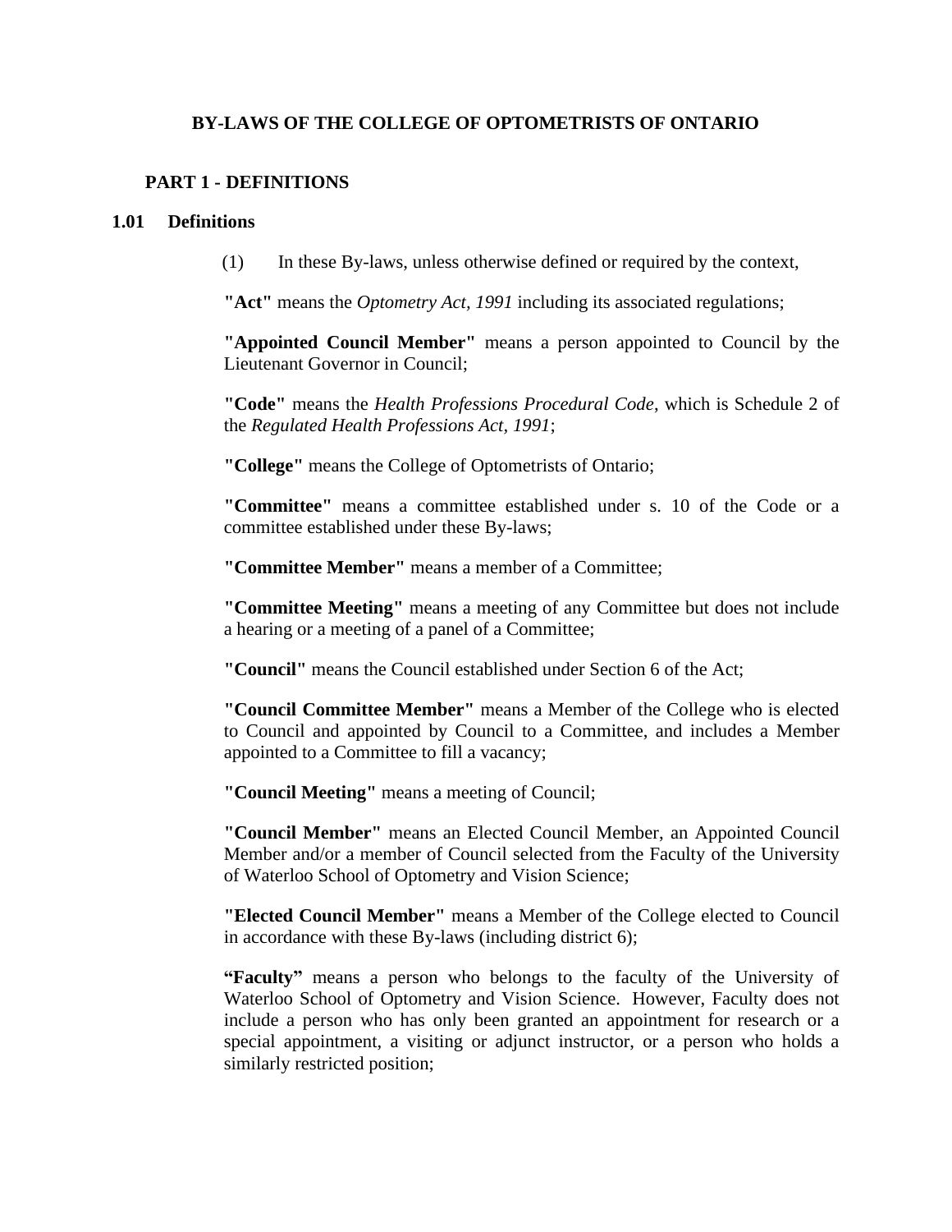# BY-LAWS OF THE COLLEGE OF OPTOMETRISTS OF ONTARIO

## PART 1 - DEFINITIONS

### 1.01 Definitions

(1) In these By-laws, unless otherwise defined or required by the context,

**"Act"** means the *Optometry Act, 1991* including its associated regulations;

**"Appointed Council Member"** means a person appointed to Council by the Lieutenant Governor in Council;

**"Code"** means the *Health Professions Procedural Code*, which is Schedule 2 of the *Regulated Health Professions Act, 1991*;

**"College"** means the College of Optometrists of Ontario;

**"Committee"** means a committee established under s. 10 of the Code or a committee established under these By-laws;

**"Committee Member"** means a member of a Committee;

**"Committee Meeting"** means a meeting of any Committee but does not include a hearing or a meeting of a panel of a Committee;

**"Council"** means the Council established under Section 6 of the Act;

**"Council Committee Member"** means a Member of the College who is elected to Council and appointed by Council to a Committee, and includes a Member appointed to a Committee to fill a vacancy;

**"Council Meeting"** means a meeting of Council;

**"Council Member"** means an Elected Council Member, an Appointed Council Member and/or a member of Council selected from the Faculty of the University of Waterloo School of Optometry and Vision Science;

**"Elected Council Member"** means a Member of the College elected to Council in accordance with these By-laws (including district 6);

**"Faculty"** means a person who belongs to the faculty of the University of Waterloo School of Optometry and Vision Science. However, Faculty does not include a person who has only been granted an appointment for research or a special appointment, a visiting or adjunct instructor, or a person who holds a similarly restricted position;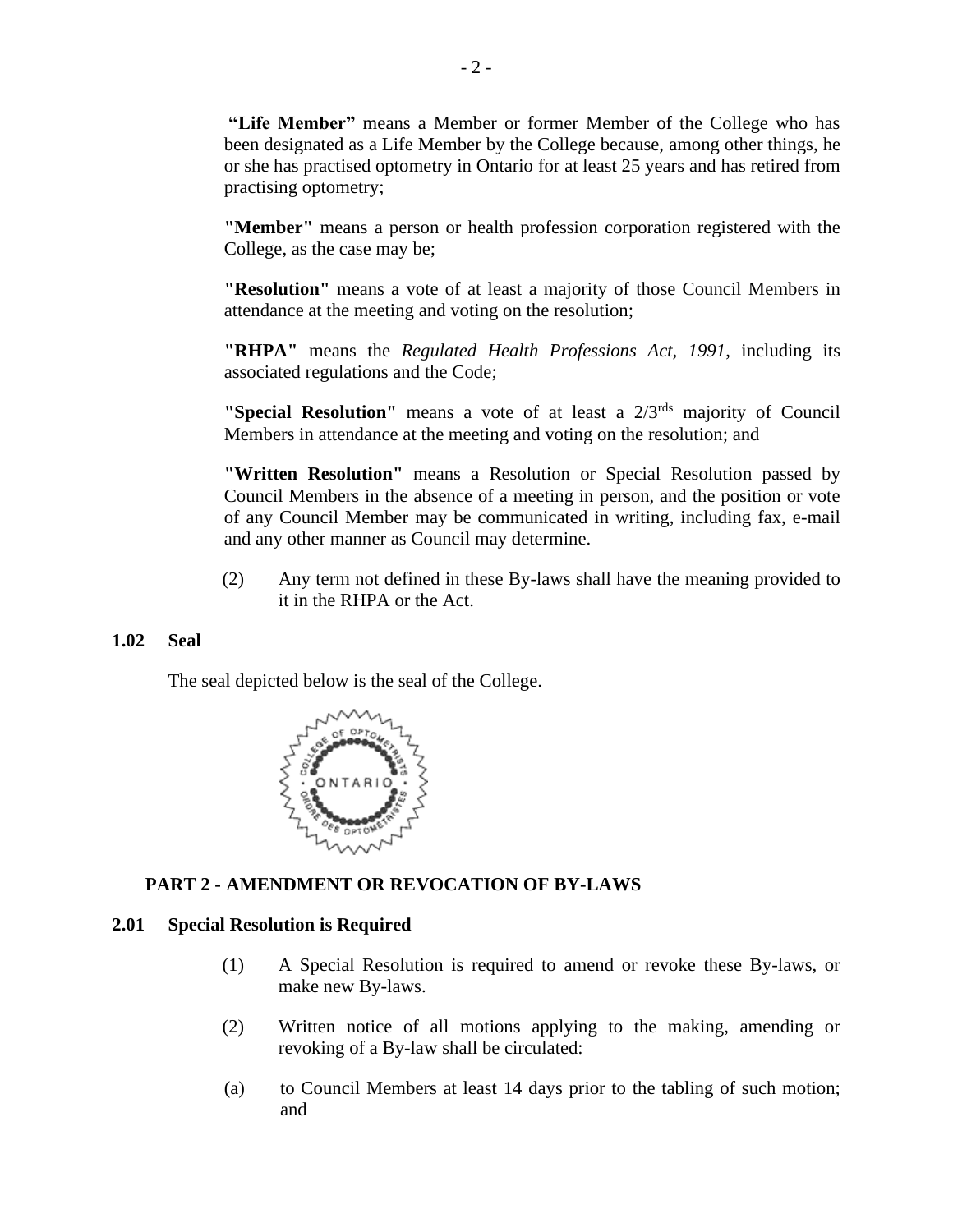**"Life Member"** means a Member or former Member of the College who has been designated as a Life Member by the College because, among other things, he or she has practised optometry in Ontario for at least 25 years and has retired from practising optometry;

**"Member"** means a person or health profession corporation registered with the College, as the case may be;

**"Resolution"** means a vote of at least a majority of those Council Members in attendance at the meeting and voting on the resolution;

**"RHPA"** means the *Regulated Health Professions Act, 1991*, including its associated regulations and the Code;

**"Special Resolution"** means a vote of at least a 2/3rds majority of Council Members in attendance at the meeting and voting on the resolution; and

**"Written Resolution"** means a Resolution or Special Resolution passed by Council Members in the absence of a meeting in person, and the position or vote of any Council Member may be communicated in writing, including fax, e-mail and any other manner as Council may determine.

(2) Any term not defined in these By-laws shall have the meaning provided to it in the RHPA or the Act.

**1.02 Seal**

The seal depicted below is the seal of the College.

## PART 2 - AMENDMENT OR REVOCATION OF BY-LAWS

**2.01 Special Resolution is Required**

(1) A Special Resolution is required to amend or revoke these By-laws, or make new By-laws.

(2) Written notice of all motions applying to the making, amending or revoking of a By-law shall be circulated:

(a) to Council Members at least 14 days prior to the tabling of such motion; and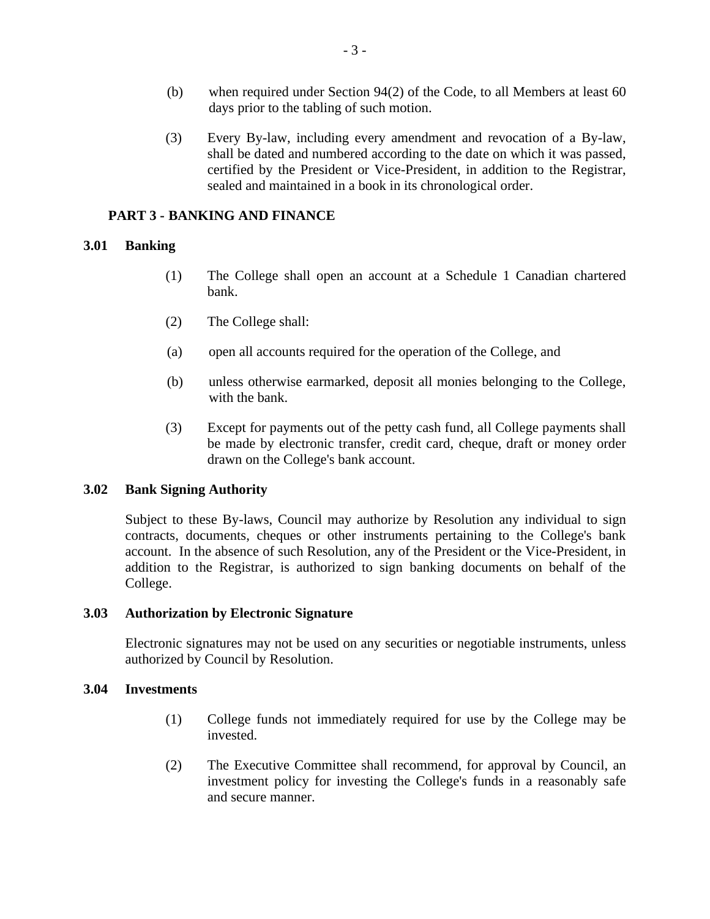(b) when required under Section 94(2) of the Code, to all Members at least 60 days prior to the tabling of such motion.

(3) Every By-law, including every amendment and revocation of a By-law, shall be dated and numbered according to the date on which it was passed, certified by the President or Vice-President, in addition to the Registrar, sealed and maintained in a book in its chronological order.

## PART 3 - BANKING AND FINANCE

### 3.01 Banking

(1) The College shall open an account at a Schedule 1 Canadian chartered bank.

(2) The College shall:

(a) open all accounts required for the operation of the College, and

(b) unless otherwise earmarked, deposit all monies belonging to the College, with the bank.

(3) Except for payments out of the petty cash fund, all College payments shall be made by electronic transfer, credit card, cheque, draft or money order drawn on the College's bank account.

### 3.02 Bank Signing Authority

Subject to these By-laws, Council may authorize by Resolution any individual to sign contracts, documents, cheques or other instruments pertaining to the College's bank account. In the absence of such Resolution, any of the President or the Vice-President, in addition to the Registrar, is authorized to sign banking documents on behalf of the College.

### 3.03 Authorization by Electronic Signature

Electronic signatures may not be used on any securities or negotiable instruments, unless authorized by Council by Resolution.

### 3.04 Investments

(1) College funds not immediately required for use by the College may be invested.

(2) The Executive Committee shall recommend, for approval by Council, an investment policy for investing the College's funds in a reasonably safe and secure manner.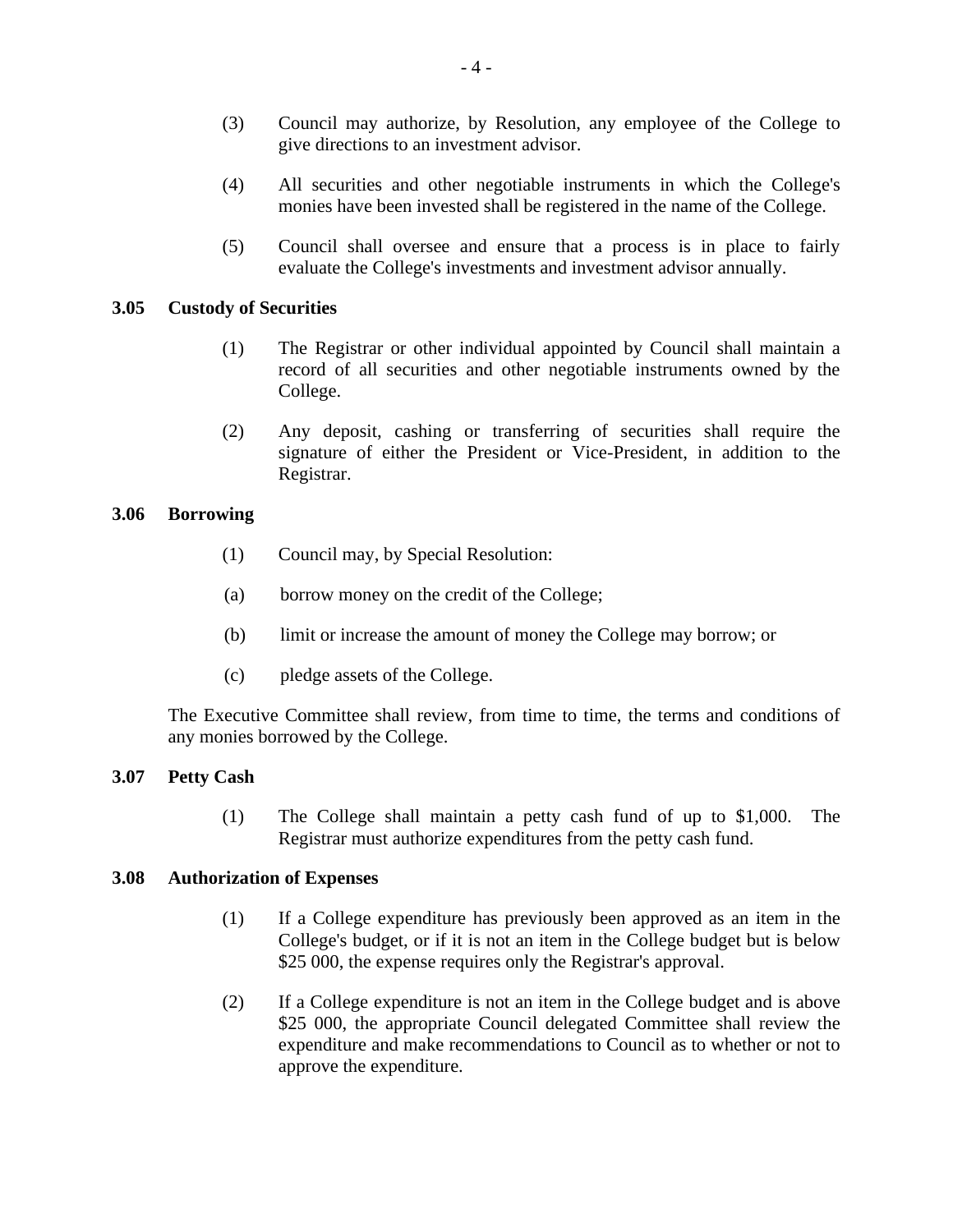(3) Council may authorize, by Resolution, any employee of the College to give directions to an investment advisor.

(4) All securities and other negotiable instruments in which the College's monies have been invested shall be registered in the name of the College.

(5) Council shall oversee and ensure that a process is in place to fairly evaluate the College's investments and investment advisor annually.

**3.05 Custody of Securities**

(1) The Registrar or other individual appointed by Council shall maintain a record of all securities and other negotiable instruments owned by the College.

(2) Any deposit, cashing or transferring of securities shall require the signature of either the President or Vice-President, in addition to the Registrar.

**3.06 Borrowing**

(1) Council may, by Special Resolution:

(a) borrow money on the credit of the College;

(b) limit or increase the amount of money the College may borrow; or

(c) pledge assets of the College.

The Executive Committee shall review, from time to time, the terms and conditions of any monies borrowed by the College.

**3.07 Petty Cash**

(1) The College shall maintain a petty cash fund of up to $1,000. The Registrar must authorize expenditures from the petty cash fund.

**3.08 Authorization of Expenses**

(1) If a College expenditure has previously been approved as an item in the College's budget, or if it is not an item in the College budget but is below $25 000, the expense requires only the Registrar's approval.

(2) If a College expenditure is not an item in the College budget and is above $25 000, the appropriate Council delegated Committee shall review the expenditure and make recommendations to Council as to whether or not to approve the expenditure.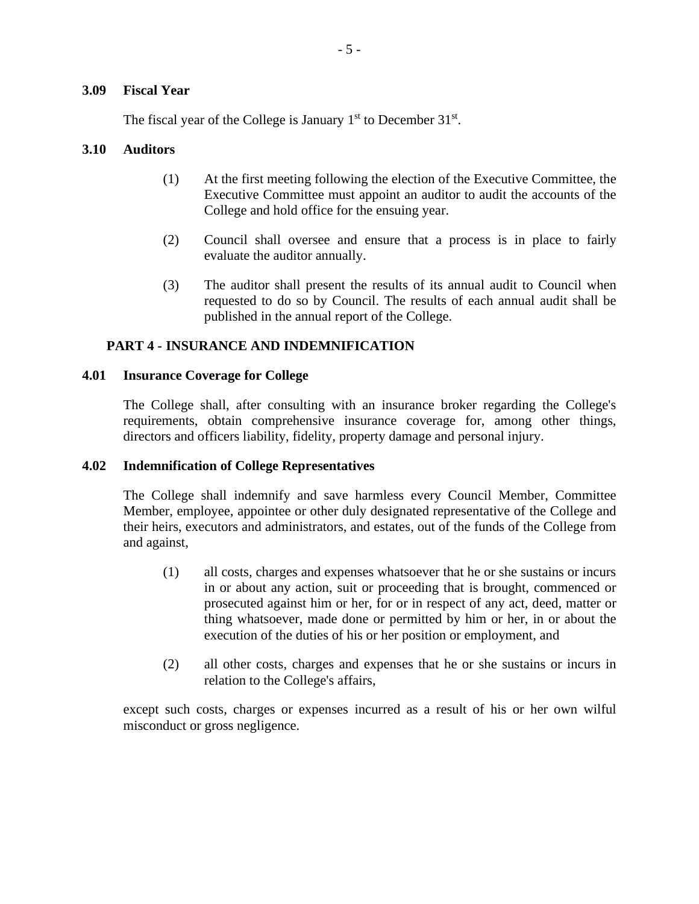### 3.09 Fiscal Year

The fiscal year of the College is January 1st to December 31st.

### 3.10 Auditors

(1) At the first meeting following the election of the Executive Committee, the Executive Committee must appoint an auditor to audit the accounts of the College and hold office for the ensuing year.

(2) Council shall oversee and ensure that a process is in place to fairly evaluate the auditor annually.

(3) The auditor shall present the results of its annual audit to Council when requested to do so by Council. The results of each annual audit shall be published in the annual report of the College.

## PART 4 - INSURANCE AND INDEMNIFICATION

### 4.01 Insurance Coverage for College

The College shall, after consulting with an insurance broker regarding the College's requirements, obtain comprehensive insurance coverage for, among other things, directors and officers liability, fidelity, property damage and personal injury.

### 4.02 Indemnification of College Representatives

The College shall indemnify and save harmless every Council Member, Committee Member, employee, appointee or other duly designated representative of the College and their heirs, executors and administrators, and estates, out of the funds of the College from and against,

(1) all costs, charges and expenses whatsoever that he or she sustains or incurs in or about any action, suit or proceeding that is brought, commenced or prosecuted against him or her, for or in respect of any act, deed, matter or thing whatsoever, made done or permitted by him or her, in or about the execution of the duties of his or her position or employment, and

(2) all other costs, charges and expenses that he or she sustains or incurs in relation to the College's affairs,

except such costs, charges or expenses incurred as a result of his or her own wilful misconduct or gross negligence.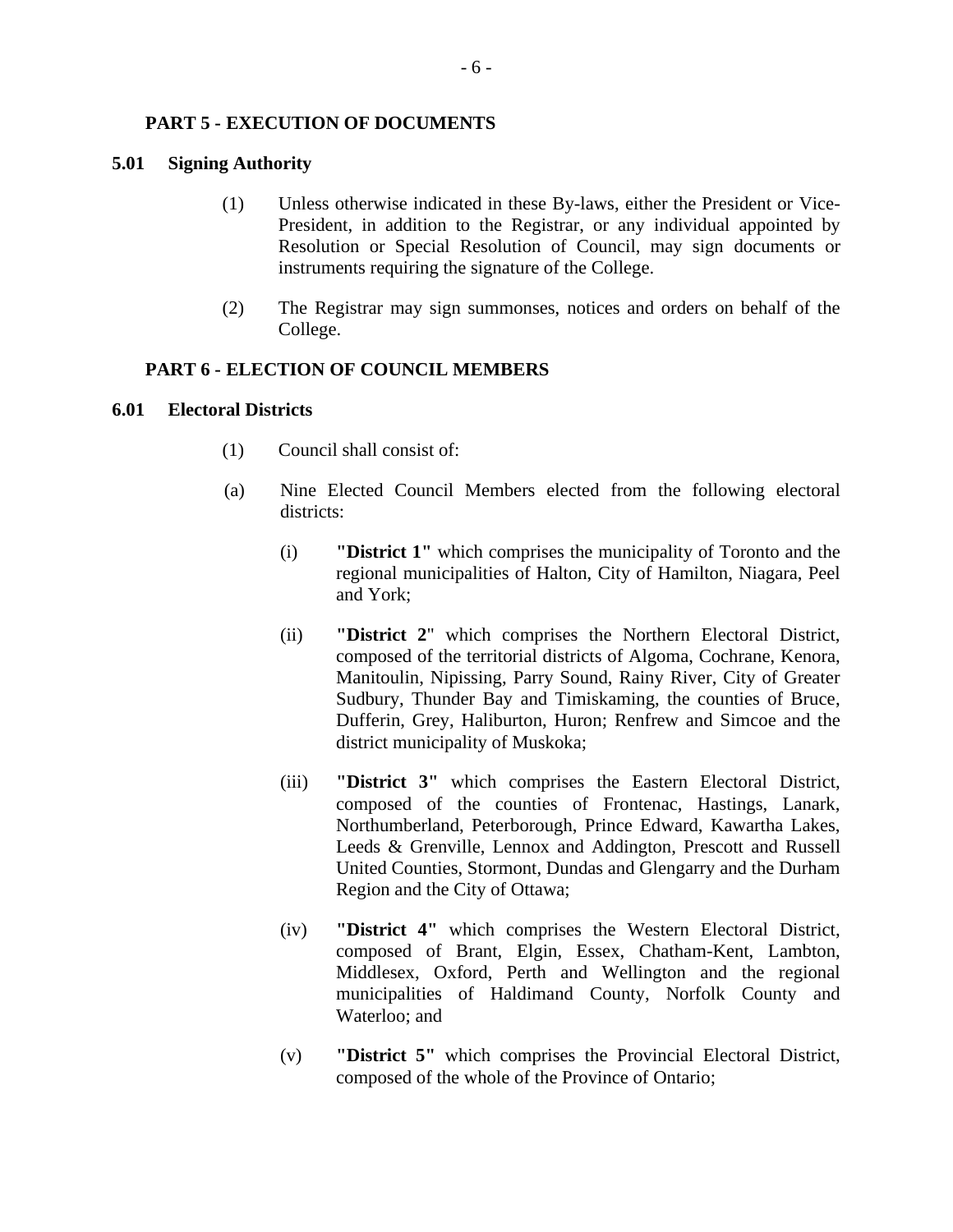## PART 5 - EXECUTION OF DOCUMENTS

### 5.01 Signing Authority

(1) Unless otherwise indicated in these By-laws, either the President or Vice-President, in addition to the Registrar, or any individual appointed by Resolution or Special Resolution of Council, may sign documents or instruments requiring the signature of the College.

(2) The Registrar may sign summonses, notices and orders on behalf of the College.

## PART 6 - ELECTION OF COUNCIL MEMBERS

### 6.01 Electoral Districts

(1) Council shall consist of:

(a) Nine Elected Council Members elected from the following electoral districts:

(i) **"District 1"** which comprises the municipality of Toronto and the regional municipalities of Halton, City of Hamilton, Niagara, Peel and York;

(ii) **"District 2**" which comprises the Northern Electoral District, composed of the territorial districts of Algoma, Cochrane, Kenora, Manitoulin, Nipissing, Parry Sound, Rainy River, City of Greater Sudbury, Thunder Bay and Timiskaming, the counties of Bruce, Dufferin, Grey, Haliburton, Huron; Renfrew and Simcoe and the district municipality of Muskoka;

(iii) **"District 3"** which comprises the Eastern Electoral District, composed of the counties of Frontenac, Hastings, Lanark, Northumberland, Peterborough, Prince Edward, Kawartha Lakes, Leeds & Grenville, Lennox and Addington, Prescott and Russell United Counties, Stormont, Dundas and Glengarry and the Durham Region and the City of Ottawa;

(iv) **"District 4"** which comprises the Western Electoral District, composed of Brant, Elgin, Essex, Chatham-Kent, Lambton, Middlesex, Oxford, Perth and Wellington and the regional municipalities of Haldimand County, Norfolk County and Waterloo; and

(v) **"District 5"** which comprises the Provincial Electoral District, composed of the whole of the Province of Ontario;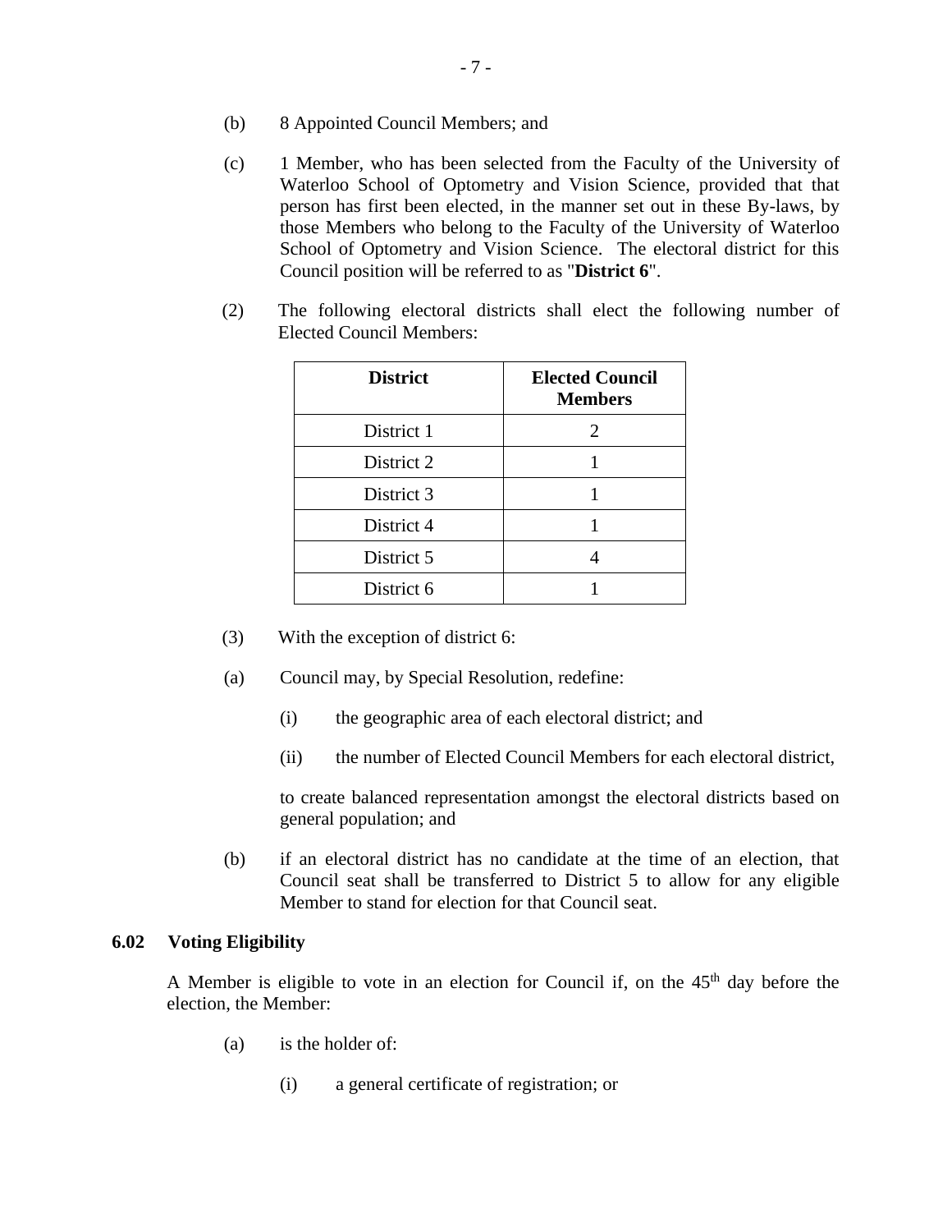(b) 8 Appointed Council Members; and

(c) 1 Member, who has been selected from the Faculty of the University of Waterloo School of Optometry and Vision Science, provided that that person has first been elected, in the manner set out in these By-laws, by those Members who belong to the Faculty of the University of Waterloo School of Optometry and Vision Science. The electoral district for this Council position will be referred to as "**District 6**".

(2) The following electoral districts shall elect the following number of Elected Council Members:

| District | Elected Council Members |
|---|---|
| District 1 | 2 |
| District 2 | 1 |
| District 3 | 1 |
| District 4 | 1 |
| District 5 | 4 |
| District 6 | 1 |

(3) With the exception of district 6:

(a) Council may, by Special Resolution, redefine:

(i) the geographic area of each electoral district; and

(ii) the number of Elected Council Members for each electoral district,

to create balanced representation amongst the electoral districts based on general population; and

(b) if an electoral district has no candidate at the time of an election, that Council seat shall be transferred to District 5 to allow for any eligible Member to stand for election for that Council seat.

### 6.02 Voting Eligibility

A Member is eligible to vote in an election for Council if, on the 45th day before the election, the Member:

(a) is the holder of:

(i) a general certificate of registration; or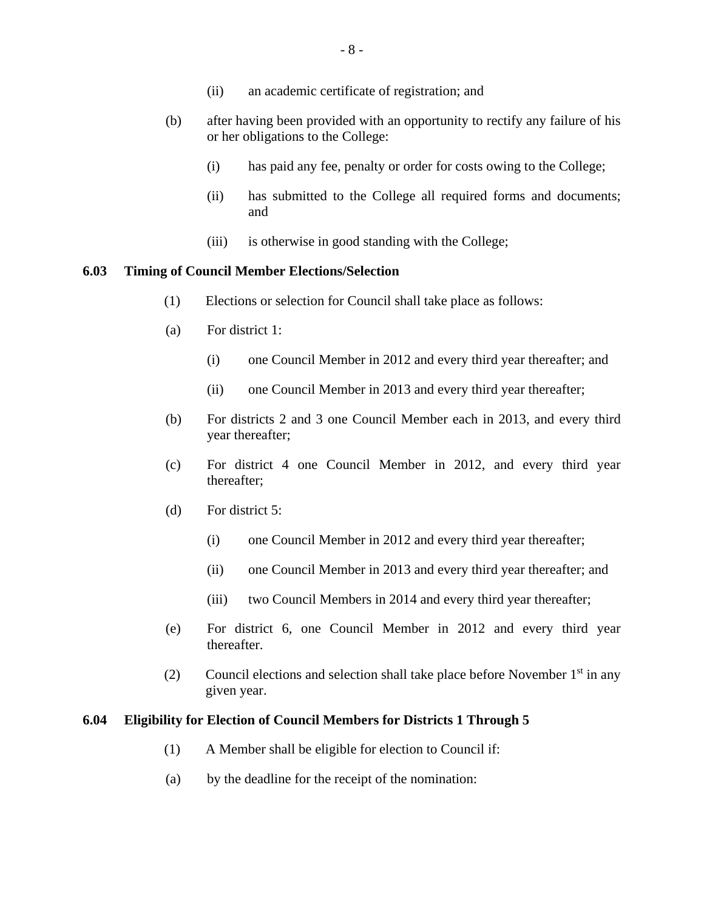(ii) an academic certificate of registration; and

(b) after having been provided with an opportunity to rectify any failure of his or her obligations to the College:

(i) has paid any fee, penalty or order for costs owing to the College;

(ii) has submitted to the College all required forms and documents; and

(iii) is otherwise in good standing with the College;

### 6.03 Timing of Council Member Elections/Selection

(1) Elections or selection for Council shall take place as follows:

(a) For district 1:

(i) one Council Member in 2012 and every third year thereafter; and

(ii) one Council Member in 2013 and every third year thereafter;

(b) For districts 2 and 3 one Council Member each in 2013, and every third year thereafter;

(c) For district 4 one Council Member in 2012, and every third year thereafter;

(d) For district 5:

(i) one Council Member in 2012 and every third year thereafter;

(ii) one Council Member in 2013 and every third year thereafter; and

(iii) two Council Members in 2014 and every third year thereafter;

(e) For district 6, one Council Member in 2012 and every third year thereafter.

(2) Council elections and selection shall take place before November 1st in any given year.

### 6.04 Eligibility for Election of Council Members for Districts 1 Through 5

(1) A Member shall be eligible for election to Council if:

(a) by the deadline for the receipt of the nomination: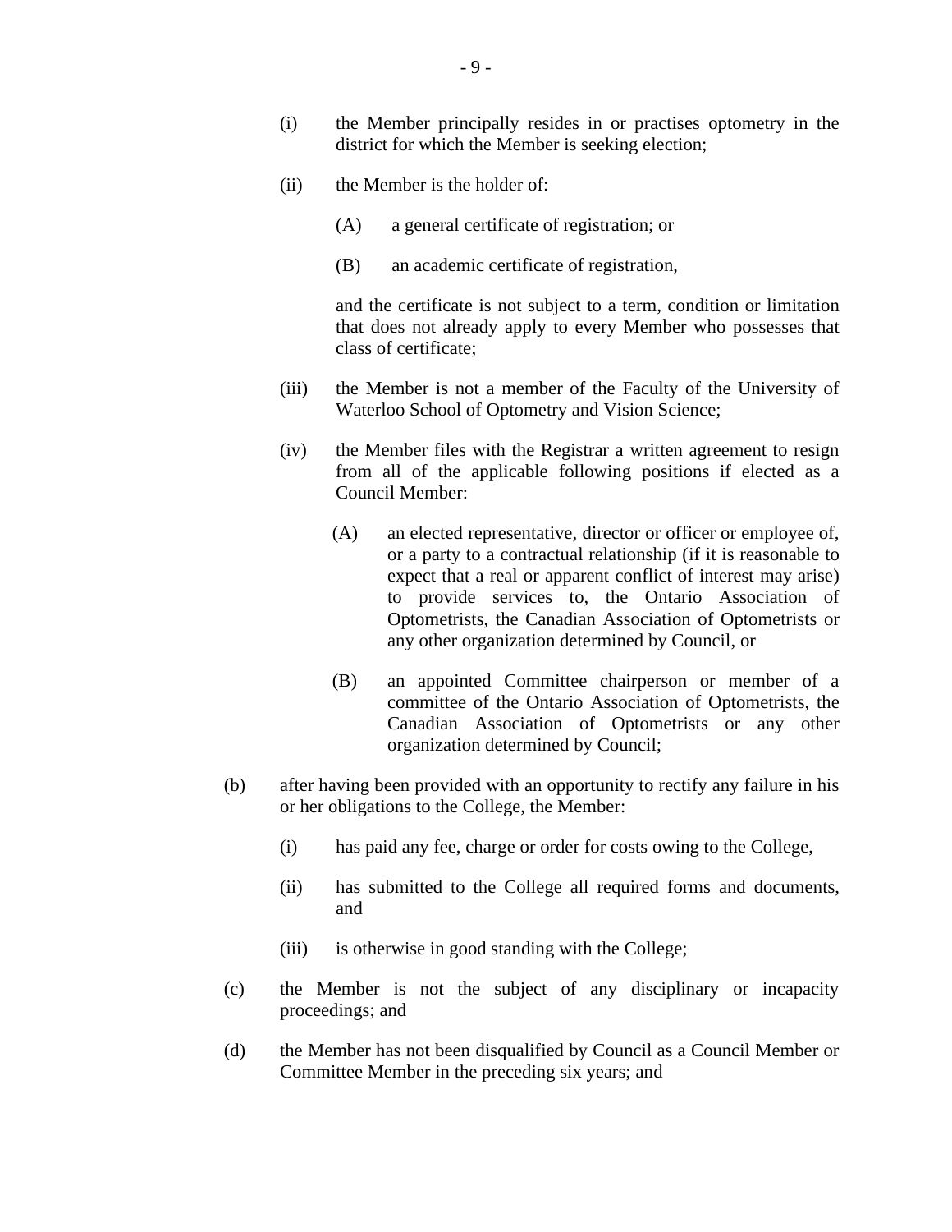(i) the Member principally resides in or practises optometry in the district for which the Member is seeking election;

(ii) the Member is the holder of:

(A) a general certificate of registration; or

(B) an academic certificate of registration,

and the certificate is not subject to a term, condition or limitation that does not already apply to every Member who possesses that class of certificate;

(iii) the Member is not a member of the Faculty of the University of Waterloo School of Optometry and Vision Science;

(iv) the Member files with the Registrar a written agreement to resign from all of the applicable following positions if elected as a Council Member:

(A) an elected representative, director or officer or employee of, or a party to a contractual relationship (if it is reasonable to expect that a real or apparent conflict of interest may arise) to provide services to, the Ontario Association of Optometrists, the Canadian Association of Optometrists or any other organization determined by Council, or

(B) an appointed Committee chairperson or member of a committee of the Ontario Association of Optometrists, the Canadian Association of Optometrists or any other organization determined by Council;

(b) after having been provided with an opportunity to rectify any failure in his or her obligations to the College, the Member:

(i) has paid any fee, charge or order for costs owing to the College,

(ii) has submitted to the College all required forms and documents, and

(iii) is otherwise in good standing with the College;

(c) the Member is not the subject of any disciplinary or incapacity proceedings; and

(d) the Member has not been disqualified by Council as a Council Member or Committee Member in the preceding six years; and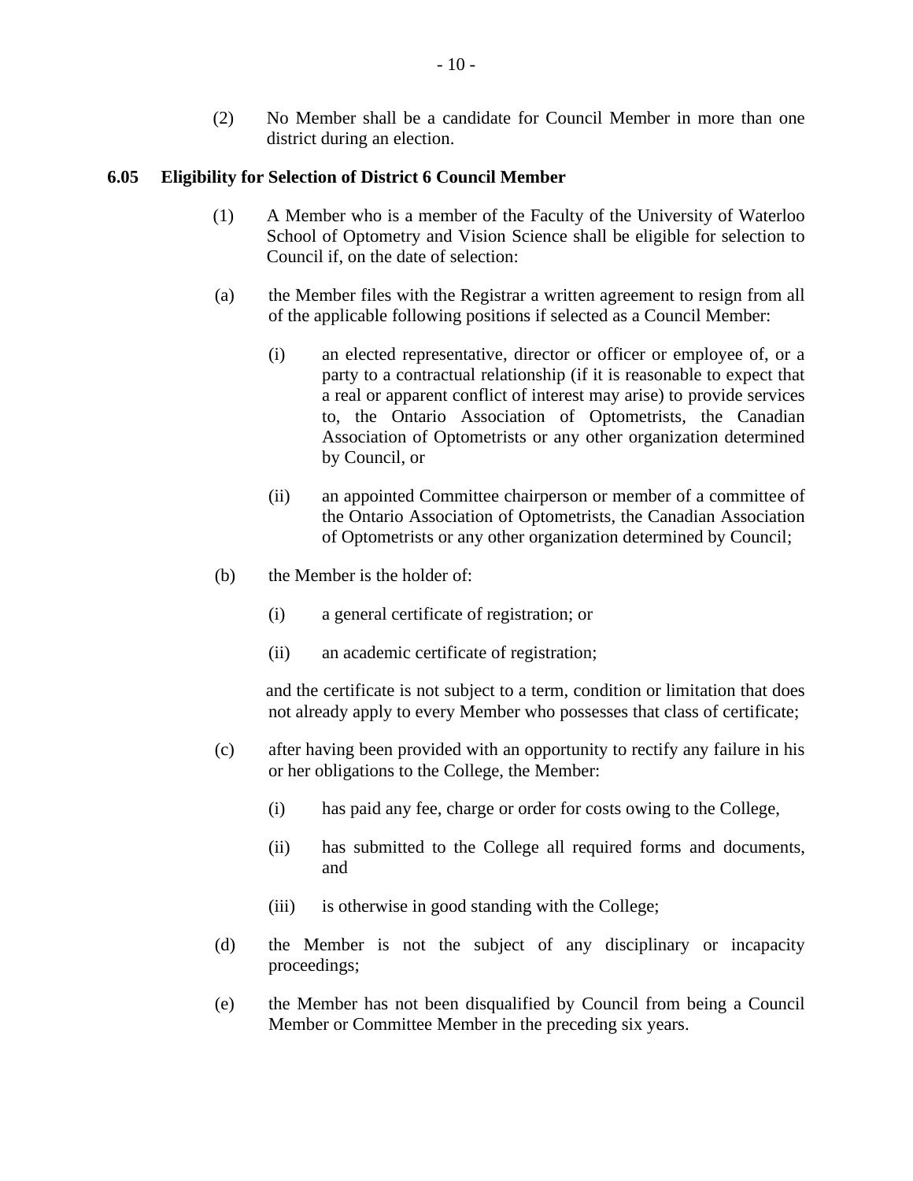(2) No Member shall be a candidate for Council Member in more than one district during an election.

### 6.05 Eligibility for Selection of District 6 Council Member

(1) A Member who is a member of the Faculty of the University of Waterloo School of Optometry and Vision Science shall be eligible for selection to Council if, on the date of selection:

(a) the Member files with the Registrar a written agreement to resign from all of the applicable following positions if selected as a Council Member:

(i) an elected representative, director or officer or employee of, or a party to a contractual relationship (if it is reasonable to expect that a real or apparent conflict of interest may arise) to provide services to, the Ontario Association of Optometrists, the Canadian Association of Optometrists or any other organization determined by Council, or

(ii) an appointed Committee chairperson or member of a committee of the Ontario Association of Optometrists, the Canadian Association of Optometrists or any other organization determined by Council;

(b) the Member is the holder of:

(i) a general certificate of registration; or

(ii) an academic certificate of registration;

and the certificate is not subject to a term, condition or limitation that does not already apply to every Member who possesses that class of certificate;

(c) after having been provided with an opportunity to rectify any failure in his or her obligations to the College, the Member:

(i) has paid any fee, charge or order for costs owing to the College,

(ii) has submitted to the College all required forms and documents, and

(iii) is otherwise in good standing with the College;

(d) the Member is not the subject of any disciplinary or incapacity proceedings;

(e) the Member has not been disqualified by Council from being a Council Member or Committee Member in the preceding six years.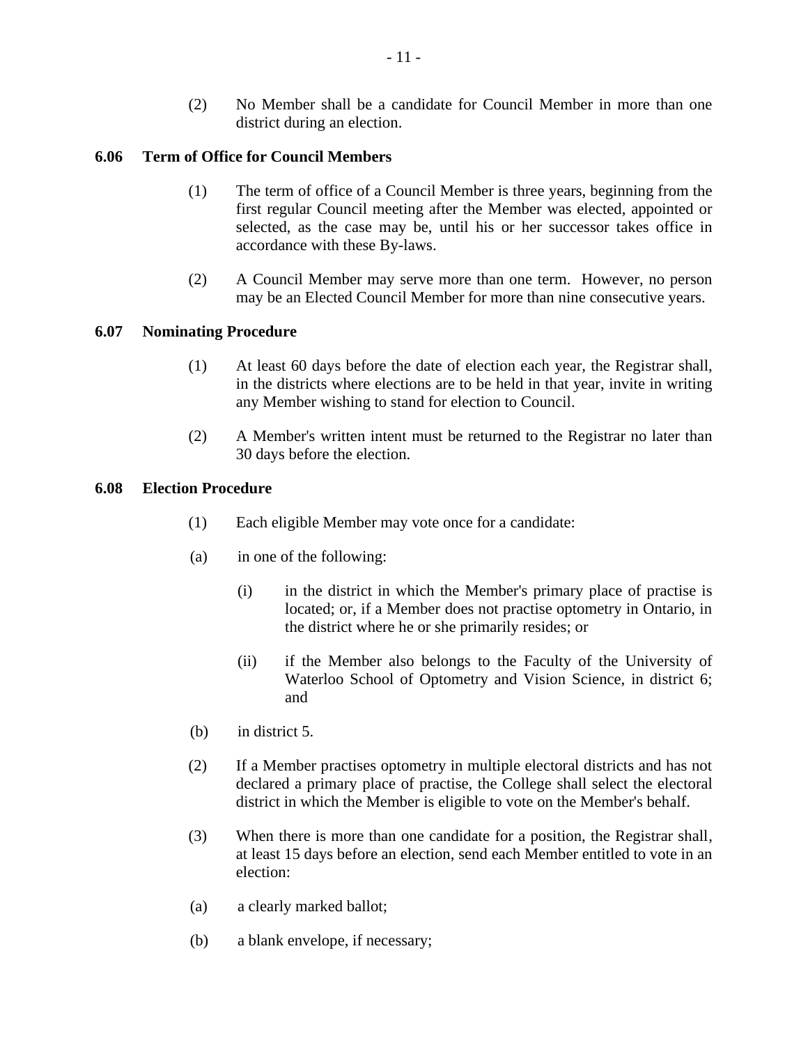(2) No Member shall be a candidate for Council Member in more than one district during an election.

**6.06 Term of Office for Council Members**

(1) The term of office of a Council Member is three years, beginning from the first regular Council meeting after the Member was elected, appointed or selected, as the case may be, until his or her successor takes office in accordance with these By-laws.

(2) A Council Member may serve more than one term. However, no person may be an Elected Council Member for more than nine consecutive years.

**6.07 Nominating Procedure**

(1) At least 60 days before the date of election each year, the Registrar shall, in the districts where elections are to be held in that year, invite in writing any Member wishing to stand for election to Council.

(2) A Member's written intent must be returned to the Registrar no later than 30 days before the election.

**6.08 Election Procedure**

(1) Each eligible Member may vote once for a candidate:

(a) in one of the following:

(i) in the district in which the Member's primary place of practise is located; or, if a Member does not practise optometry in Ontario, in the district where he or she primarily resides; or

(ii) if the Member also belongs to the Faculty of the University of Waterloo School of Optometry and Vision Science, in district 6; and

(b) in district 5.

(2) If a Member practises optometry in multiple electoral districts and has not declared a primary place of practise, the College shall select the electoral district in which the Member is eligible to vote on the Member's behalf.

(3) When there is more than one candidate for a position, the Registrar shall, at least 15 days before an election, send each Member entitled to vote in an election:

(a) a clearly marked ballot;

(b) a blank envelope, if necessary;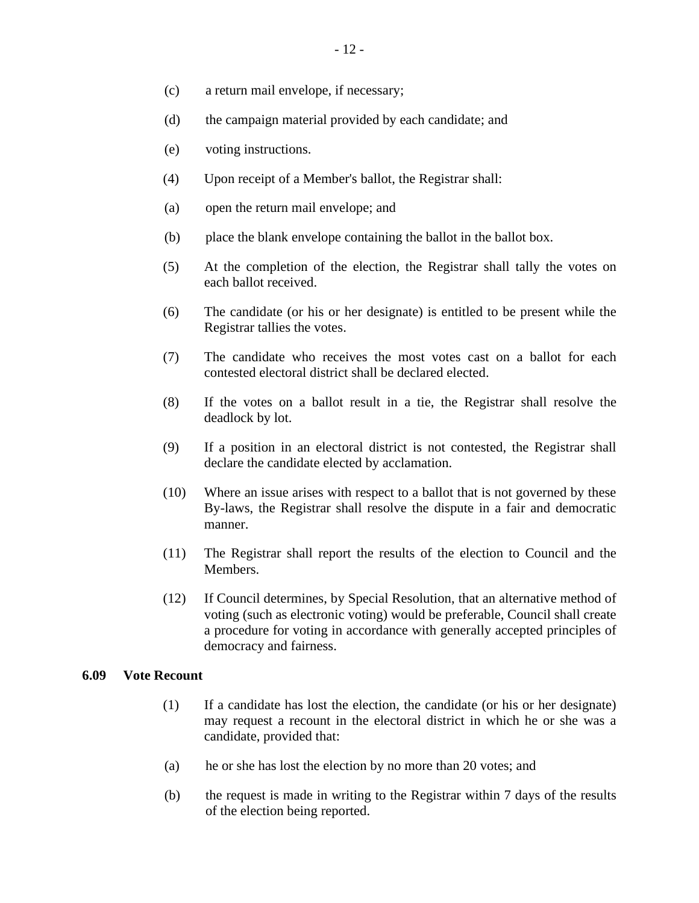(c) a return mail envelope, if necessary;

(d) the campaign material provided by each candidate; and

(e) voting instructions.

(4) Upon receipt of a Member's ballot, the Registrar shall:

(a) open the return mail envelope; and

(b) place the blank envelope containing the ballot in the ballot box.

(5) At the completion of the election, the Registrar shall tally the votes on each ballot received.

(6) The candidate (or his or her designate) is entitled to be present while the Registrar tallies the votes.

(7) The candidate who receives the most votes cast on a ballot for each contested electoral district shall be declared elected.

(8) If the votes on a ballot result in a tie, the Registrar shall resolve the deadlock by lot.

(9) If a position in an electoral district is not contested, the Registrar shall declare the candidate elected by acclamation.

(10) Where an issue arises with respect to a ballot that is not governed by these By-laws, the Registrar shall resolve the dispute in a fair and democratic manner.

(11) The Registrar shall report the results of the election to Council and the Members.

(12) If Council determines, by Special Resolution, that an alternative method of voting (such as electronic voting) would be preferable, Council shall create a procedure for voting in accordance with generally accepted principles of democracy and fairness.

**6.09 Vote Recount**

(1) If a candidate has lost the election, the candidate (or his or her designate) may request a recount in the electoral district in which he or she was a candidate, provided that:

(a) he or she has lost the election by no more than 20 votes; and

(b) the request is made in writing to the Registrar within 7 days of the results of the election being reported.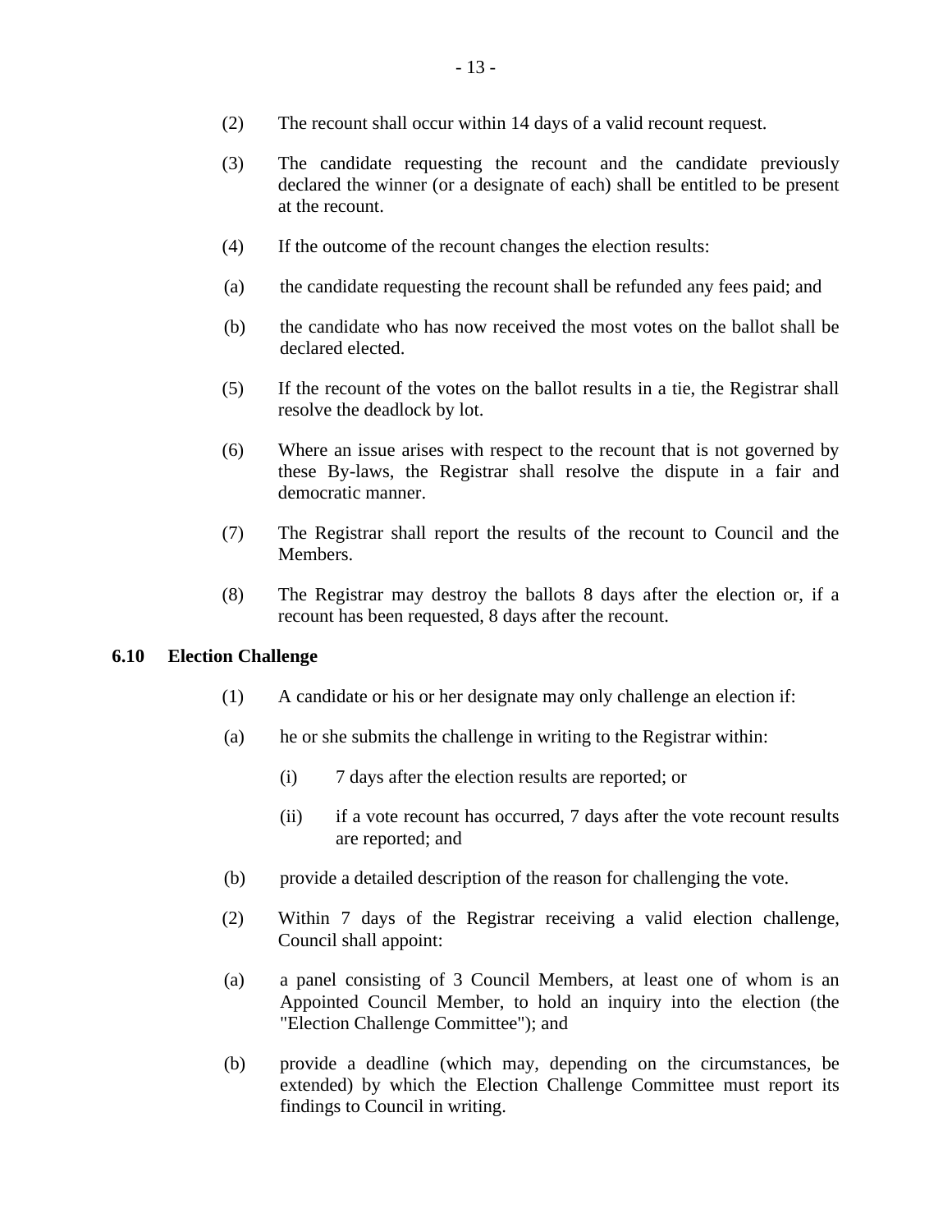(2) The recount shall occur within 14 days of a valid recount request.

(3) The candidate requesting the recount and the candidate previously declared the winner (or a designate of each) shall be entitled to be present at the recount.

(4) If the outcome of the recount changes the election results:

(a) the candidate requesting the recount shall be refunded any fees paid; and

(b) the candidate who has now received the most votes on the ballot shall be declared elected.

(5) If the recount of the votes on the ballot results in a tie, the Registrar shall resolve the deadlock by lot.

(6) Where an issue arises with respect to the recount that is not governed by these By-laws, the Registrar shall resolve the dispute in a fair and democratic manner.

(7) The Registrar shall report the results of the recount to Council and the Members.

(8) The Registrar may destroy the ballots 8 days after the election or, if a recount has been requested, 8 days after the recount.

### 6.10 Election Challenge

(1) A candidate or his or her designate may only challenge an election if:

(a) he or she submits the challenge in writing to the Registrar within:

(i) 7 days after the election results are reported; or

(ii) if a vote recount has occurred, 7 days after the vote recount results are reported; and

(b) provide a detailed description of the reason for challenging the vote.

(2) Within 7 days of the Registrar receiving a valid election challenge, Council shall appoint:

(a) a panel consisting of 3 Council Members, at least one of whom is an Appointed Council Member, to hold an inquiry into the election (the "Election Challenge Committee"); and

(b) provide a deadline (which may, depending on the circumstances, be extended) by which the Election Challenge Committee must report its findings to Council in writing.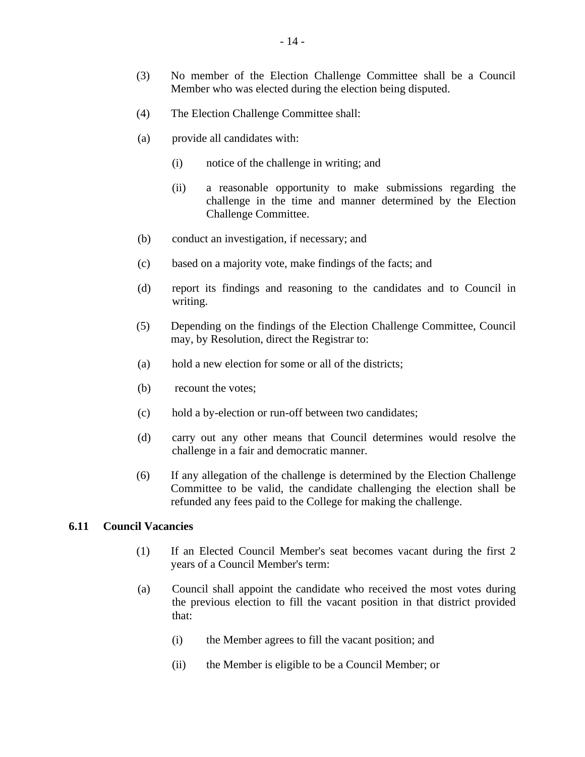(3) No member of the Election Challenge Committee shall be a Council Member who was elected during the election being disputed.

(4) The Election Challenge Committee shall:

(a) provide all candidates with:

  (i) notice of the challenge in writing; and

  (ii) a reasonable opportunity to make submissions regarding the challenge in the time and manner determined by the Election Challenge Committee.

(b) conduct an investigation, if necessary; and

(c) based on a majority vote, make findings of the facts; and

(d) report its findings and reasoning to the candidates and to Council in writing.

(5) Depending on the findings of the Election Challenge Committee, Council may, by Resolution, direct the Registrar to:

(a) hold a new election for some or all of the districts;

(b) recount the votes;

(c) hold a by-election or run-off between two candidates;

(d) carry out any other means that Council determines would resolve the challenge in a fair and democratic manner.

(6) If any allegation of the challenge is determined by the Election Challenge Committee to be valid, the candidate challenging the election shall be refunded any fees paid to the College for making the challenge.

**6.11 Council Vacancies**

(1) If an Elected Council Member's seat becomes vacant during the first 2 years of a Council Member's term:

(a) Council shall appoint the candidate who received the most votes during the previous election to fill the vacant position in that district provided that:

  (i) the Member agrees to fill the vacant position; and

  (ii) the Member is eligible to be a Council Member; or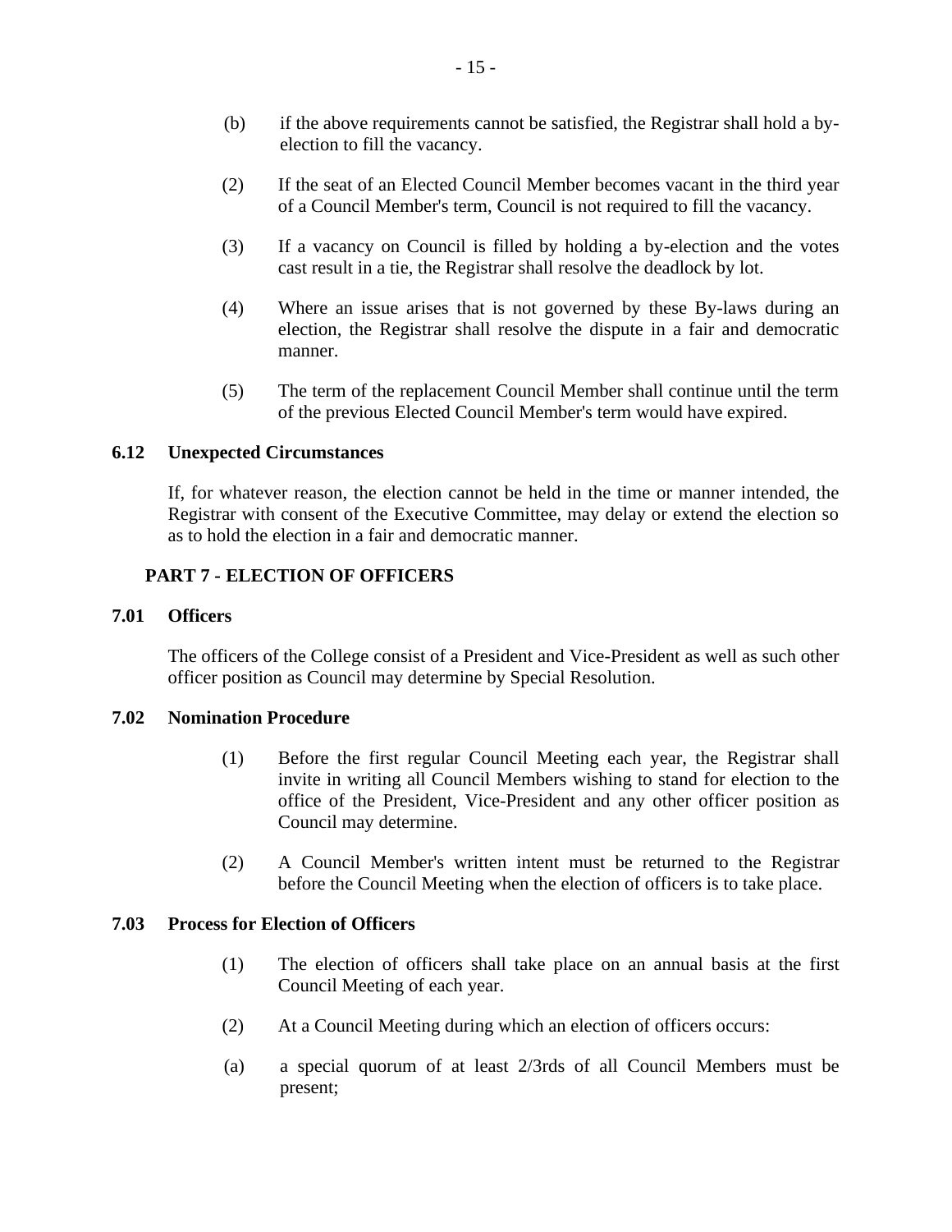(b) if the above requirements cannot be satisfied, the Registrar shall hold a by-election to fill the vacancy.

(2) If the seat of an Elected Council Member becomes vacant in the third year of a Council Member's term, Council is not required to fill the vacancy.

(3) If a vacancy on Council is filled by holding a by-election and the votes cast result in a tie, the Registrar shall resolve the deadlock by lot.

(4) Where an issue arises that is not governed by these By-laws during an election, the Registrar shall resolve the dispute in a fair and democratic manner.

(5) The term of the replacement Council Member shall continue until the term of the previous Elected Council Member's term would have expired.

**6.12 Unexpected Circumstances**

If, for whatever reason, the election cannot be held in the time or manner intended, the Registrar with consent of the Executive Committee, may delay or extend the election so as to hold the election in a fair and democratic manner.

## PART 7 - ELECTION OF OFFICERS

**7.01 Officers**

The officers of the College consist of a President and Vice-President as well as such other officer position as Council may determine by Special Resolution.

**7.02 Nomination Procedure**

(1) Before the first regular Council Meeting each year, the Registrar shall invite in writing all Council Members wishing to stand for election to the office of the President, Vice-President and any other officer position as Council may determine.

(2) A Council Member's written intent must be returned to the Registrar before the Council Meeting when the election of officers is to take place.

**7.03 Process for Election of Officers**

(1) The election of officers shall take place on an annual basis at the first Council Meeting of each year.

(2) At a Council Meeting during which an election of officers occurs:

(a) a special quorum of at least 2/3rds of all Council Members must be present;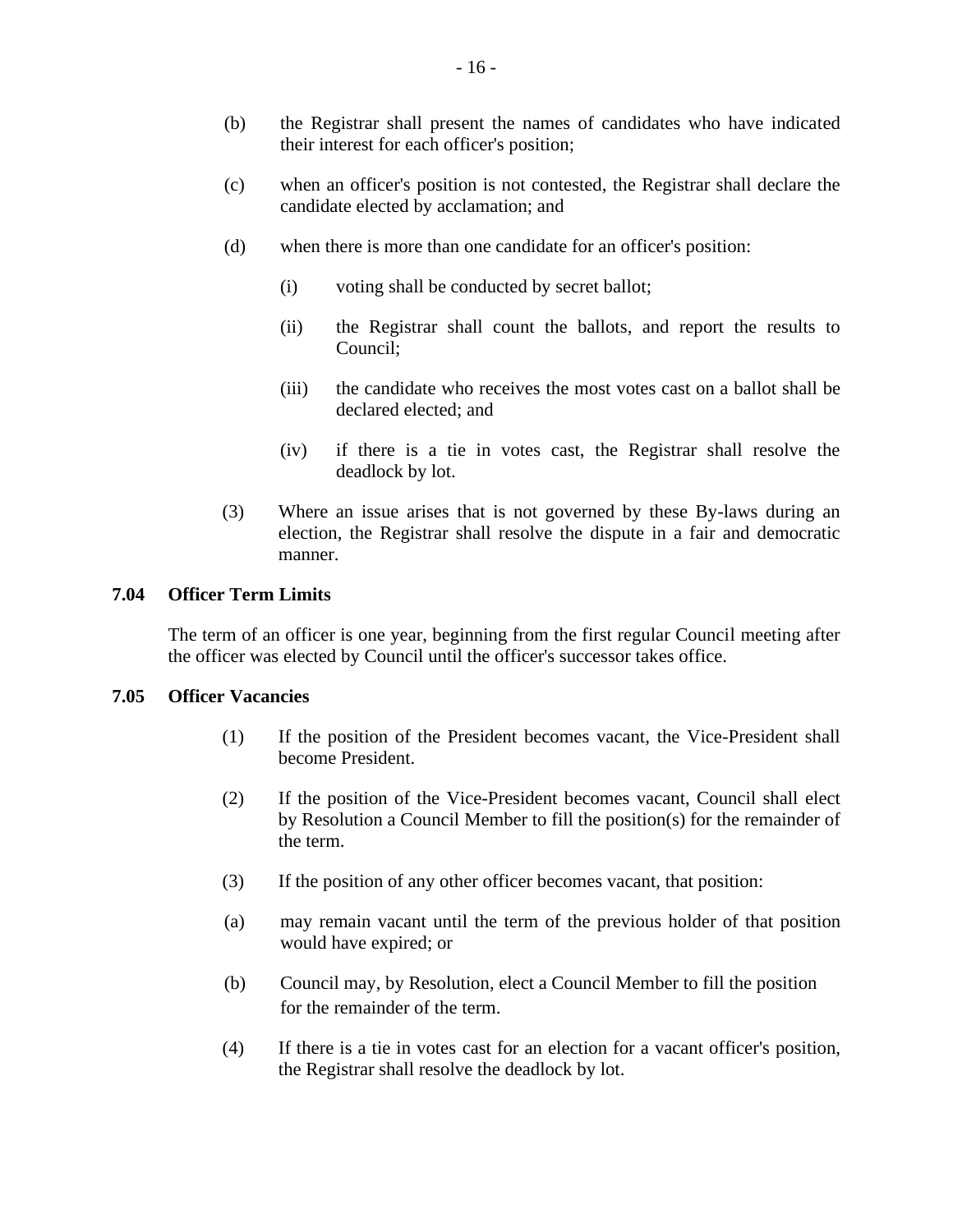(b) the Registrar shall present the names of candidates who have indicated their interest for each officer's position;

(c) when an officer's position is not contested, the Registrar shall declare the candidate elected by acclamation; and

(d) when there is more than one candidate for an officer's position:

(i) voting shall be conducted by secret ballot;

(ii) the Registrar shall count the ballots, and report the results to Council;

(iii) the candidate who receives the most votes cast on a ballot shall be declared elected; and

(iv) if there is a tie in votes cast, the Registrar shall resolve the deadlock by lot.

(3) Where an issue arises that is not governed by these By-laws during an election, the Registrar shall resolve the dispute in a fair and democratic manner.

### 7.04 Officer Term Limits

The term of an officer is one year, beginning from the first regular Council meeting after the officer was elected by Council until the officer's successor takes office.

### 7.05 Officer Vacancies

(1) If the position of the President becomes vacant, the Vice-President shall become President.

(2) If the position of the Vice-President becomes vacant, Council shall elect by Resolution a Council Member to fill the position(s) for the remainder of the term.

(3) If the position of any other officer becomes vacant, that position:

(a) may remain vacant until the term of the previous holder of that position would have expired; or

(b) Council may, by Resolution, elect a Council Member to fill the position for the remainder of the term.

(4) If there is a tie in votes cast for an election for a vacant officer's position, the Registrar shall resolve the deadlock by lot.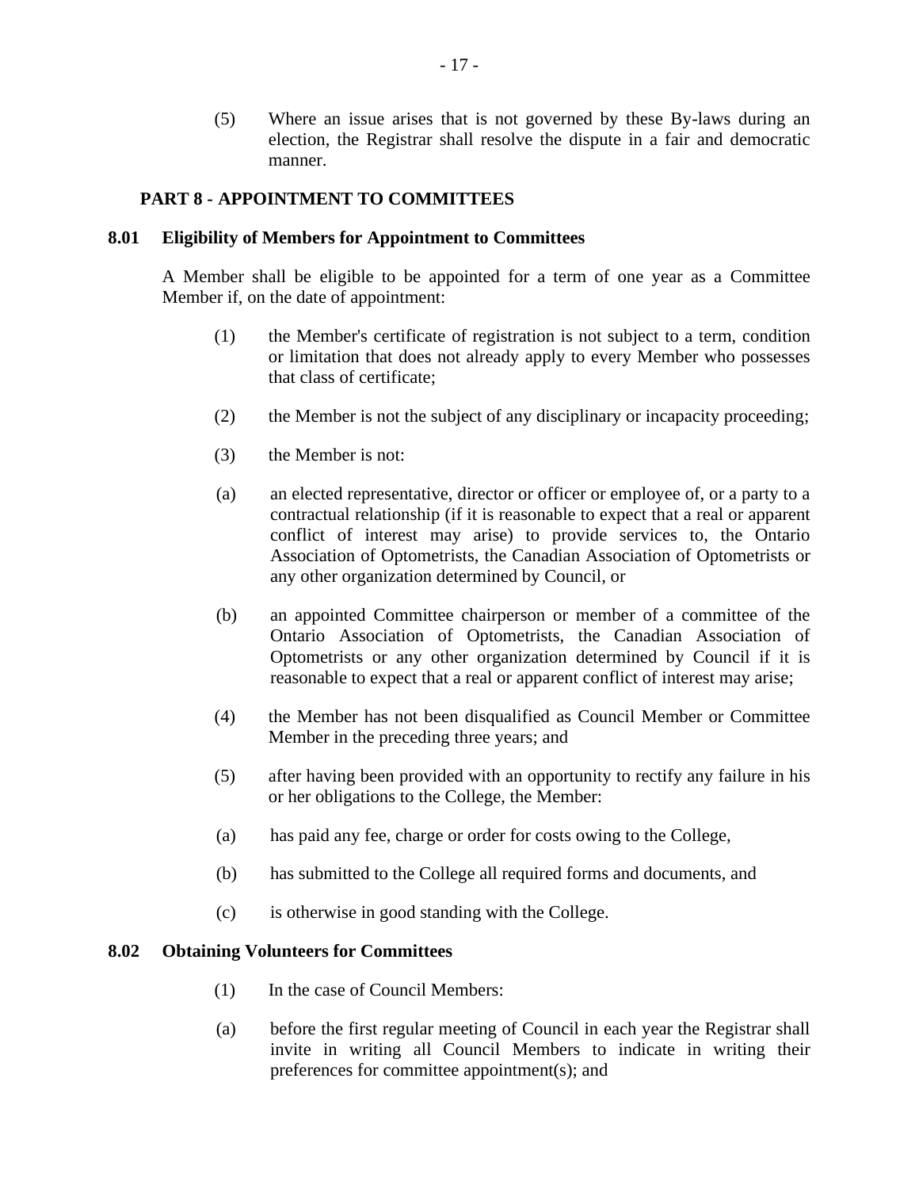(5) Where an issue arises that is not governed by these By-laws during an election, the Registrar shall resolve the dispute in a fair and democratic manner.

## PART 8 - APPOINTMENT TO COMMITTEES

### 8.01 Eligibility of Members for Appointment to Committees

A Member shall be eligible to be appointed for a term of one year as a Committee Member if, on the date of appointment:

(1) the Member's certificate of registration is not subject to a term, condition or limitation that does not already apply to every Member who possesses that class of certificate;

(2) the Member is not the subject of any disciplinary or incapacity proceeding;

(3) the Member is not:

(a) an elected representative, director or officer or employee of, or a party to a contractual relationship (if it is reasonable to expect that a real or apparent conflict of interest may arise) to provide services to, the Ontario Association of Optometrists, the Canadian Association of Optometrists or any other organization determined by Council, or

(b) an appointed Committee chairperson or member of a committee of the Ontario Association of Optometrists, the Canadian Association of Optometrists or any other organization determined by Council if it is reasonable to expect that a real or apparent conflict of interest may arise;

(4) the Member has not been disqualified as Council Member or Committee Member in the preceding three years; and

(5) after having been provided with an opportunity to rectify any failure in his or her obligations to the College, the Member:

(a) has paid any fee, charge or order for costs owing to the College,

(b) has submitted to the College all required forms and documents, and

(c) is otherwise in good standing with the College.

### 8.02 Obtaining Volunteers for Committees

(1) In the case of Council Members:

(a) before the first regular meeting of Council in each year the Registrar shall invite in writing all Council Members to indicate in writing their preferences for committee appointment(s); and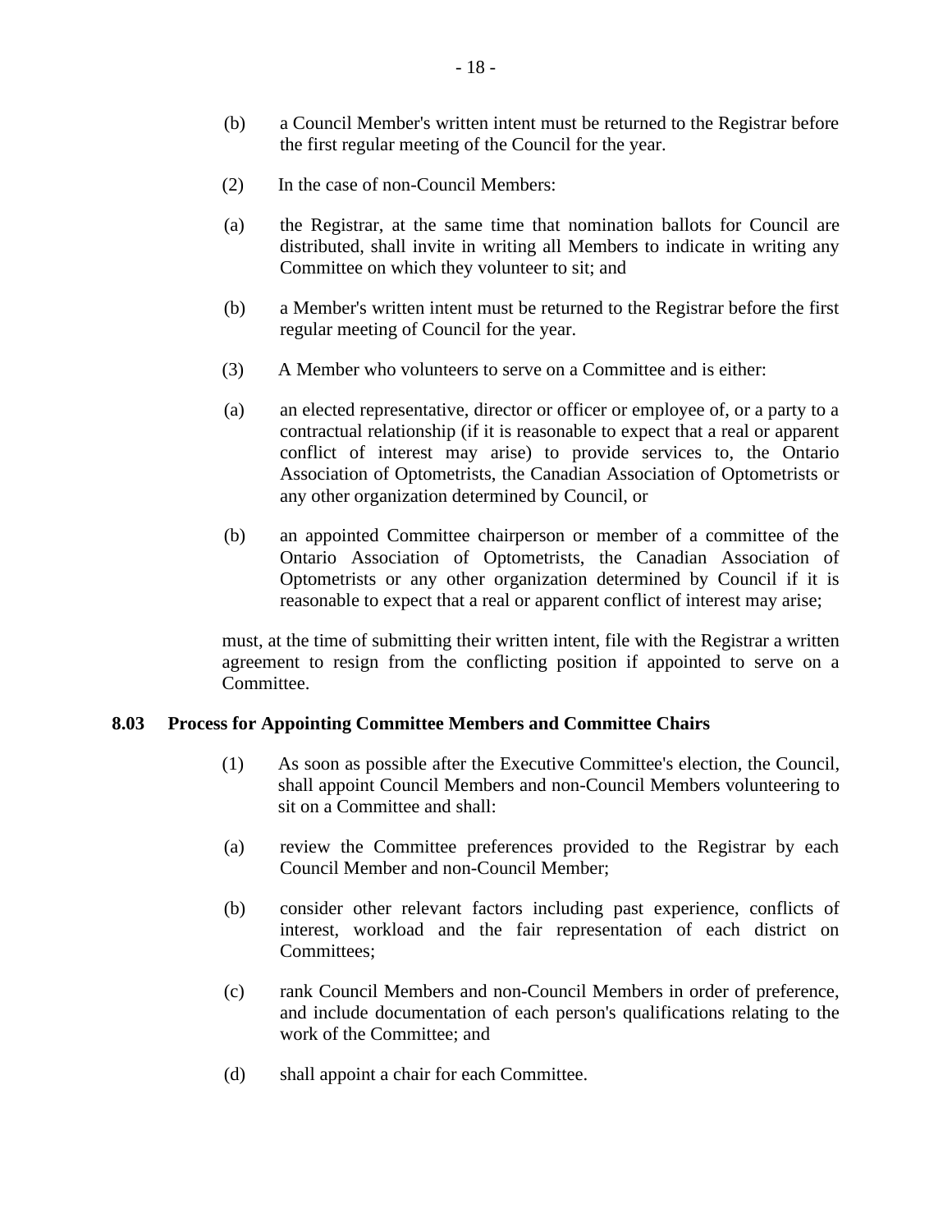(b) a Council Member's written intent must be returned to the Registrar before the first regular meeting of the Council for the year.

(2) In the case of non-Council Members:

(a) the Registrar, at the same time that nomination ballots for Council are distributed, shall invite in writing all Members to indicate in writing any Committee on which they volunteer to sit; and

(b) a Member's written intent must be returned to the Registrar before the first regular meeting of Council for the year.

(3) A Member who volunteers to serve on a Committee and is either:

(a) an elected representative, director or officer or employee of, or a party to a contractual relationship (if it is reasonable to expect that a real or apparent conflict of interest may arise) to provide services to, the Ontario Association of Optometrists, the Canadian Association of Optometrists or any other organization determined by Council, or

(b) an appointed Committee chairperson or member of a committee of the Ontario Association of Optometrists, the Canadian Association of Optometrists or any other organization determined by Council if it is reasonable to expect that a real or apparent conflict of interest may arise;

must, at the time of submitting their written intent, file with the Registrar a written agreement to resign from the conflicting position if appointed to serve on a Committee.

### 8.03 Process for Appointing Committee Members and Committee Chairs

(1) As soon as possible after the Executive Committee's election, the Council, shall appoint Council Members and non-Council Members volunteering to sit on a Committee and shall:

(a) review the Committee preferences provided to the Registrar by each Council Member and non-Council Member;

(b) consider other relevant factors including past experience, conflicts of interest, workload and the fair representation of each district on Committees;

(c) rank Council Members and non-Council Members in order of preference, and include documentation of each person's qualifications relating to the work of the Committee; and

(d) shall appoint a chair for each Committee.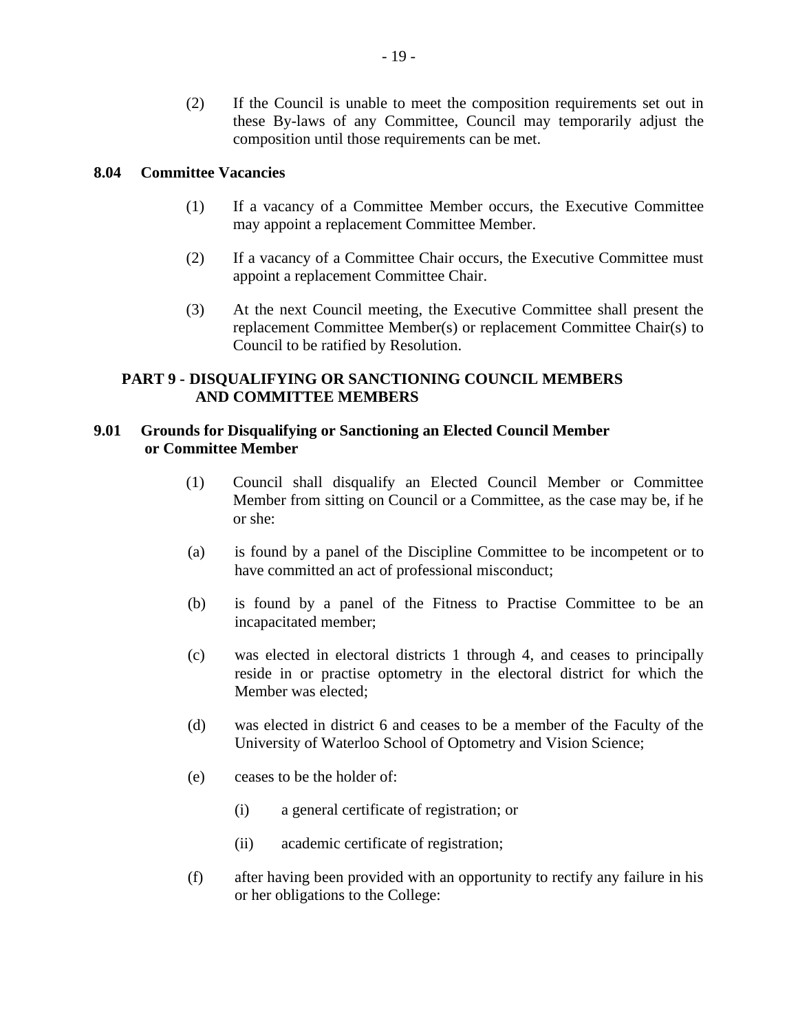(2) If the Council is unable to meet the composition requirements set out in these By-laws of any Committee, Council may temporarily adjust the composition until those requirements can be met.

**8.04 Committee Vacancies**

(1) If a vacancy of a Committee Member occurs, the Executive Committee may appoint a replacement Committee Member.

(2) If a vacancy of a Committee Chair occurs, the Executive Committee must appoint a replacement Committee Chair.

(3) At the next Council meeting, the Executive Committee shall present the replacement Committee Member(s) or replacement Committee Chair(s) to Council to be ratified by Resolution.

## PART 9 - DISQUALIFYING OR SANCTIONING COUNCIL MEMBERS AND COMMITTEE MEMBERS

**9.01 Grounds for Disqualifying or Sanctioning an Elected Council Member or Committee Member**

(1) Council shall disqualify an Elected Council Member or Committee Member from sitting on Council or a Committee, as the case may be, if he or she:

(a) is found by a panel of the Discipline Committee to be incompetent or to have committed an act of professional misconduct;

(b) is found by a panel of the Fitness to Practise Committee to be an incapacitated member;

(c) was elected in electoral districts 1 through 4, and ceases to principally reside in or practise optometry in the electoral district for which the Member was elected;

(d) was elected in district 6 and ceases to be a member of the Faculty of the University of Waterloo School of Optometry and Vision Science;

(e) ceases to be the holder of:

(i) a general certificate of registration; or

(ii) academic certificate of registration;

(f) after having been provided with an opportunity to rectify any failure in his or her obligations to the College: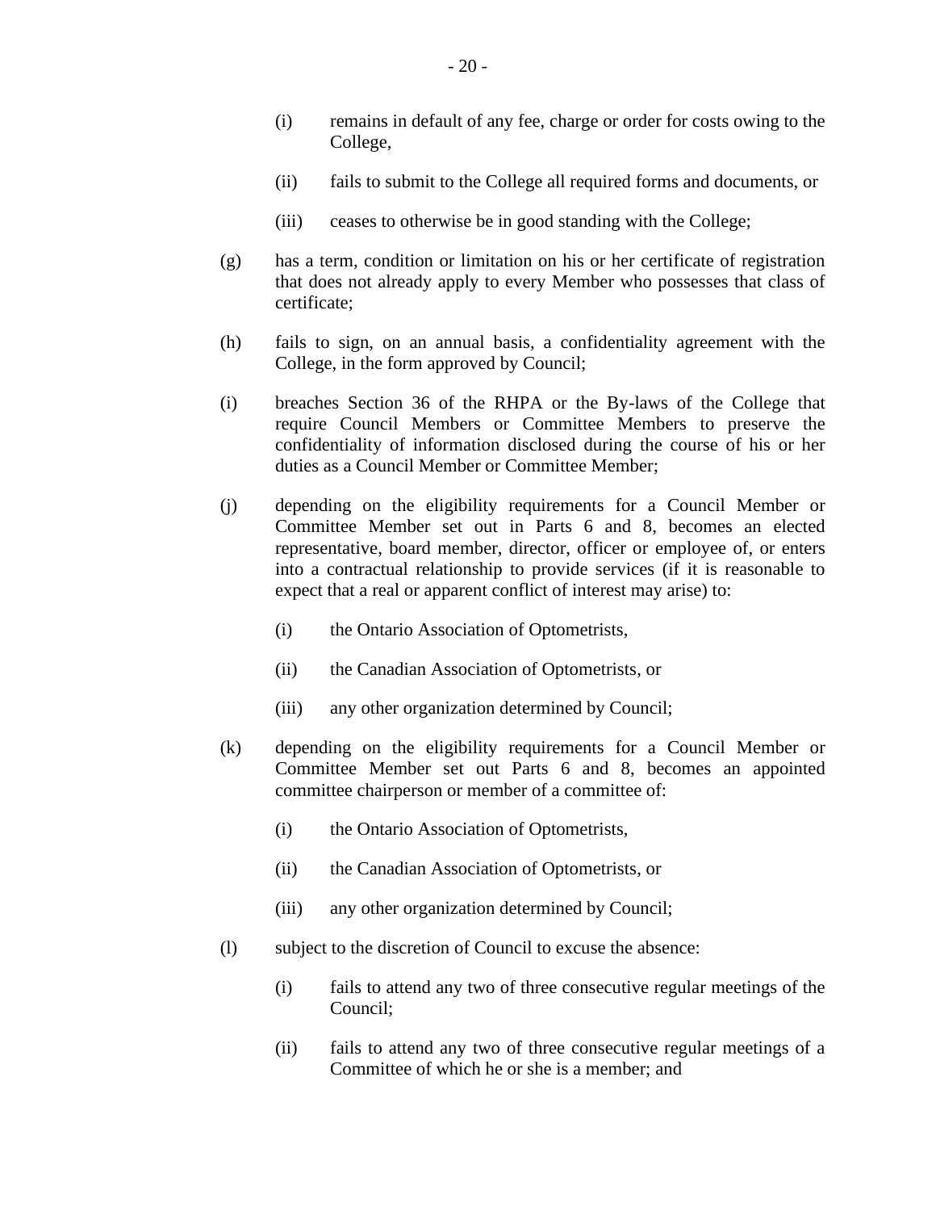(i) remains in default of any fee, charge or order for costs owing to the College,

(ii) fails to submit to the College all required forms and documents, or

(iii) ceases to otherwise be in good standing with the College;

(g) has a term, condition or limitation on his or her certificate of registration that does not already apply to every Member who possesses that class of certificate;

(h) fails to sign, on an annual basis, a confidentiality agreement with the College, in the form approved by Council;

(i) breaches Section 36 of the RHPA or the By-laws of the College that require Council Members or Committee Members to preserve the confidentiality of information disclosed during the course of his or her duties as a Council Member or Committee Member;

(j) depending on the eligibility requirements for a Council Member or Committee Member set out in Parts 6 and 8, becomes an elected representative, board member, director, officer or employee of, or enters into a contractual relationship to provide services (if it is reasonable to expect that a real or apparent conflict of interest may arise) to:

(i) the Ontario Association of Optometrists,

(ii) the Canadian Association of Optometrists, or

(iii) any other organization determined by Council;

(k) depending on the eligibility requirements for a Council Member or Committee Member set out Parts 6 and 8, becomes an appointed committee chairperson or member of a committee of:

(i) the Ontario Association of Optometrists,

(ii) the Canadian Association of Optometrists, or

(iii) any other organization determined by Council;

(l) subject to the discretion of Council to excuse the absence:

(i) fails to attend any two of three consecutive regular meetings of the Council;

(ii) fails to attend any two of three consecutive regular meetings of a Committee of which he or she is a member; and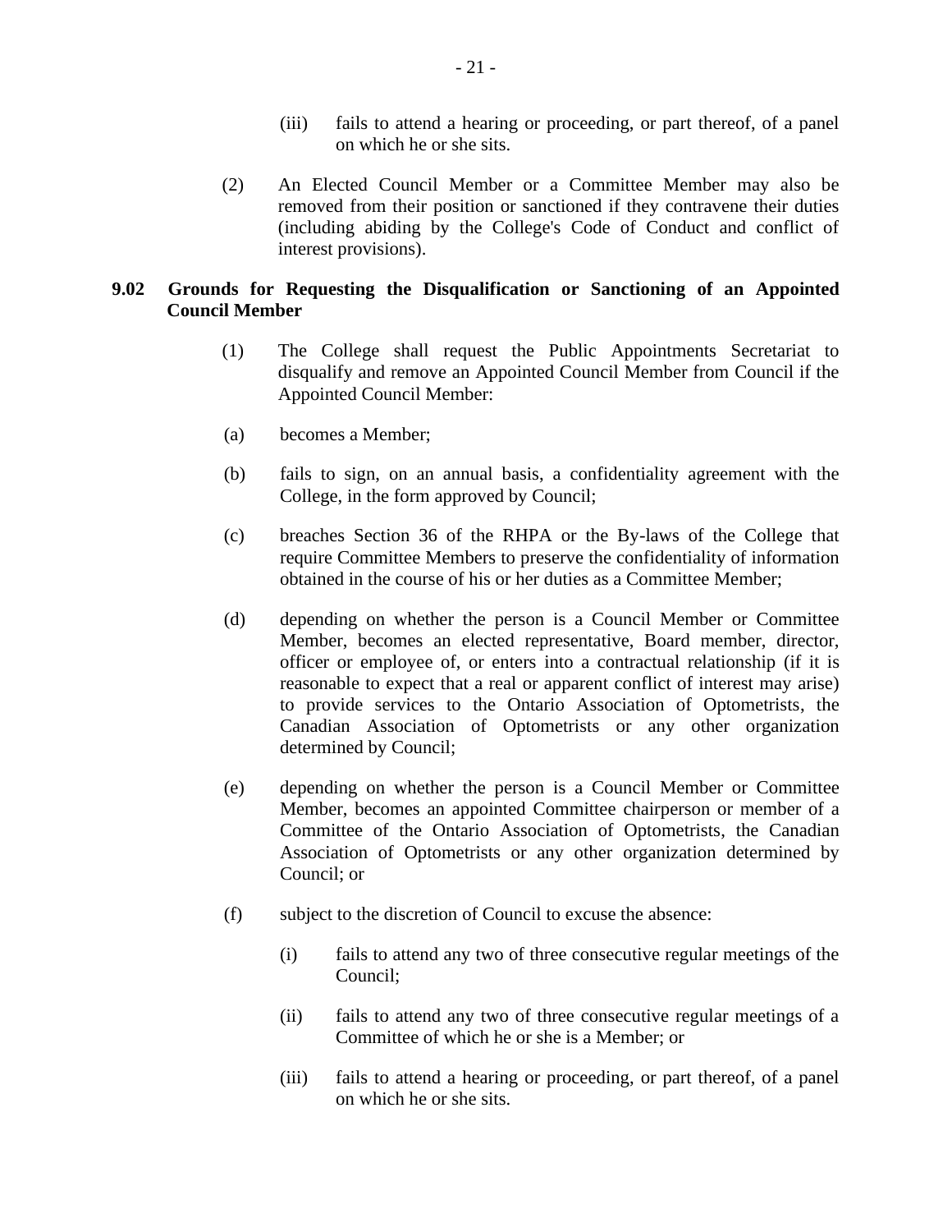(iii) fails to attend a hearing or proceeding, or part thereof, of a panel on which he or she sits.

(2) An Elected Council Member or a Committee Member may also be removed from their position or sanctioned if they contravene their duties (including abiding by the College's Code of Conduct and conflict of interest provisions).

**9.02 Grounds for Requesting the Disqualification or Sanctioning of an Appointed Council Member**

(1) The College shall request the Public Appointments Secretariat to disqualify and remove an Appointed Council Member from Council if the Appointed Council Member:

(a) becomes a Member;

(b) fails to sign, on an annual basis, a confidentiality agreement with the College, in the form approved by Council;

(c) breaches Section 36 of the RHPA or the By-laws of the College that require Committee Members to preserve the confidentiality of information obtained in the course of his or her duties as a Committee Member;

(d) depending on whether the person is a Council Member or Committee Member, becomes an elected representative, Board member, director, officer or employee of, or enters into a contractual relationship (if it is reasonable to expect that a real or apparent conflict of interest may arise) to provide services to the Ontario Association of Optometrists, the Canadian Association of Optometrists or any other organization determined by Council;

(e) depending on whether the person is a Council Member or Committee Member, becomes an appointed Committee chairperson or member of a Committee of the Ontario Association of Optometrists, the Canadian Association of Optometrists or any other organization determined by Council; or

(f) subject to the discretion of Council to excuse the absence:

(i) fails to attend any two of three consecutive regular meetings of the Council;

(ii) fails to attend any two of three consecutive regular meetings of a Committee of which he or she is a Member; or

(iii) fails to attend a hearing or proceeding, or part thereof, of a panel on which he or she sits.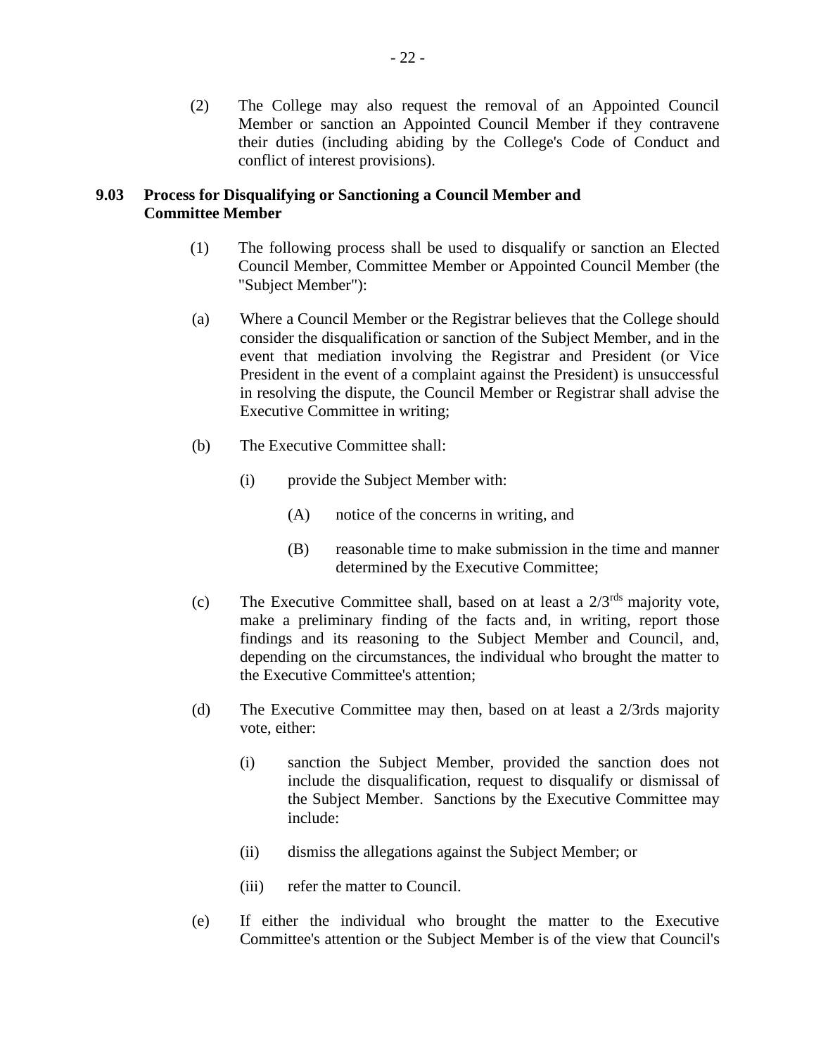(2) The College may also request the removal of an Appointed Council Member or sanction an Appointed Council Member if they contravene their duties (including abiding by the College's Code of Conduct and conflict of interest provisions).

**9.03 Process for Disqualifying or Sanctioning a Council Member and Committee Member**

(1) The following process shall be used to disqualify or sanction an Elected Council Member, Committee Member or Appointed Council Member (the "Subject Member"):

(a) Where a Council Member or the Registrar believes that the College should consider the disqualification or sanction of the Subject Member, and in the event that mediation involving the Registrar and President (or Vice President in the event of a complaint against the President) is unsuccessful in resolving the dispute, the Council Member or Registrar shall advise the Executive Committee in writing;

(b) The Executive Committee shall:

(i) provide the Subject Member with:

(A) notice of the concerns in writing, and

(B) reasonable time to make submission in the time and manner determined by the Executive Committee;

(c) The Executive Committee shall, based on at least a 2/3rds majority vote, make a preliminary finding of the facts and, in writing, report those findings and its reasoning to the Subject Member and Council, and, depending on the circumstances, the individual who brought the matter to the Executive Committee's attention;

(d) The Executive Committee may then, based on at least a 2/3rds majority vote, either:

(i) sanction the Subject Member, provided the sanction does not include the disqualification, request to disqualify or dismissal of the Subject Member. Sanctions by the Executive Committee may include:

(ii) dismiss the allegations against the Subject Member; or

(iii) refer the matter to Council.

(e) If either the individual who brought the matter to the Executive Committee's attention or the Subject Member is of the view that Council's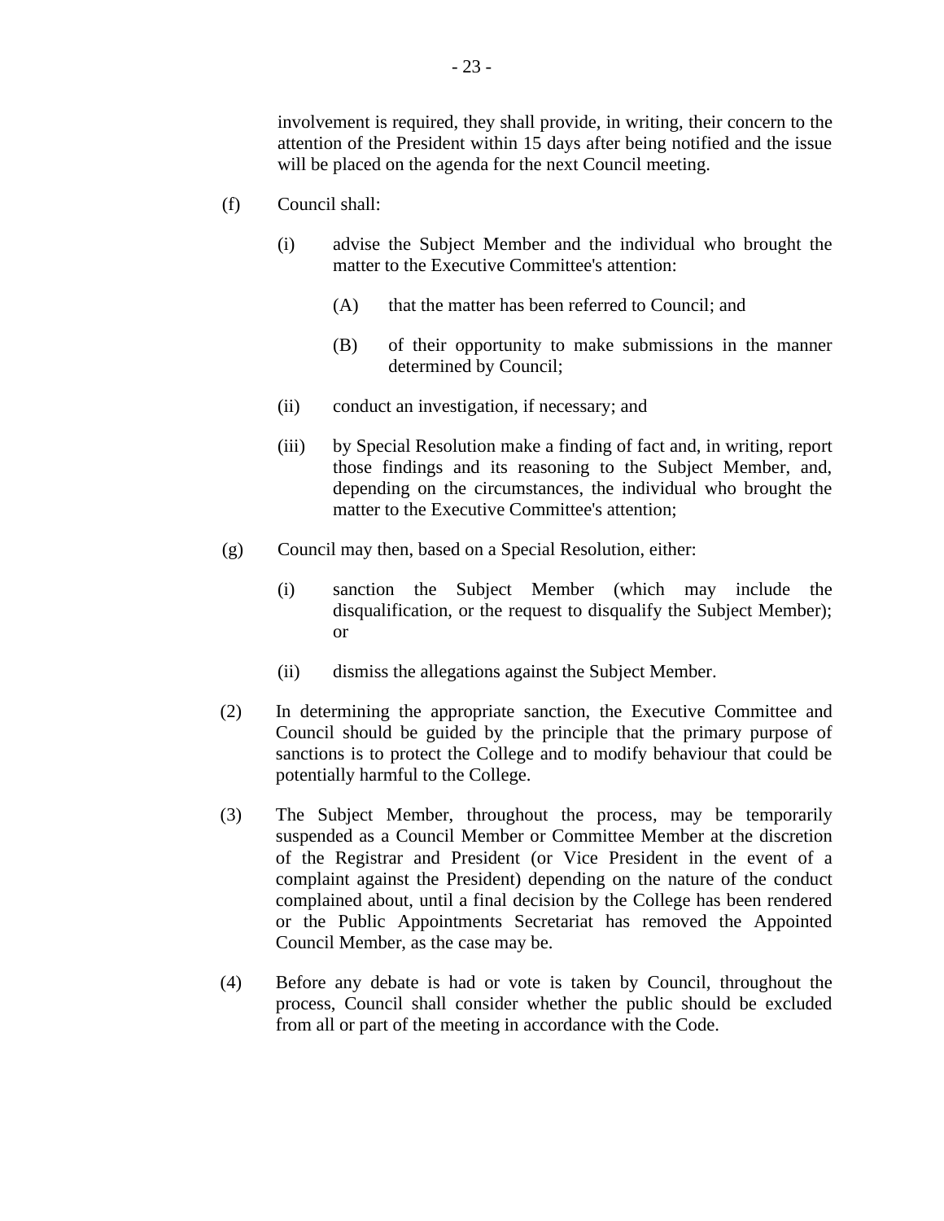involvement is required, they shall provide, in writing, their concern to the attention of the President within 15 days after being notified and the issue will be placed on the agenda for the next Council meeting.

(f) Council shall:

(i) advise the Subject Member and the individual who brought the matter to the Executive Committee's attention:

(A) that the matter has been referred to Council; and

(B) of their opportunity to make submissions in the manner determined by Council;

(ii) conduct an investigation, if necessary; and

(iii) by Special Resolution make a finding of fact and, in writing, report those findings and its reasoning to the Subject Member, and, depending on the circumstances, the individual who brought the matter to the Executive Committee's attention;

(g) Council may then, based on a Special Resolution, either:

(i) sanction the Subject Member (which may include the disqualification, or the request to disqualify the Subject Member); or

(ii) dismiss the allegations against the Subject Member.

(2) In determining the appropriate sanction, the Executive Committee and Council should be guided by the principle that the primary purpose of sanctions is to protect the College and to modify behaviour that could be potentially harmful to the College.

(3) The Subject Member, throughout the process, may be temporarily suspended as a Council Member or Committee Member at the discretion of the Registrar and President (or Vice President in the event of a complaint against the President) depending on the nature of the conduct complained about, until a final decision by the College has been rendered or the Public Appointments Secretariat has removed the Appointed Council Member, as the case may be.

(4) Before any debate is had or vote is taken by Council, throughout the process, Council shall consider whether the public should be excluded from all or part of the meeting in accordance with the Code.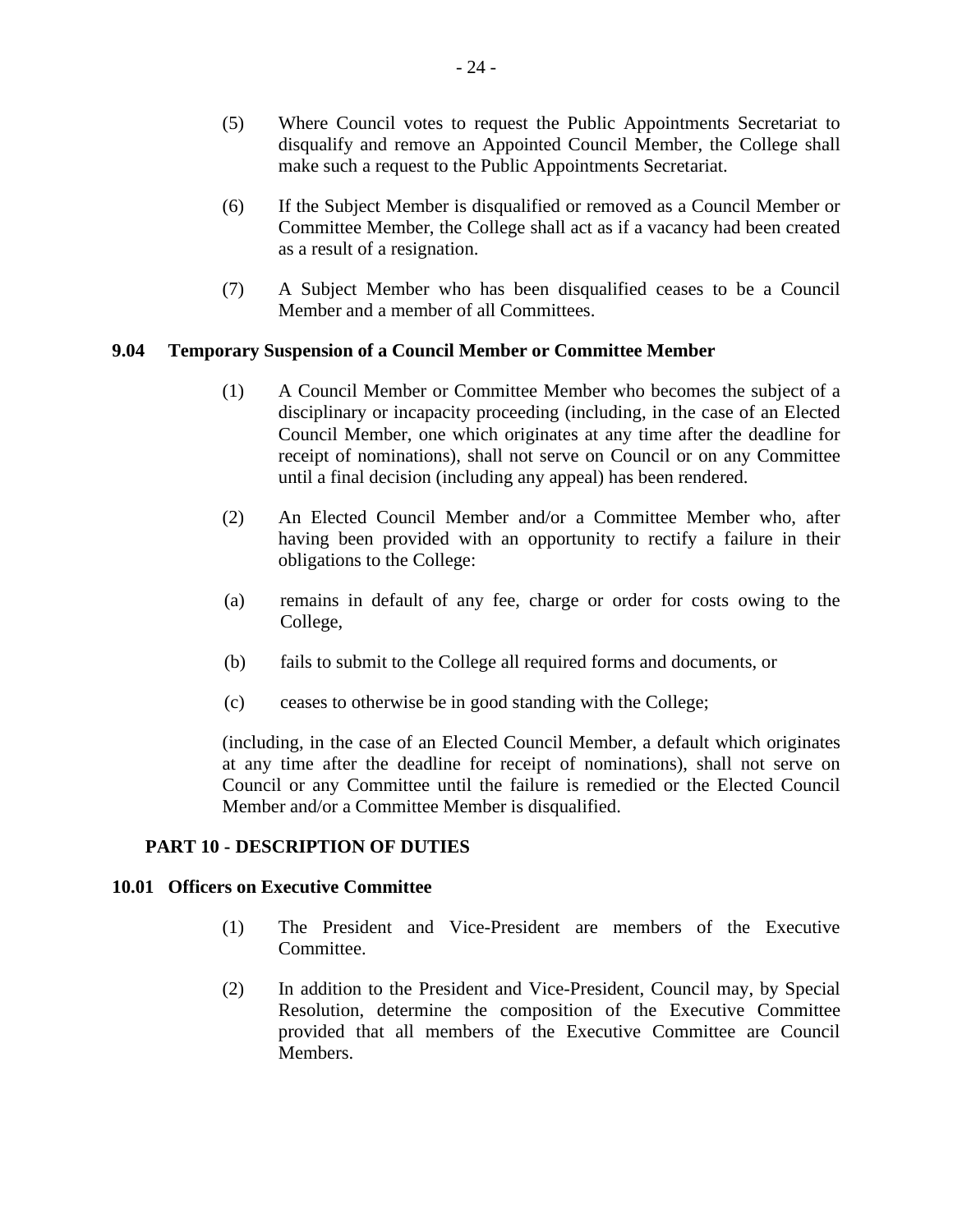(5) Where Council votes to request the Public Appointments Secretariat to disqualify and remove an Appointed Council Member, the College shall make such a request to the Public Appointments Secretariat.

(6) If the Subject Member is disqualified or removed as a Council Member or Committee Member, the College shall act as if a vacancy had been created as a result of a resignation.

(7) A Subject Member who has been disqualified ceases to be a Council Member and a member of all Committees.

### 9.04 Temporary Suspension of a Council Member or Committee Member

(1) A Council Member or Committee Member who becomes the subject of a disciplinary or incapacity proceeding (including, in the case of an Elected Council Member, one which originates at any time after the deadline for receipt of nominations), shall not serve on Council or on any Committee until a final decision (including any appeal) has been rendered.

(2) An Elected Council Member and/or a Committee Member who, after having been provided with an opportunity to rectify a failure in their obligations to the College:

(a) remains in default of any fee, charge or order for costs owing to the College,

(b) fails to submit to the College all required forms and documents, or

(c) ceases to otherwise be in good standing with the College;

(including, in the case of an Elected Council Member, a default which originates at any time after the deadline for receipt of nominations), shall not serve on Council or any Committee until the failure is remedied or the Elected Council Member and/or a Committee Member is disqualified.

## PART 10 - DESCRIPTION OF DUTIES

### 10.01 Officers on Executive Committee

(1) The President and Vice-President are members of the Executive Committee.

(2) In addition to the President and Vice-President, Council may, by Special Resolution, determine the composition of the Executive Committee provided that all members of the Executive Committee are Council Members.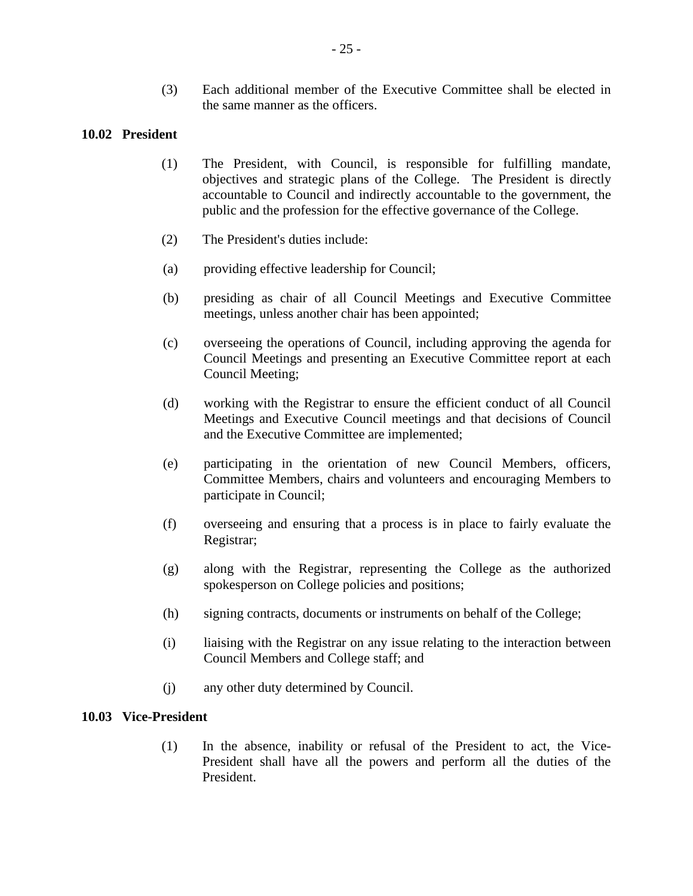(3) Each additional member of the Executive Committee shall be elected in the same manner as the officers.

**10.02 President**

(1) The President, with Council, is responsible for fulfilling mandate, objectives and strategic plans of the College. The President is directly accountable to Council and indirectly accountable to the government, the public and the profession for the effective governance of the College.

(2) The President's duties include:

(a) providing effective leadership for Council;

(b) presiding as chair of all Council Meetings and Executive Committee meetings, unless another chair has been appointed;

(c) overseeing the operations of Council, including approving the agenda for Council Meetings and presenting an Executive Committee report at each Council Meeting;

(d) working with the Registrar to ensure the efficient conduct of all Council Meetings and Executive Council meetings and that decisions of Council and the Executive Committee are implemented;

(e) participating in the orientation of new Council Members, officers, Committee Members, chairs and volunteers and encouraging Members to participate in Council;

(f) overseeing and ensuring that a process is in place to fairly evaluate the Registrar;

(g) along with the Registrar, representing the College as the authorized spokesperson on College policies and positions;

(h) signing contracts, documents or instruments on behalf of the College;

(i) liaising with the Registrar on any issue relating to the interaction between Council Members and College staff; and

(j) any other duty determined by Council.

**10.03 Vice-President**

(1) In the absence, inability or refusal of the President to act, the Vice-President shall have all the powers and perform all the duties of the President.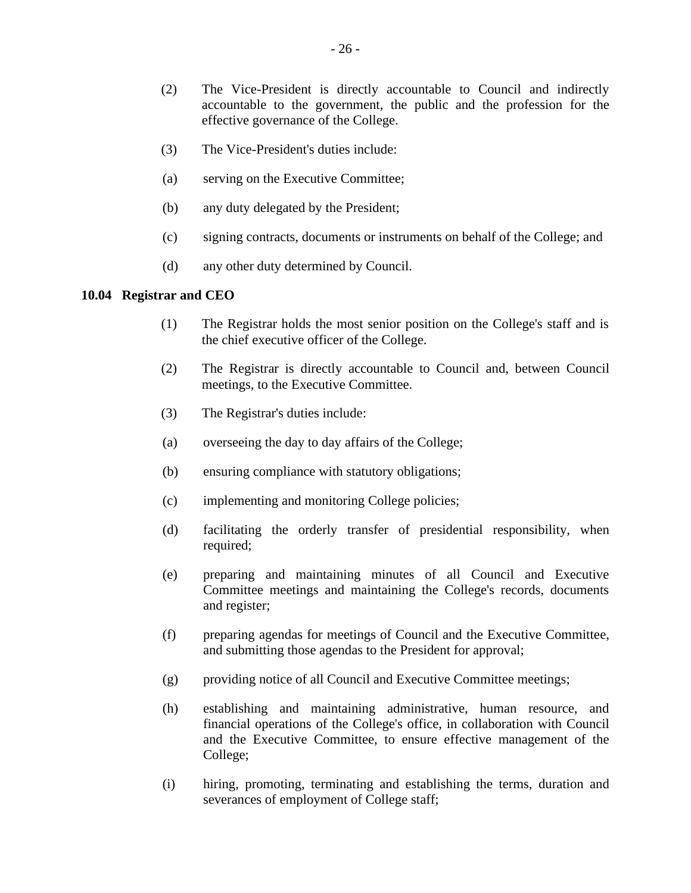(2) The Vice-President is directly accountable to Council and indirectly accountable to the government, the public and the profession for the effective governance of the College.

(3) The Vice-President's duties include:

(a) serving on the Executive Committee;

(b) any duty delegated by the President;

(c) signing contracts, documents or instruments on behalf of the College; and

(d) any other duty determined by Council.

**10.04 Registrar and CEO**

(1) The Registrar holds the most senior position on the College's staff and is the chief executive officer of the College.

(2) The Registrar is directly accountable to Council and, between Council meetings, to the Executive Committee.

(3) The Registrar's duties include:

(a) overseeing the day to day affairs of the College;

(b) ensuring compliance with statutory obligations;

(c) implementing and monitoring College policies;

(d) facilitating the orderly transfer of presidential responsibility, when required;

(e) preparing and maintaining minutes of all Council and Executive Committee meetings and maintaining the College's records, documents and register;

(f) preparing agendas for meetings of Council and the Executive Committee, and submitting those agendas to the President for approval;

(g) providing notice of all Council and Executive Committee meetings;

(h) establishing and maintaining administrative, human resource, and financial operations of the College's office, in collaboration with Council and the Executive Committee, to ensure effective management of the College;

(i) hiring, promoting, terminating and establishing the terms, duration and severances of employment of College staff;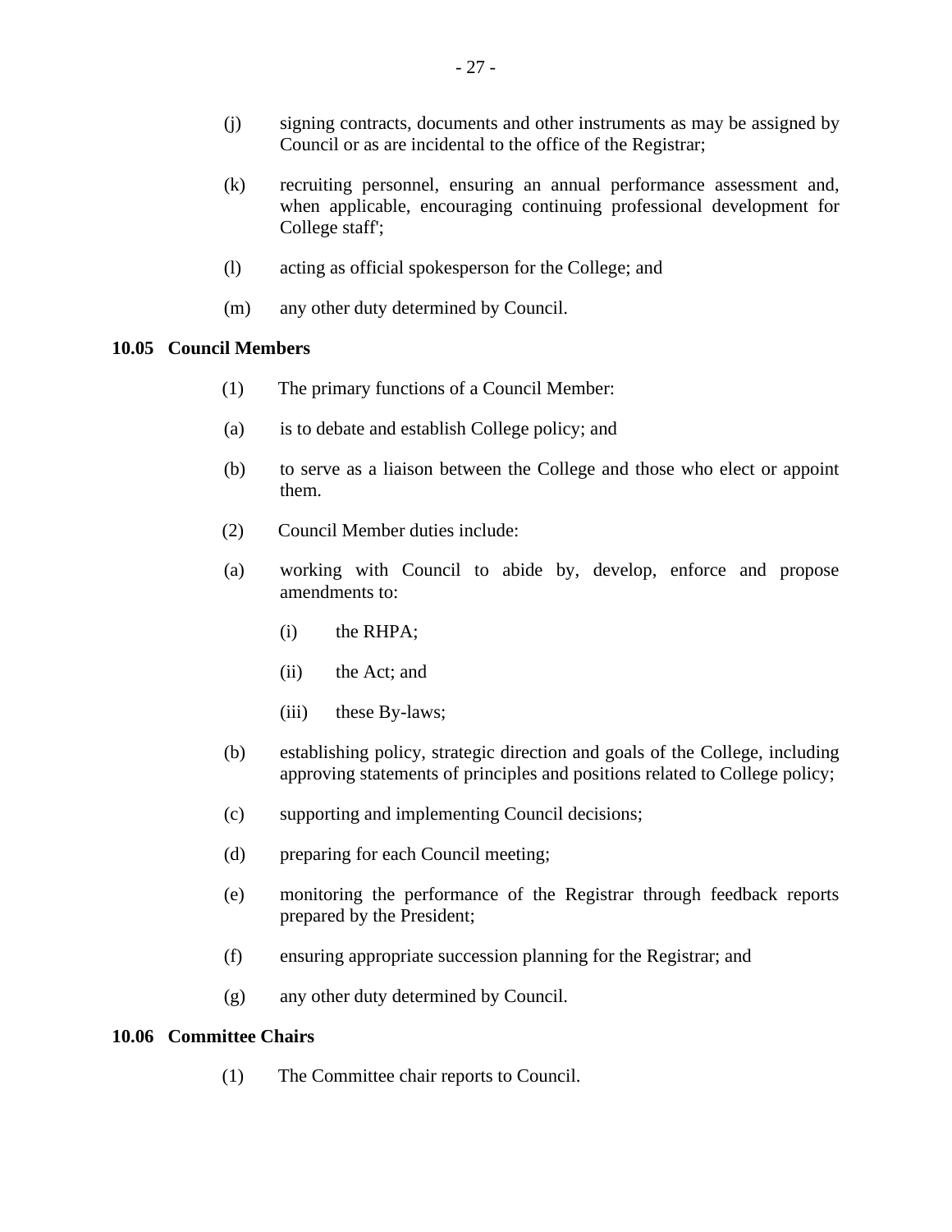(j) signing contracts, documents and other instruments as may be assigned by Council or as are incidental to the office of the Registrar;

(k) recruiting personnel, ensuring an annual performance assessment and, when applicable, encouraging continuing professional development for College staff';

(l) acting as official spokesperson for the College; and

(m) any other duty determined by Council.

**10.05 Council Members**

(1) The primary functions of a Council Member:

(a) is to debate and establish College policy; and

(b) to serve as a liaison between the College and those who elect or appoint them.

(2) Council Member duties include:

(a) working with Council to abide by, develop, enforce and propose amendments to:

   (i) the RHPA;

   (ii) the Act; and

   (iii) these By-laws;

(b) establishing policy, strategic direction and goals of the College, including approving statements of principles and positions related to College policy;

(c) supporting and implementing Council decisions;

(d) preparing for each Council meeting;

(e) monitoring the performance of the Registrar through feedback reports prepared by the President;

(f) ensuring appropriate succession planning for the Registrar; and

(g) any other duty determined by Council.

**10.06 Committee Chairs**

(1) The Committee chair reports to Council.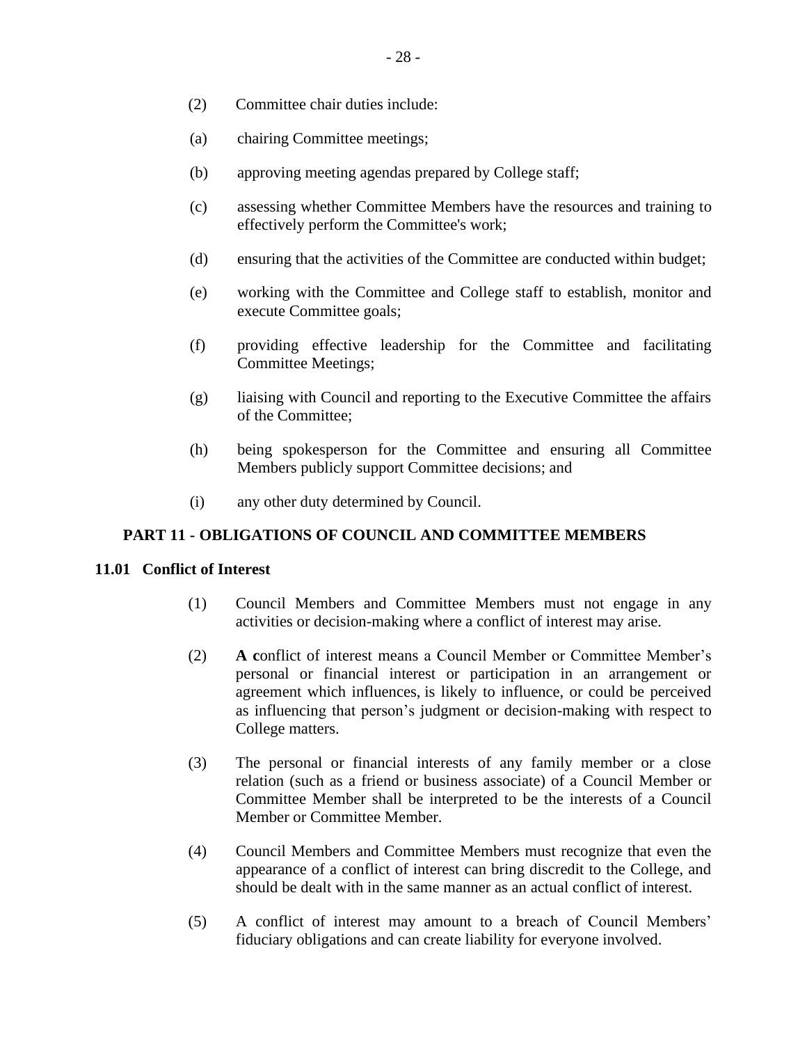(2) Committee chair duties include:

(a) chairing Committee meetings;

(b) approving meeting agendas prepared by College staff;

(c) assessing whether Committee Members have the resources and training to effectively perform the Committee's work;

(d) ensuring that the activities of the Committee are conducted within budget;

(e) working with the Committee and College staff to establish, monitor and execute Committee goals;

(f) providing effective leadership for the Committee and facilitating Committee Meetings;

(g) liaising with Council and reporting to the Executive Committee the affairs of the Committee;

(h) being spokesperson for the Committee and ensuring all Committee Members publicly support Committee decisions; and

(i) any other duty determined by Council.

## PART 11 - OBLIGATIONS OF COUNCIL AND COMMITTEE MEMBERS

### 11.01 Conflict of Interest

(1) Council Members and Committee Members must not engage in any activities or decision-making where a conflict of interest may arise.

(2) **A c**onflict of interest means a Council Member or Committee Member's personal or financial interest or participation in an arrangement or agreement which influences, is likely to influence, or could be perceived as influencing that person's judgment or decision-making with respect to College matters.

(3) The personal or financial interests of any family member or a close relation (such as a friend or business associate) of a Council Member or Committee Member shall be interpreted to be the interests of a Council Member or Committee Member.

(4) Council Members and Committee Members must recognize that even the appearance of a conflict of interest can bring discredit to the College, and should be dealt with in the same manner as an actual conflict of interest.

(5) A conflict of interest may amount to a breach of Council Members' fiduciary obligations and can create liability for everyone involved.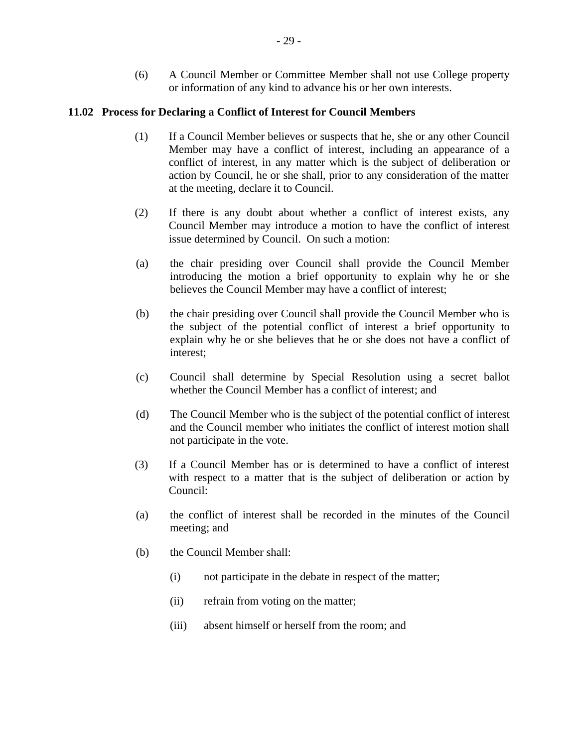(6) A Council Member or Committee Member shall not use College property or information of any kind to advance his or her own interests.

## 11.02 Process for Declaring a Conflict of Interest for Council Members

(1) If a Council Member believes or suspects that he, she or any other Council Member may have a conflict of interest, including an appearance of a conflict of interest, in any matter which is the subject of deliberation or action by Council, he or she shall, prior to any consideration of the matter at the meeting, declare it to Council.

(2) If there is any doubt about whether a conflict of interest exists, any Council Member may introduce a motion to have the conflict of interest issue determined by Council. On such a motion:

(a) the chair presiding over Council shall provide the Council Member introducing the motion a brief opportunity to explain why he or she believes the Council Member may have a conflict of interest;

(b) the chair presiding over Council shall provide the Council Member who is the subject of the potential conflict of interest a brief opportunity to explain why he or she believes that he or she does not have a conflict of interest;

(c) Council shall determine by Special Resolution using a secret ballot whether the Council Member has a conflict of interest; and

(d) The Council Member who is the subject of the potential conflict of interest and the Council member who initiates the conflict of interest motion shall not participate in the vote.

(3) If a Council Member has or is determined to have a conflict of interest with respect to a matter that is the subject of deliberation or action by Council:

(a) the conflict of interest shall be recorded in the minutes of the Council meeting; and

(b) the Council Member shall:

(i) not participate in the debate in respect of the matter;

(ii) refrain from voting on the matter;

(iii) absent himself or herself from the room; and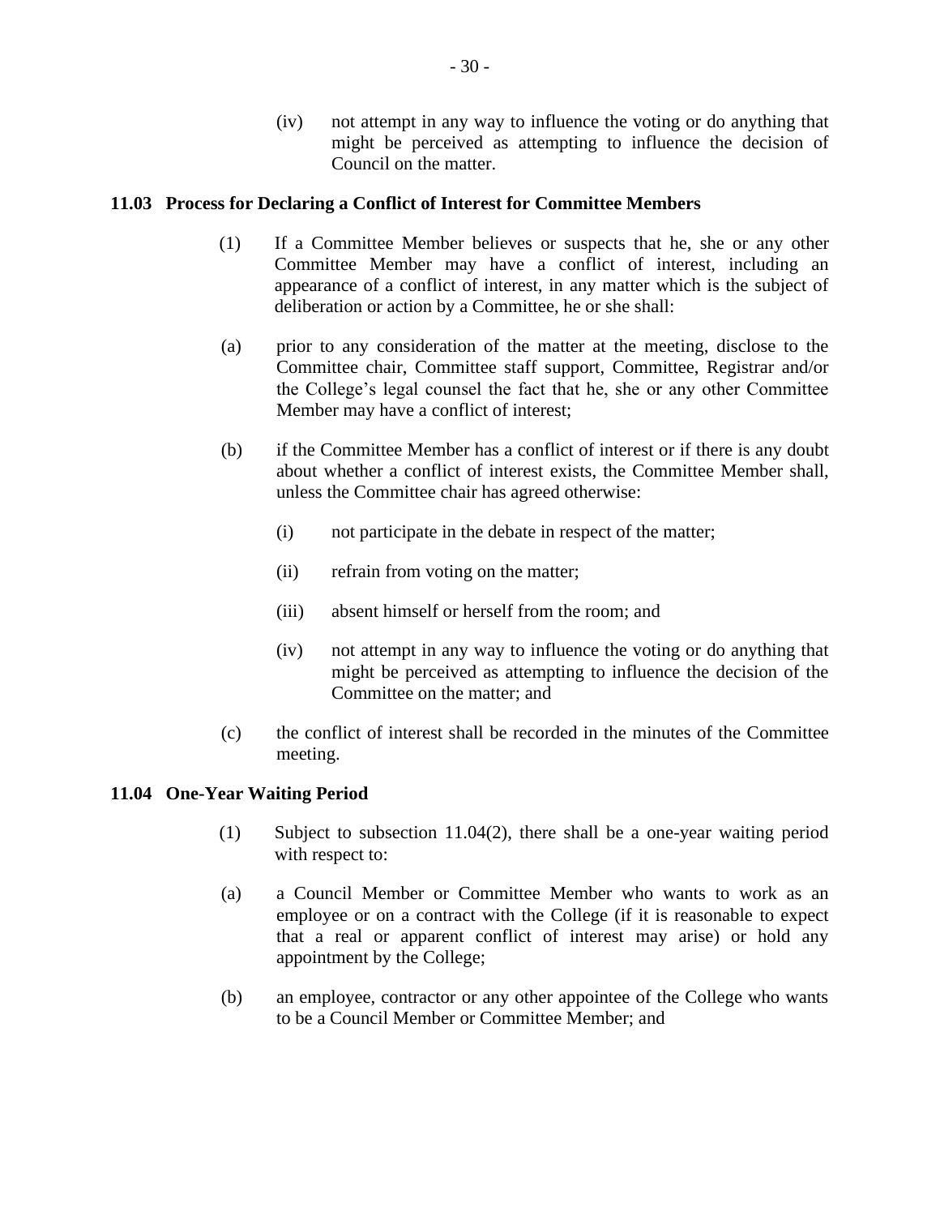(iv) not attempt in any way to influence the voting or do anything that might be perceived as attempting to influence the decision of Council on the matter.

### 11.03 Process for Declaring a Conflict of Interest for Committee Members

(1) If a Committee Member believes or suspects that he, she or any other Committee Member may have a conflict of interest, including an appearance of a conflict of interest, in any matter which is the subject of deliberation or action by a Committee, he or she shall:

(a) prior to any consideration of the matter at the meeting, disclose to the Committee chair, Committee staff support, Committee, Registrar and/or the College's legal counsel the fact that he, she or any other Committee Member may have a conflict of interest;

(b) if the Committee Member has a conflict of interest or if there is any doubt about whether a conflict of interest exists, the Committee Member shall, unless the Committee chair has agreed otherwise:

(i) not participate in the debate in respect of the matter;

(ii) refrain from voting on the matter;

(iii) absent himself or herself from the room; and

(iv) not attempt in any way to influence the voting or do anything that might be perceived as attempting to influence the decision of the Committee on the matter; and

(c) the conflict of interest shall be recorded in the minutes of the Committee meeting.

### 11.04 One-Year Waiting Period

(1) Subject to subsection 11.04(2), there shall be a one-year waiting period with respect to:

(a) a Council Member or Committee Member who wants to work as an employee or on a contract with the College (if it is reasonable to expect that a real or apparent conflict of interest may arise) or hold any appointment by the College;

(b) an employee, contractor or any other appointee of the College who wants to be a Council Member or Committee Member; and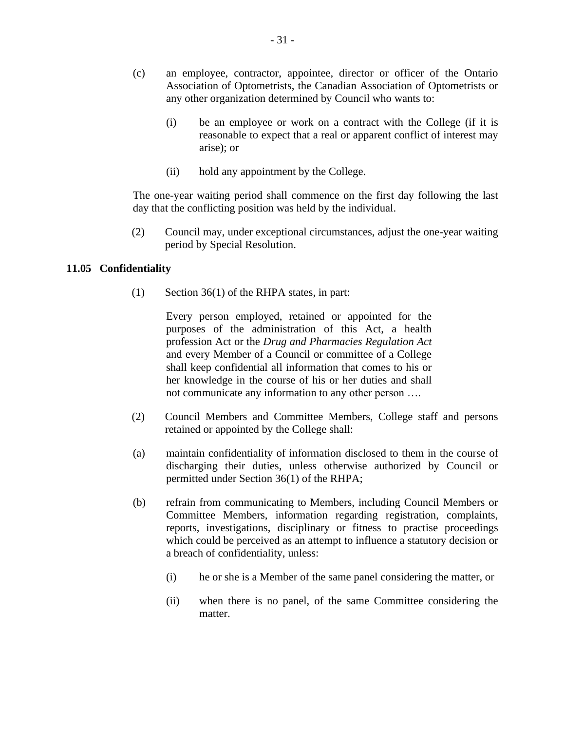(c) an employee, contractor, appointee, director or officer of the Ontario Association of Optometrists, the Canadian Association of Optometrists or any other organization determined by Council who wants to:

   (i) be an employee or work on a contract with the College (if it is reasonable to expect that a real or apparent conflict of interest may arise); or

   (ii) hold any appointment by the College.

The one-year waiting period shall commence on the first day following the last day that the conflicting position was held by the individual.

(2) Council may, under exceptional circumstances, adjust the one-year waiting period by Special Resolution.

### 11.05 Confidentiality

(1) Section 36(1) of the RHPA states, in part:

> Every person employed, retained or appointed for the purposes of the administration of this Act, a health profession Act or the *Drug and Pharmacies Regulation Act* and every Member of a Council or committee of a College shall keep confidential all information that comes to his or her knowledge in the course of his or her duties and shall not communicate any information to any other person ….

(2) Council Members and Committee Members, College staff and persons retained or appointed by the College shall:

(a) maintain confidentiality of information disclosed to them in the course of discharging their duties, unless otherwise authorized by Council or permitted under Section 36(1) of the RHPA;

(b) refrain from communicating to Members, including Council Members or Committee Members, information regarding registration, complaints, reports, investigations, disciplinary or fitness to practise proceedings which could be perceived as an attempt to influence a statutory decision or a breach of confidentiality, unless:

   (i) he or she is a Member of the same panel considering the matter, or

   (ii) when there is no panel, of the same Committee considering the matter.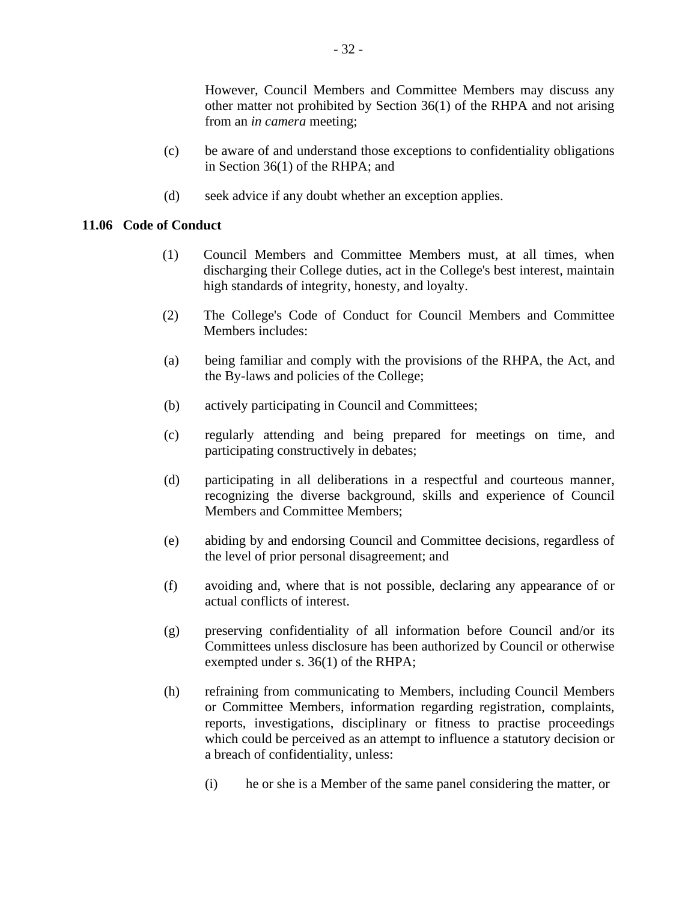However, Council Members and Committee Members may discuss any other matter not prohibited by Section 36(1) of the RHPA and not arising from an *in camera* meeting;

(c) be aware of and understand those exceptions to confidentiality obligations in Section 36(1) of the RHPA; and

(d) seek advice if any doubt whether an exception applies.

### 11.06 Code of Conduct

(1) Council Members and Committee Members must, at all times, when discharging their College duties, act in the College's best interest, maintain high standards of integrity, honesty, and loyalty.

(2) The College's Code of Conduct for Council Members and Committee Members includes:

(a) being familiar and comply with the provisions of the RHPA, the Act, and the By-laws and policies of the College;

(b) actively participating in Council and Committees;

(c) regularly attending and being prepared for meetings on time, and participating constructively in debates;

(d) participating in all deliberations in a respectful and courteous manner, recognizing the diverse background, skills and experience of Council Members and Committee Members;

(e) abiding by and endorsing Council and Committee decisions, regardless of the level of prior personal disagreement; and

(f) avoiding and, where that is not possible, declaring any appearance of or actual conflicts of interest.

(g) preserving confidentiality of all information before Council and/or its Committees unless disclosure has been authorized by Council or otherwise exempted under s. 36(1) of the RHPA;

(h) refraining from communicating to Members, including Council Members or Committee Members, information regarding registration, complaints, reports, investigations, disciplinary or fitness to practise proceedings which could be perceived as an attempt to influence a statutory decision or a breach of confidentiality, unless:

(i) he or she is a Member of the same panel considering the matter, or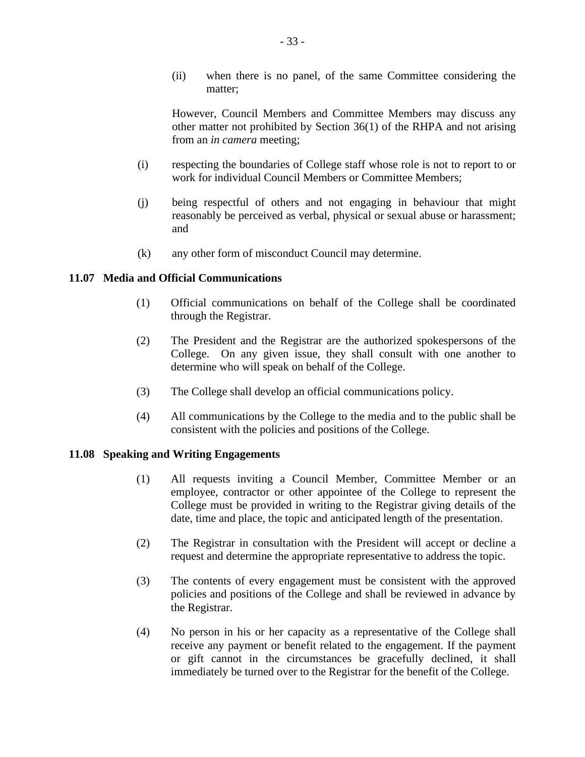(ii) when there is no panel, of the same Committee considering the matter;

However, Council Members and Committee Members may discuss any other matter not prohibited by Section 36(1) of the RHPA and not arising from an *in camera* meeting;

(i) respecting the boundaries of College staff whose role is not to report to or work for individual Council Members or Committee Members;

(j) being respectful of others and not engaging in behaviour that might reasonably be perceived as verbal, physical or sexual abuse or harassment; and

(k) any other form of misconduct Council may determine.

**11.07 Media and Official Communications**

(1) Official communications on behalf of the College shall be coordinated through the Registrar.

(2) The President and the Registrar are the authorized spokespersons of the College. On any given issue, they shall consult with one another to determine who will speak on behalf of the College.

(3) The College shall develop an official communications policy.

(4) All communications by the College to the media and to the public shall be consistent with the policies and positions of the College.

**11.08 Speaking and Writing Engagements**

(1) All requests inviting a Council Member, Committee Member or an employee, contractor or other appointee of the College to represent the College must be provided in writing to the Registrar giving details of the date, time and place, the topic and anticipated length of the presentation.

(2) The Registrar in consultation with the President will accept or decline a request and determine the appropriate representative to address the topic.

(3) The contents of every engagement must be consistent with the approved policies and positions of the College and shall be reviewed in advance by the Registrar.

(4) No person in his or her capacity as a representative of the College shall receive any payment or benefit related to the engagement. If the payment or gift cannot in the circumstances be gracefully declined, it shall immediately be turned over to the Registrar for the benefit of the College.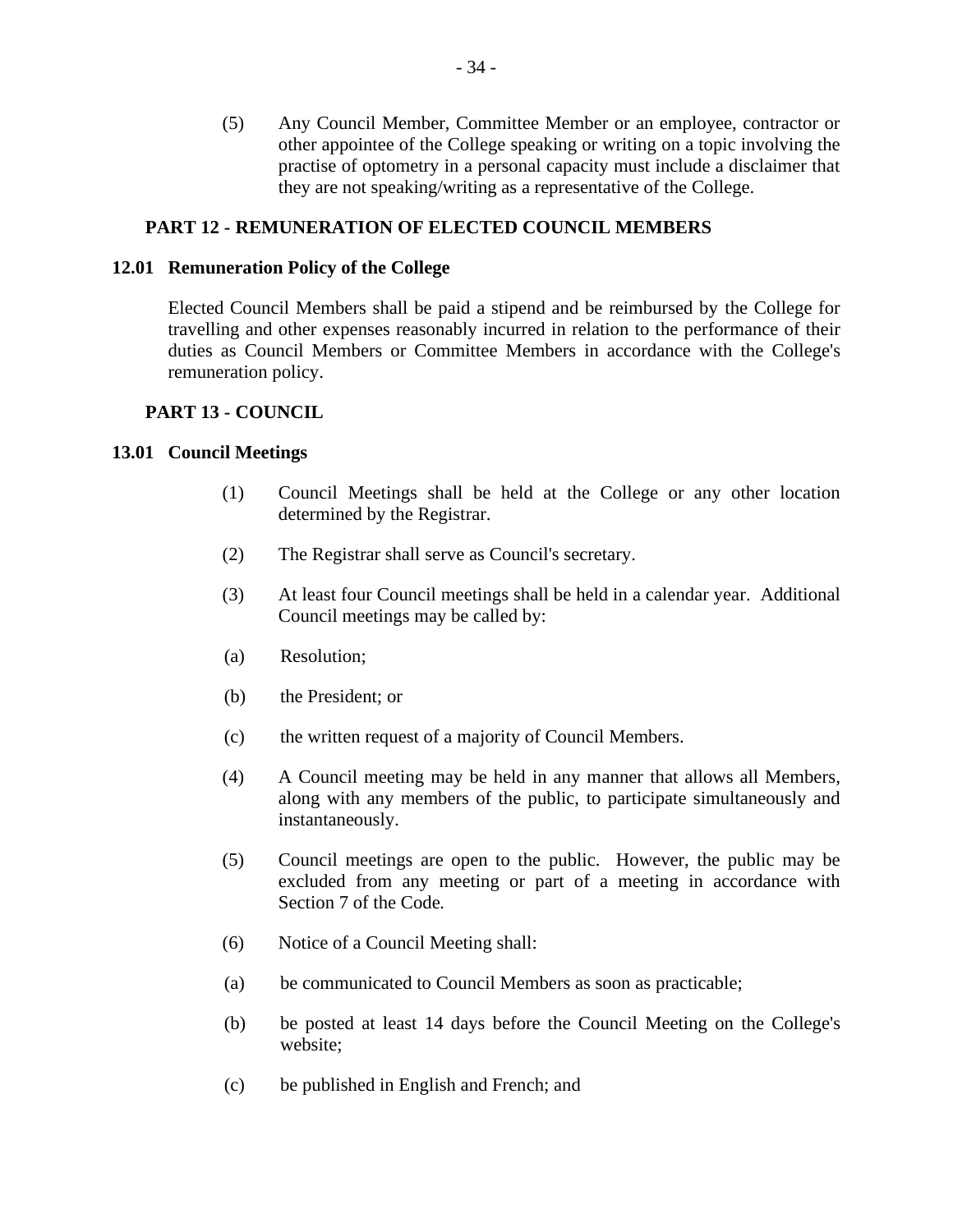(5) Any Council Member, Committee Member or an employee, contractor or other appointee of the College speaking or writing on a topic involving the practise of optometry in a personal capacity must include a disclaimer that they are not speaking/writing as a representative of the College.

## PART 12 - REMUNERATION OF ELECTED COUNCIL MEMBERS

### 12.01 Remuneration Policy of the College

Elected Council Members shall be paid a stipend and be reimbursed by the College for travelling and other expenses reasonably incurred in relation to the performance of their duties as Council Members or Committee Members in accordance with the College's remuneration policy.

## PART 13 - COUNCIL

### 13.01 Council Meetings

(1) Council Meetings shall be held at the College or any other location determined by the Registrar.

(2) The Registrar shall serve as Council's secretary.

(3) At least four Council meetings shall be held in a calendar year. Additional Council meetings may be called by:

(a) Resolution;

(b) the President; or

(c) the written request of a majority of Council Members.

(4) A Council meeting may be held in any manner that allows all Members, along with any members of the public, to participate simultaneously and instantaneously.

(5) Council meetings are open to the public. However, the public may be excluded from any meeting or part of a meeting in accordance with Section 7 of the Code.

(6) Notice of a Council Meeting shall:

(a) be communicated to Council Members as soon as practicable;

(b) be posted at least 14 days before the Council Meeting on the College's website;

(c) be published in English and French; and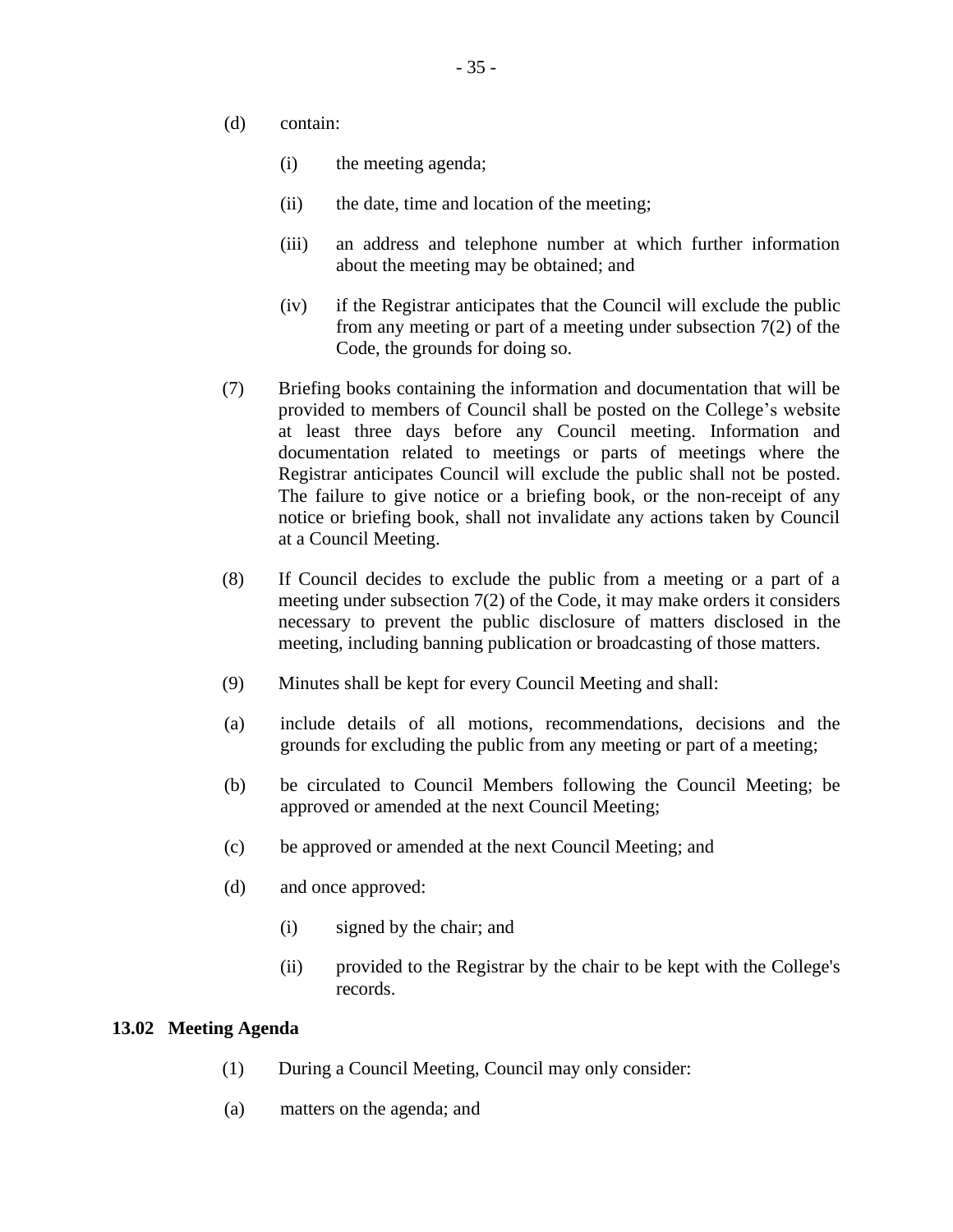(d) contain:

   (i) the meeting agenda;

   (ii) the date, time and location of the meeting;

   (iii) an address and telephone number at which further information about the meeting may be obtained; and

   (iv) if the Registrar anticipates that the Council will exclude the public from any meeting or part of a meeting under subsection 7(2) of the Code, the grounds for doing so.

(7) Briefing books containing the information and documentation that will be provided to members of Council shall be posted on the College's website at least three days before any Council meeting. Information and documentation related to meetings or parts of meetings where the Registrar anticipates Council will exclude the public shall not be posted. The failure to give notice or a briefing book, or the non-receipt of any notice or briefing book, shall not invalidate any actions taken by Council at a Council Meeting.

(8) If Council decides to exclude the public from a meeting or a part of a meeting under subsection 7(2) of the Code, it may make orders it considers necessary to prevent the public disclosure of matters disclosed in the meeting, including banning publication or broadcasting of those matters.

(9) Minutes shall be kept for every Council Meeting and shall:

(a) include details of all motions, recommendations, decisions and the grounds for excluding the public from any meeting or part of a meeting;

(b) be circulated to Council Members following the Council Meeting; be approved or amended at the next Council Meeting;

(c) be approved or amended at the next Council Meeting; and

(d) and once approved:

   (i) signed by the chair; and

   (ii) provided to the Registrar by the chair to be kept with the College's records.

**13.02 Meeting Agenda**

(1) During a Council Meeting, Council may only consider:

(a) matters on the agenda; and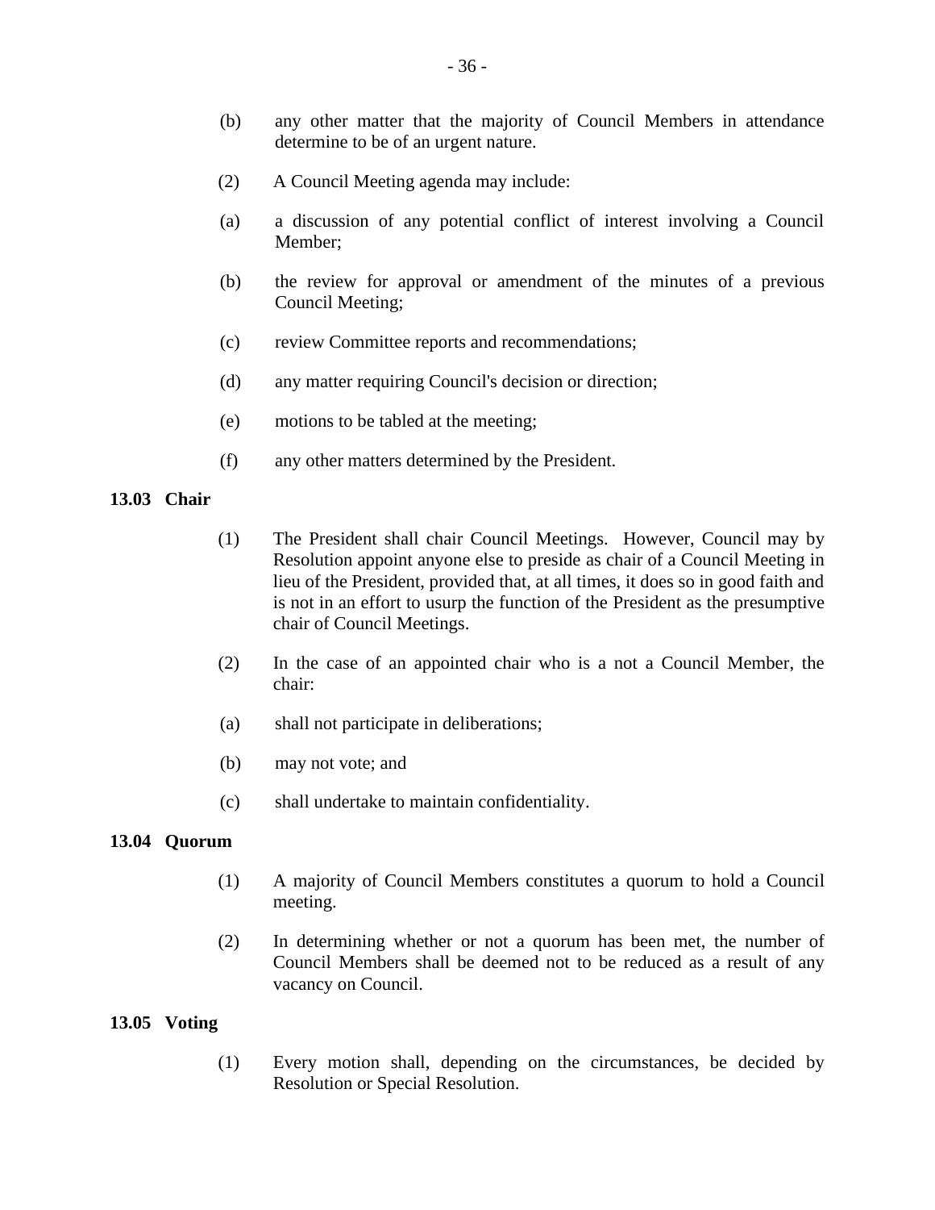(b) any other matter that the majority of Council Members in attendance determine to be of an urgent nature.

(2) A Council Meeting agenda may include:

(a) a discussion of any potential conflict of interest involving a Council Member;

(b) the review for approval or amendment of the minutes of a previous Council Meeting;

(c) review Committee reports and recommendations;

(d) any matter requiring Council's decision or direction;

(e) motions to be tabled at the meeting;

(f) any other matters determined by the President.

**13.03 Chair**

(1) The President shall chair Council Meetings. However, Council may by Resolution appoint anyone else to preside as chair of a Council Meeting in lieu of the President, provided that, at all times, it does so in good faith and is not in an effort to usurp the function of the President as the presumptive chair of Council Meetings.

(2) In the case of an appointed chair who is a not a Council Member, the chair:

(a) shall not participate in deliberations;

(b) may not vote; and

(c) shall undertake to maintain confidentiality.

**13.04 Quorum**

(1) A majority of Council Members constitutes a quorum to hold a Council meeting.

(2) In determining whether or not a quorum has been met, the number of Council Members shall be deemed not to be reduced as a result of any vacancy on Council.

**13.05 Voting**

(1) Every motion shall, depending on the circumstances, be decided by Resolution or Special Resolution.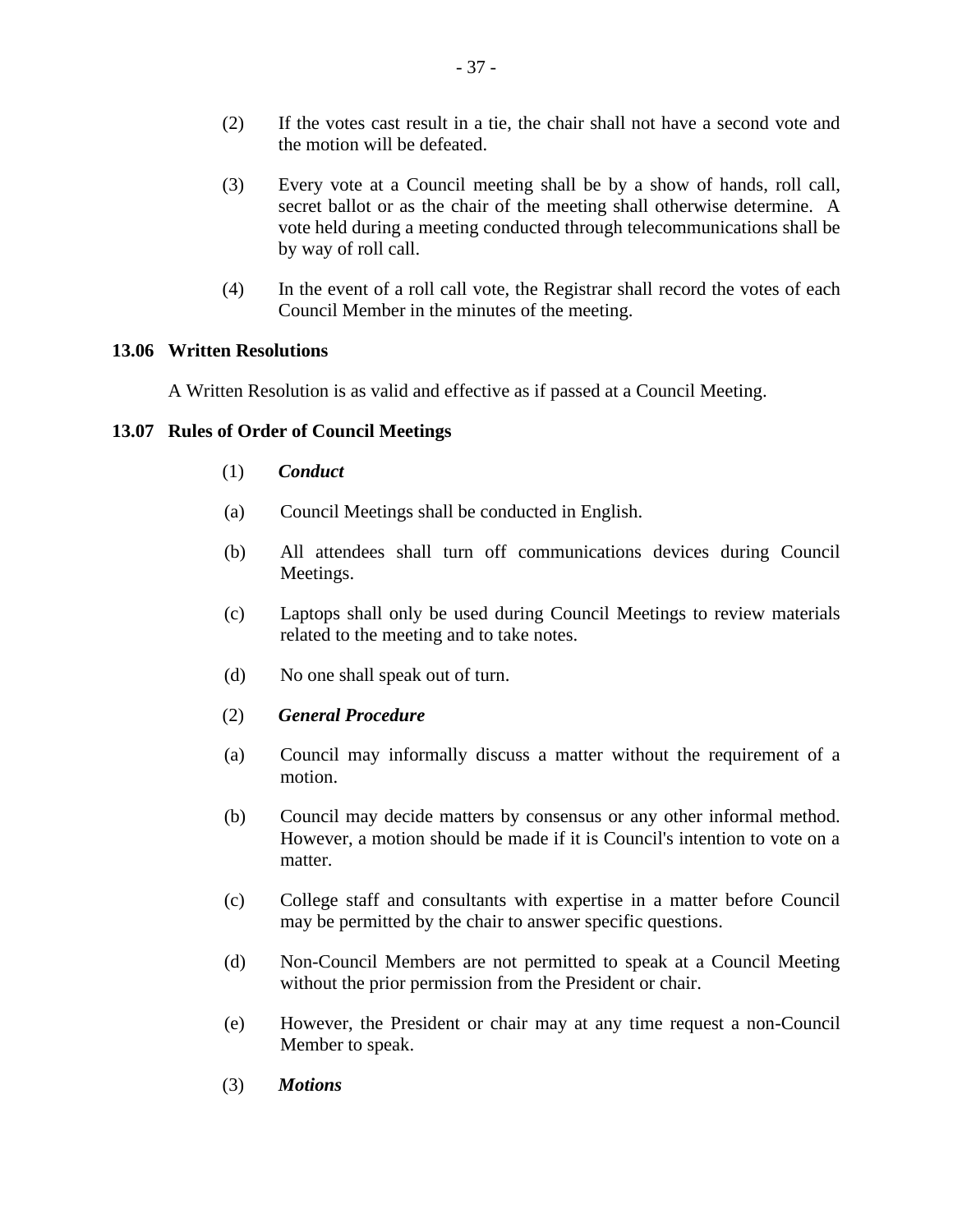(2) If the votes cast result in a tie, the chair shall not have a second vote and the motion will be defeated.

(3) Every vote at a Council meeting shall be by a show of hands, roll call, secret ballot or as the chair of the meeting shall otherwise determine. A vote held during a meeting conducted through telecommunications shall be by way of roll call.

(4) In the event of a roll call vote, the Registrar shall record the votes of each Council Member in the minutes of the meeting.

**13.06 Written Resolutions**

A Written Resolution is as valid and effective as if passed at a Council Meeting.

**13.07 Rules of Order of Council Meetings**

(1) ***Conduct***

(a) Council Meetings shall be conducted in English.

(b) All attendees shall turn off communications devices during Council Meetings.

(c) Laptops shall only be used during Council Meetings to review materials related to the meeting and to take notes.

(d) No one shall speak out of turn.

(2) ***General Procedure***

(a) Council may informally discuss a matter without the requirement of a motion.

(b) Council may decide matters by consensus or any other informal method. However, a motion should be made if it is Council's intention to vote on a matter.

(c) College staff and consultants with expertise in a matter before Council may be permitted by the chair to answer specific questions.

(d) Non-Council Members are not permitted to speak at a Council Meeting without the prior permission from the President or chair.

(e) However, the President or chair may at any time request a non-Council Member to speak.

(3) ***Motions***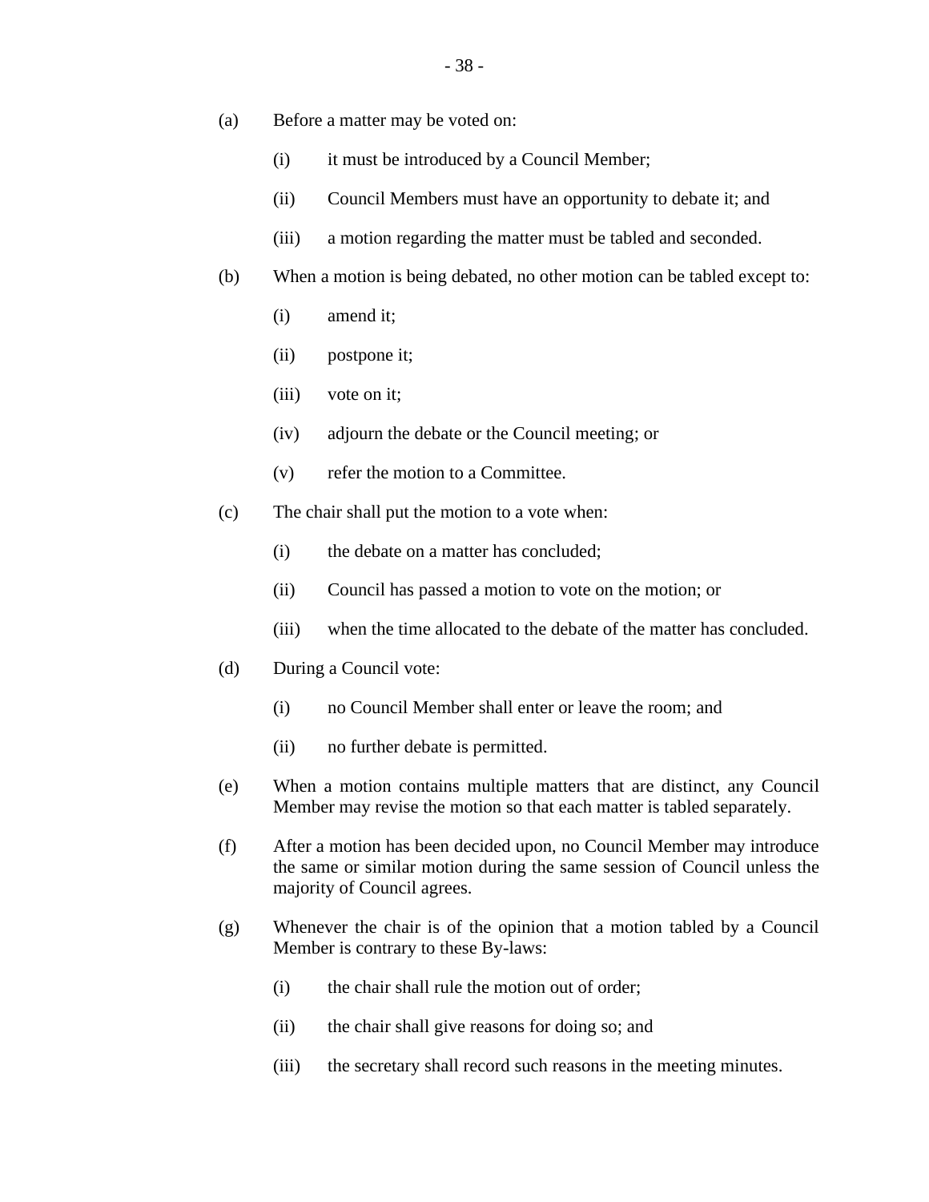(a) Before a matter may be voted on:

   (i) it must be introduced by a Council Member;

   (ii) Council Members must have an opportunity to debate it; and

   (iii) a motion regarding the matter must be tabled and seconded.

(b) When a motion is being debated, no other motion can be tabled except to:

   (i) amend it;

   (ii) postpone it;

   (iii) vote on it;

   (iv) adjourn the debate or the Council meeting; or

   (v) refer the motion to a Committee.

(c) The chair shall put the motion to a vote when:

   (i) the debate on a matter has concluded;

   (ii) Council has passed a motion to vote on the motion; or

   (iii) when the time allocated to the debate of the matter has concluded.

(d) During a Council vote:

   (i) no Council Member shall enter or leave the room; and

   (ii) no further debate is permitted.

(e) When a motion contains multiple matters that are distinct, any Council Member may revise the motion so that each matter is tabled separately.

(f) After a motion has been decided upon, no Council Member may introduce the same or similar motion during the same session of Council unless the majority of Council agrees.

(g) Whenever the chair is of the opinion that a motion tabled by a Council Member is contrary to these By-laws:

   (i) the chair shall rule the motion out of order;

   (ii) the chair shall give reasons for doing so; and

   (iii) the secretary shall record such reasons in the meeting minutes.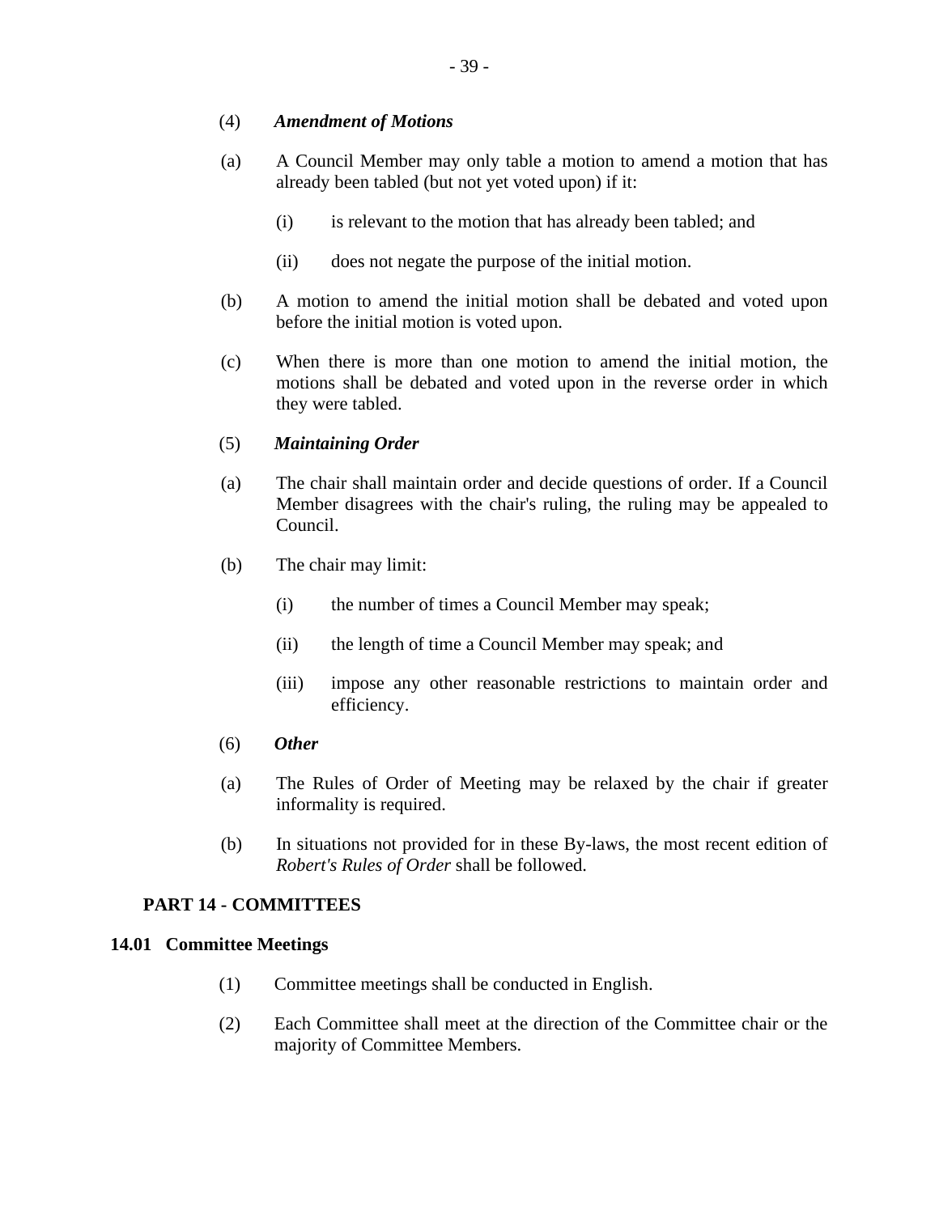(4) ***Amendment of Motions***

(a) A Council Member may only table a motion to amend a motion that has already been tabled (but not yet voted upon) if it:

(i) is relevant to the motion that has already been tabled; and

(ii) does not negate the purpose of the initial motion.

(b) A motion to amend the initial motion shall be debated and voted upon before the initial motion is voted upon.

(c) When there is more than one motion to amend the initial motion, the motions shall be debated and voted upon in the reverse order in which they were tabled.

(5) ***Maintaining Order***

(a) The chair shall maintain order and decide questions of order. If a Council Member disagrees with the chair's ruling, the ruling may be appealed to Council.

(b) The chair may limit:

(i) the number of times a Council Member may speak;

(ii) the length of time a Council Member may speak; and

(iii) impose any other reasonable restrictions to maintain order and efficiency.

(6) ***Other***

(a) The Rules of Order of Meeting may be relaxed by the chair if greater informality is required.

(b) In situations not provided for in these By-laws, the most recent edition of *Robert's Rules of Order* shall be followed.

## PART 14 - COMMITTEES

### 14.01 Committee Meetings

(1) Committee meetings shall be conducted in English.

(2) Each Committee shall meet at the direction of the Committee chair or the majority of Committee Members.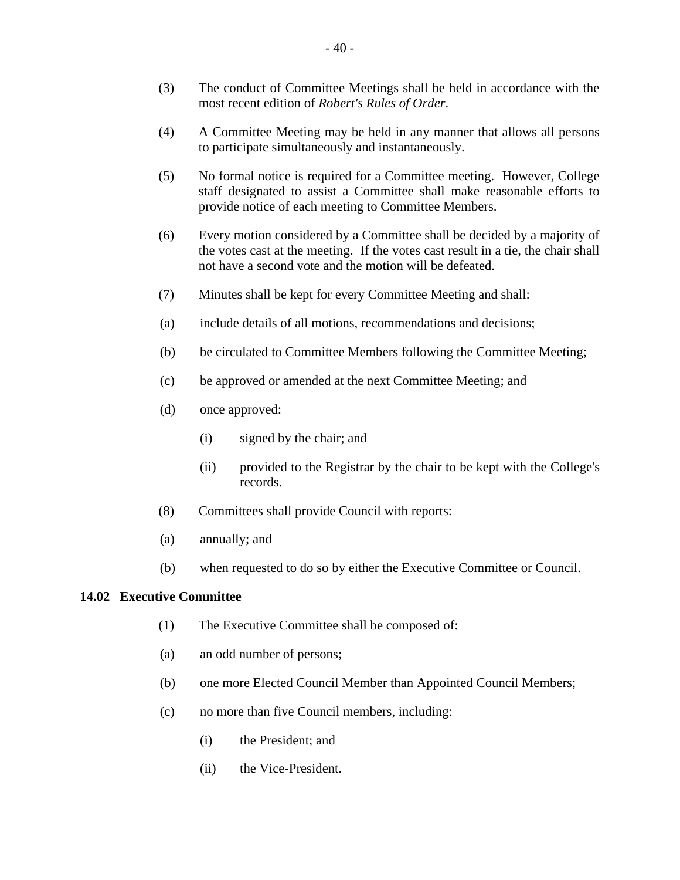(3) The conduct of Committee Meetings shall be held in accordance with the most recent edition of *Robert's Rules of Order*.

(4) A Committee Meeting may be held in any manner that allows all persons to participate simultaneously and instantaneously.

(5) No formal notice is required for a Committee meeting. However, College staff designated to assist a Committee shall make reasonable efforts to provide notice of each meeting to Committee Members.

(6) Every motion considered by a Committee shall be decided by a majority of the votes cast at the meeting. If the votes cast result in a tie, the chair shall not have a second vote and the motion will be defeated.

(7) Minutes shall be kept for every Committee Meeting and shall:

(a) include details of all motions, recommendations and decisions;

(b) be circulated to Committee Members following the Committee Meeting;

(c) be approved or amended at the next Committee Meeting; and

(d) once approved:

  (i) signed by the chair; and

  (ii) provided to the Registrar by the chair to be kept with the College's records.

(8) Committees shall provide Council with reports:

(a) annually; and

(b) when requested to do so by either the Executive Committee or Council.

**14.02 Executive Committee**

(1) The Executive Committee shall be composed of:

(a) an odd number of persons;

(b) one more Elected Council Member than Appointed Council Members;

(c) no more than five Council members, including:

  (i) the President; and

  (ii) the Vice-President.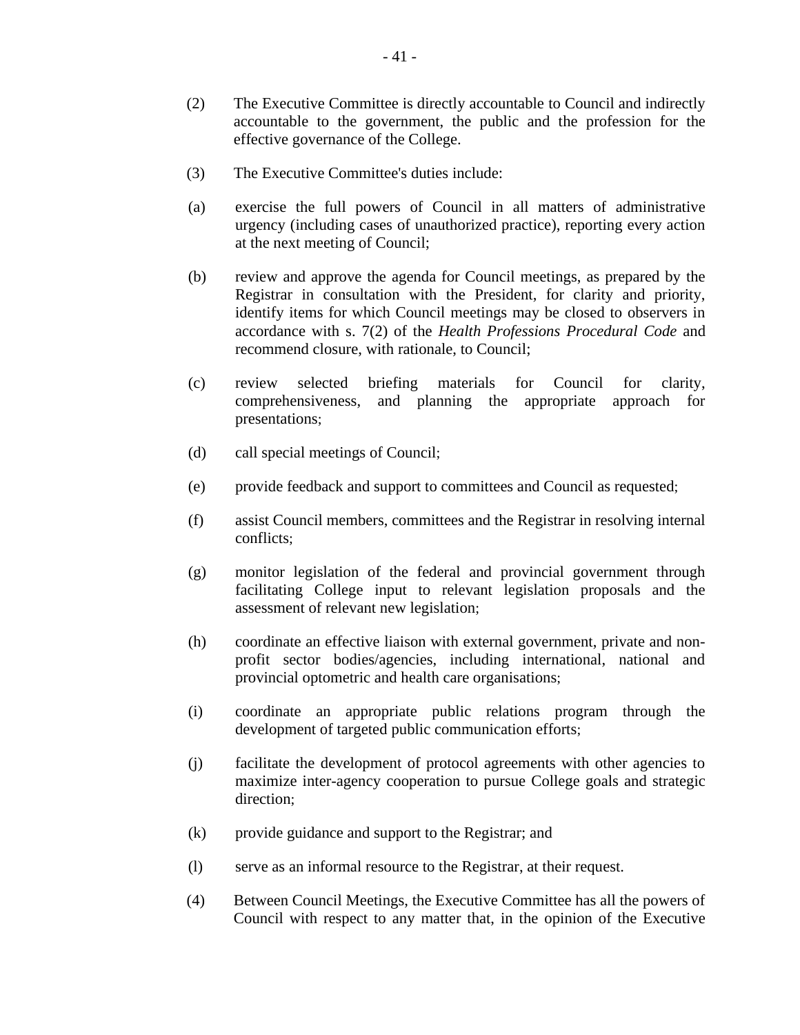(2) The Executive Committee is directly accountable to Council and indirectly accountable to the government, the public and the profession for the effective governance of the College.

(3) The Executive Committee's duties include:

(a) exercise the full powers of Council in all matters of administrative urgency (including cases of unauthorized practice), reporting every action at the next meeting of Council;

(b) review and approve the agenda for Council meetings, as prepared by the Registrar in consultation with the President, for clarity and priority, identify items for which Council meetings may be closed to observers in accordance with s. 7(2) of the *Health Professions Procedural Code* and recommend closure, with rationale, to Council;

(c) review selected briefing materials for Council for clarity, comprehensiveness, and planning the appropriate approach for presentations;

(d) call special meetings of Council;

(e) provide feedback and support to committees and Council as requested;

(f) assist Council members, committees and the Registrar in resolving internal conflicts;

(g) monitor legislation of the federal and provincial government through facilitating College input to relevant legislation proposals and the assessment of relevant new legislation;

(h) coordinate an effective liaison with external government, private and non-profit sector bodies/agencies, including international, national and provincial optometric and health care organisations;

(i) coordinate an appropriate public relations program through the development of targeted public communication efforts;

(j) facilitate the development of protocol agreements with other agencies to maximize inter-agency cooperation to pursue College goals and strategic direction;

(k) provide guidance and support to the Registrar; and

(l) serve as an informal resource to the Registrar, at their request.

(4) Between Council Meetings, the Executive Committee has all the powers of Council with respect to any matter that, in the opinion of the Executive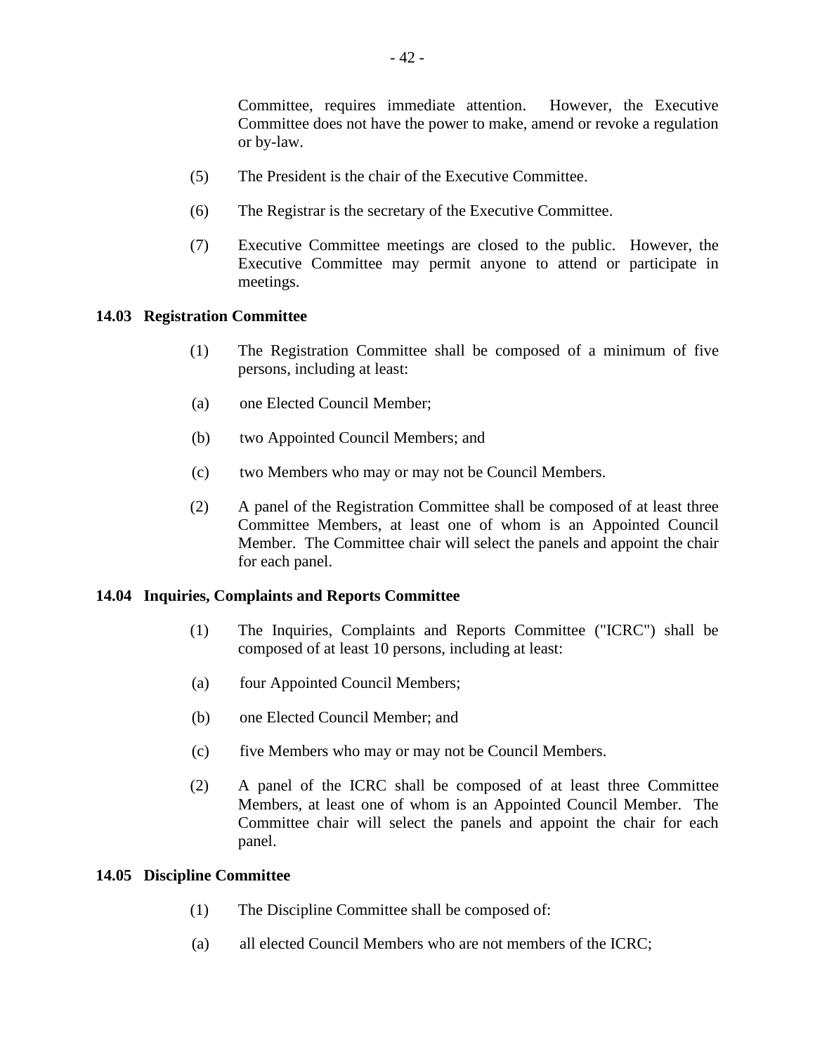Committee, requires immediate attention. However, the Executive Committee does not have the power to make, amend or revoke a regulation or by-law.

(5) The President is the chair of the Executive Committee.

(6) The Registrar is the secretary of the Executive Committee.

(7) Executive Committee meetings are closed to the public. However, the Executive Committee may permit anyone to attend or participate in meetings.

**14.03 Registration Committee**

(1) The Registration Committee shall be composed of a minimum of five persons, including at least:

(a) one Elected Council Member;

(b) two Appointed Council Members; and

(c) two Members who may or may not be Council Members.

(2) A panel of the Registration Committee shall be composed of at least three Committee Members, at least one of whom is an Appointed Council Member. The Committee chair will select the panels and appoint the chair for each panel.

**14.04 Inquiries, Complaints and Reports Committee**

(1) The Inquiries, Complaints and Reports Committee ("ICRC") shall be composed of at least 10 persons, including at least:

(a) four Appointed Council Members;

(b) one Elected Council Member; and

(c) five Members who may or may not be Council Members.

(2) A panel of the ICRC shall be composed of at least three Committee Members, at least one of whom is an Appointed Council Member. The Committee chair will select the panels and appoint the chair for each panel.

**14.05 Discipline Committee**

(1) The Discipline Committee shall be composed of:

(a) all elected Council Members who are not members of the ICRC;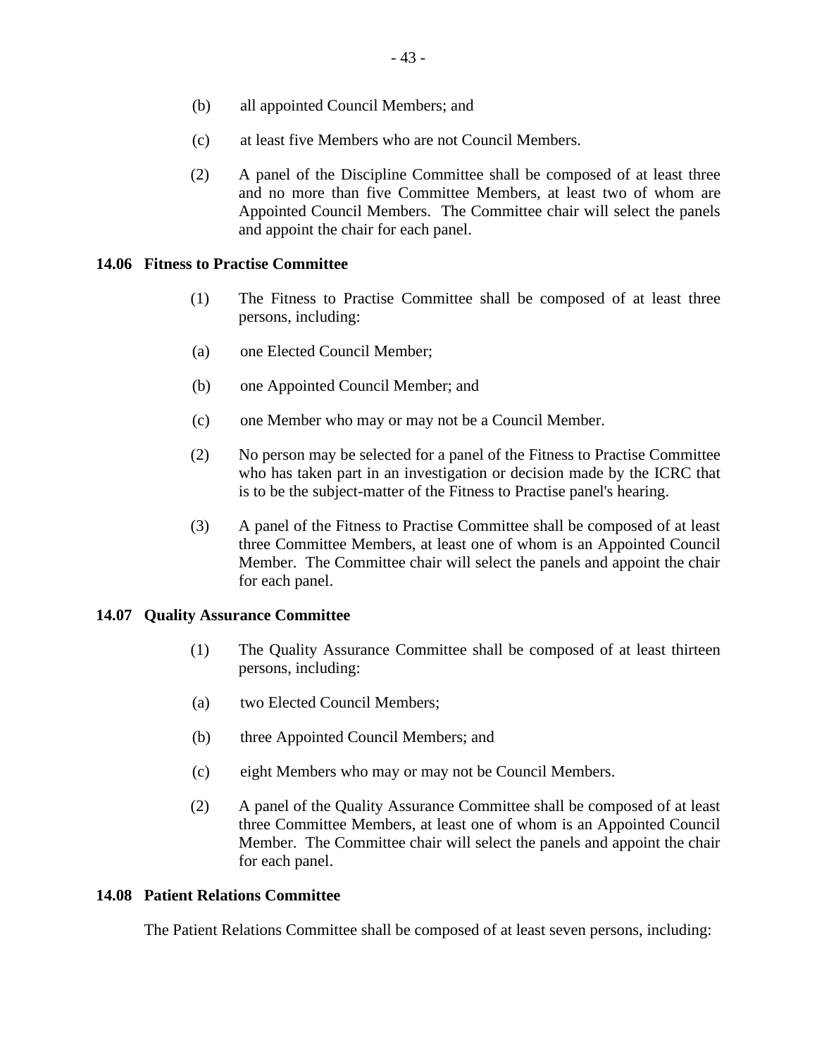(b) all appointed Council Members; and

(c) at least five Members who are not Council Members.

(2) A panel of the Discipline Committee shall be composed of at least three and no more than five Committee Members, at least two of whom are Appointed Council Members. The Committee chair will select the panels and appoint the chair for each panel.

**14.06 Fitness to Practise Committee**

(1) The Fitness to Practise Committee shall be composed of at least three persons, including:

(a) one Elected Council Member;

(b) one Appointed Council Member; and

(c) one Member who may or may not be a Council Member.

(2) No person may be selected for a panel of the Fitness to Practise Committee who has taken part in an investigation or decision made by the ICRC that is to be the subject-matter of the Fitness to Practise panel's hearing.

(3) A panel of the Fitness to Practise Committee shall be composed of at least three Committee Members, at least one of whom is an Appointed Council Member. The Committee chair will select the panels and appoint the chair for each panel.

**14.07 Quality Assurance Committee**

(1) The Quality Assurance Committee shall be composed of at least thirteen persons, including:

(a) two Elected Council Members;

(b) three Appointed Council Members; and

(c) eight Members who may or may not be Council Members.

(2) A panel of the Quality Assurance Committee shall be composed of at least three Committee Members, at least one of whom is an Appointed Council Member. The Committee chair will select the panels and appoint the chair for each panel.

**14.08 Patient Relations Committee**

The Patient Relations Committee shall be composed of at least seven persons, including: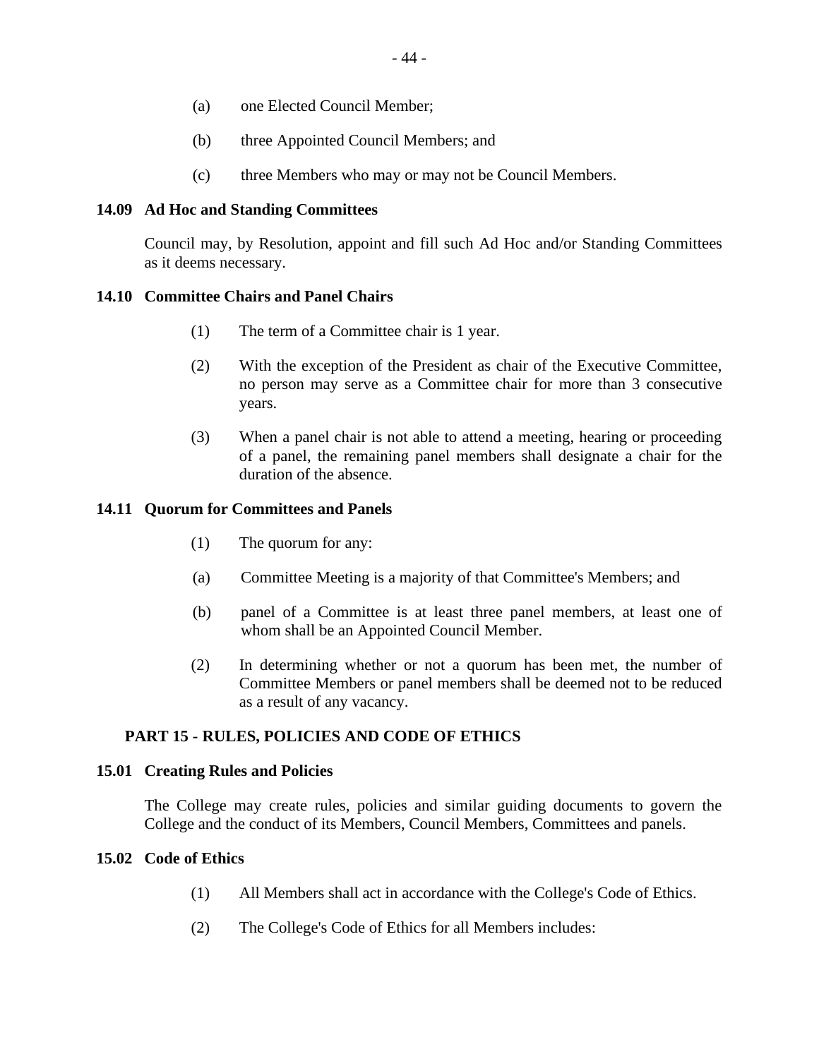(a) one Elected Council Member;

(b) three Appointed Council Members; and

(c) three Members who may or may not be Council Members.

**14.09 Ad Hoc and Standing Committees**

Council may, by Resolution, appoint and fill such Ad Hoc and/or Standing Committees as it deems necessary.

**14.10 Committee Chairs and Panel Chairs**

(1) The term of a Committee chair is 1 year.

(2) With the exception of the President as chair of the Executive Committee, no person may serve as a Committee chair for more than 3 consecutive years.

(3) When a panel chair is not able to attend a meeting, hearing or proceeding of a panel, the remaining panel members shall designate a chair for the duration of the absence.

**14.11 Quorum for Committees and Panels**

(1) The quorum for any:

(a) Committee Meeting is a majority of that Committee's Members; and

(b) panel of a Committee is at least three panel members, at least one of whom shall be an Appointed Council Member.

(2) In determining whether or not a quorum has been met, the number of Committee Members or panel members shall be deemed not to be reduced as a result of any vacancy.

## PART 15 - RULES, POLICIES AND CODE OF ETHICS

**15.01 Creating Rules and Policies**

The College may create rules, policies and similar guiding documents to govern the College and the conduct of its Members, Council Members, Committees and panels.

**15.02 Code of Ethics**

(1) All Members shall act in accordance with the College's Code of Ethics.

(2) The College's Code of Ethics for all Members includes: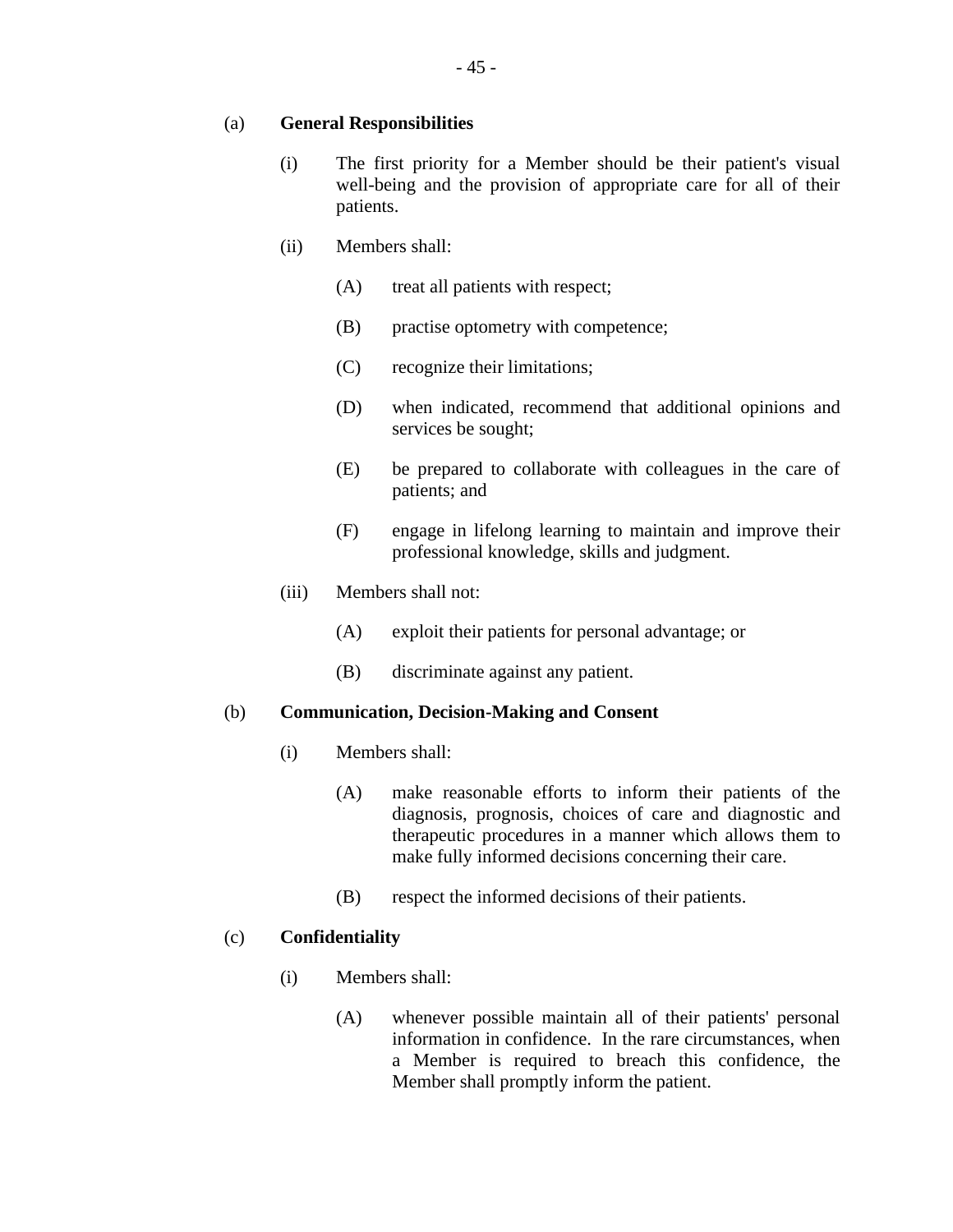(a) **General Responsibilities**

(i) The first priority for a Member should be their patient's visual well-being and the provision of appropriate care for all of their patients.

(ii) Members shall:

(A) treat all patients with respect;

(B) practise optometry with competence;

(C) recognize their limitations;

(D) when indicated, recommend that additional opinions and services be sought;

(E) be prepared to collaborate with colleagues in the care of patients; and

(F) engage in lifelong learning to maintain and improve their professional knowledge, skills and judgment.

(iii) Members shall not:

(A) exploit their patients for personal advantage; or

(B) discriminate against any patient.

(b) **Communication, Decision-Making and Consent**

(i) Members shall:

(A) make reasonable efforts to inform their patients of the diagnosis, prognosis, choices of care and diagnostic and therapeutic procedures in a manner which allows them to make fully informed decisions concerning their care.

(B) respect the informed decisions of their patients.

(c) **Confidentiality**

(i) Members shall:

(A) whenever possible maintain all of their patients' personal information in confidence. In the rare circumstances, when a Member is required to breach this confidence, the Member shall promptly inform the patient.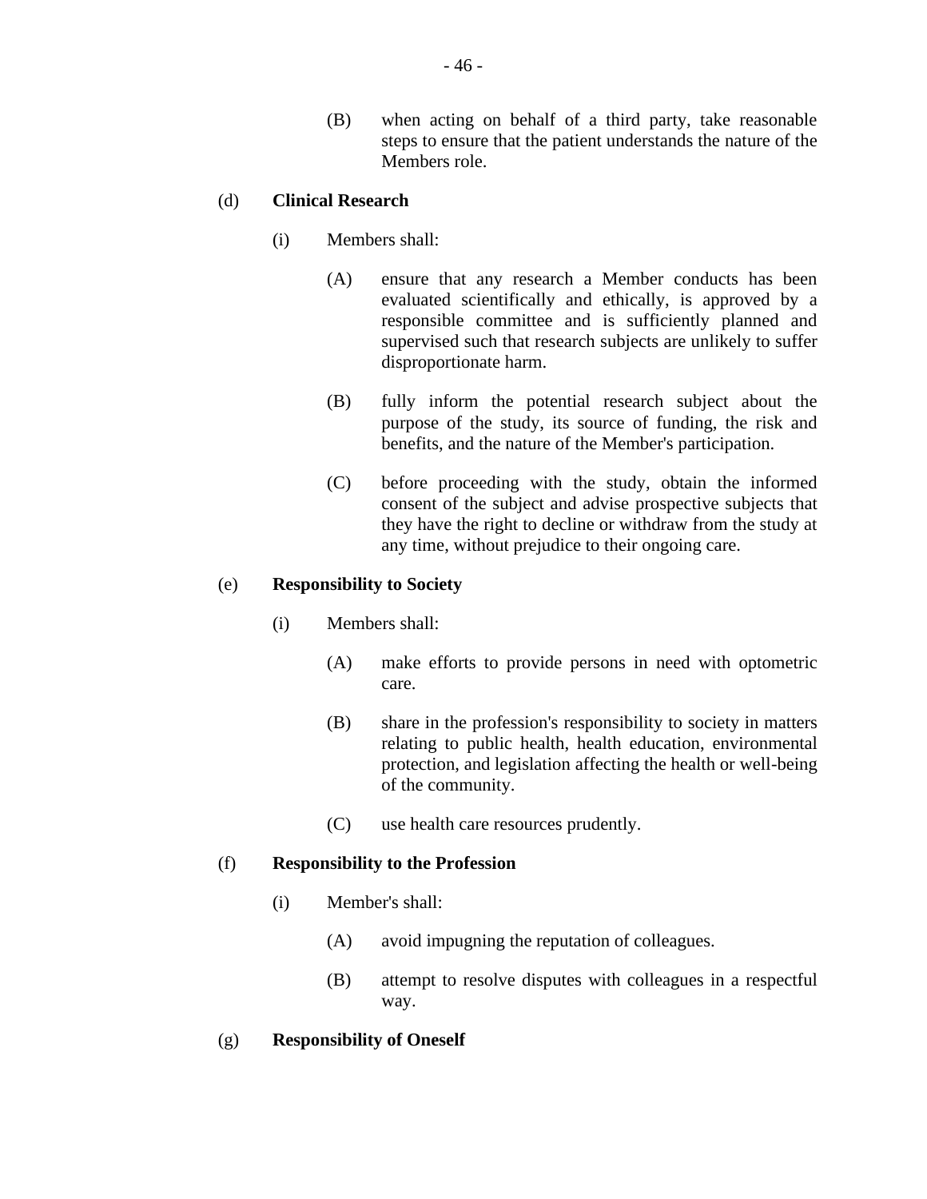(B) when acting on behalf of a third party, take reasonable steps to ensure that the patient understands the nature of the Members role.

(d) **Clinical Research**

(i) Members shall:

(A) ensure that any research a Member conducts has been evaluated scientifically and ethically, is approved by a responsible committee and is sufficiently planned and supervised such that research subjects are unlikely to suffer disproportionate harm.

(B) fully inform the potential research subject about the purpose of the study, its source of funding, the risk and benefits, and the nature of the Member's participation.

(C) before proceeding with the study, obtain the informed consent of the subject and advise prospective subjects that they have the right to decline or withdraw from the study at any time, without prejudice to their ongoing care.

(e) **Responsibility to Society**

(i) Members shall:

(A) make efforts to provide persons in need with optometric care.

(B) share in the profession's responsibility to society in matters relating to public health, health education, environmental protection, and legislation affecting the health or well-being of the community.

(C) use health care resources prudently.

(f) **Responsibility to the Profession**

(i) Member's shall:

(A) avoid impugning the reputation of colleagues.

(B) attempt to resolve disputes with colleagues in a respectful way.

(g) **Responsibility of Oneself**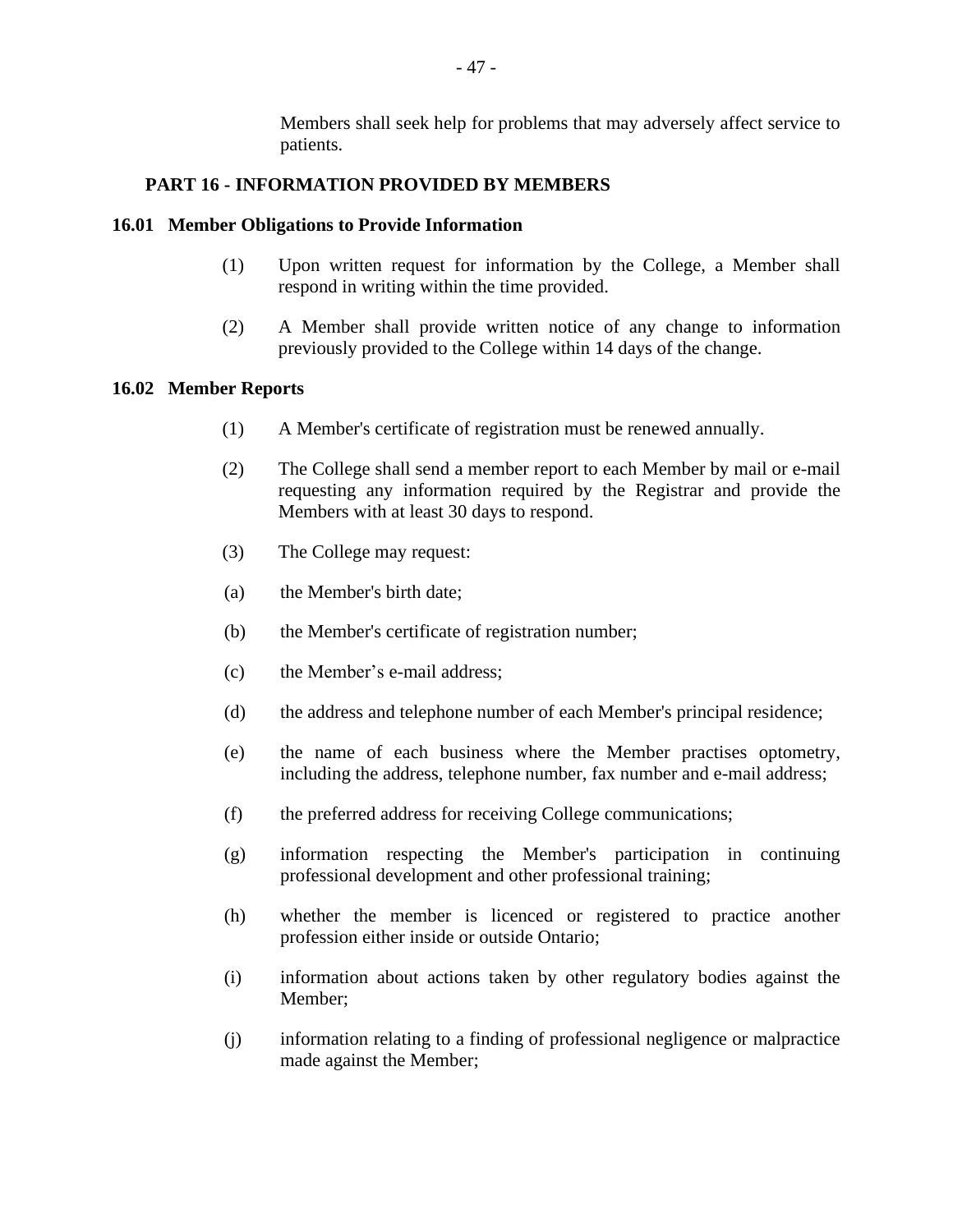Members shall seek help for problems that may adversely affect service to patients.

## PART 16 - INFORMATION PROVIDED BY MEMBERS

### 16.01 Member Obligations to Provide Information

(1) Upon written request for information by the College, a Member shall respond in writing within the time provided.

(2) A Member shall provide written notice of any change to information previously provided to the College within 14 days of the change.

### 16.02 Member Reports

(1) A Member's certificate of registration must be renewed annually.

(2) The College shall send a member report to each Member by mail or e-mail requesting any information required by the Registrar and provide the Members with at least 30 days to respond.

(3) The College may request:

(a) the Member's birth date;

(b) the Member's certificate of registration number;

(c) the Member's e-mail address;

(d) the address and telephone number of each Member's principal residence;

(e) the name of each business where the Member practises optometry, including the address, telephone number, fax number and e-mail address;

(f) the preferred address for receiving College communications;

(g) information respecting the Member's participation in continuing professional development and other professional training;

(h) whether the member is licenced or registered to practice another profession either inside or outside Ontario;

(i) information about actions taken by other regulatory bodies against the Member;

(j) information relating to a finding of professional negligence or malpractice made against the Member;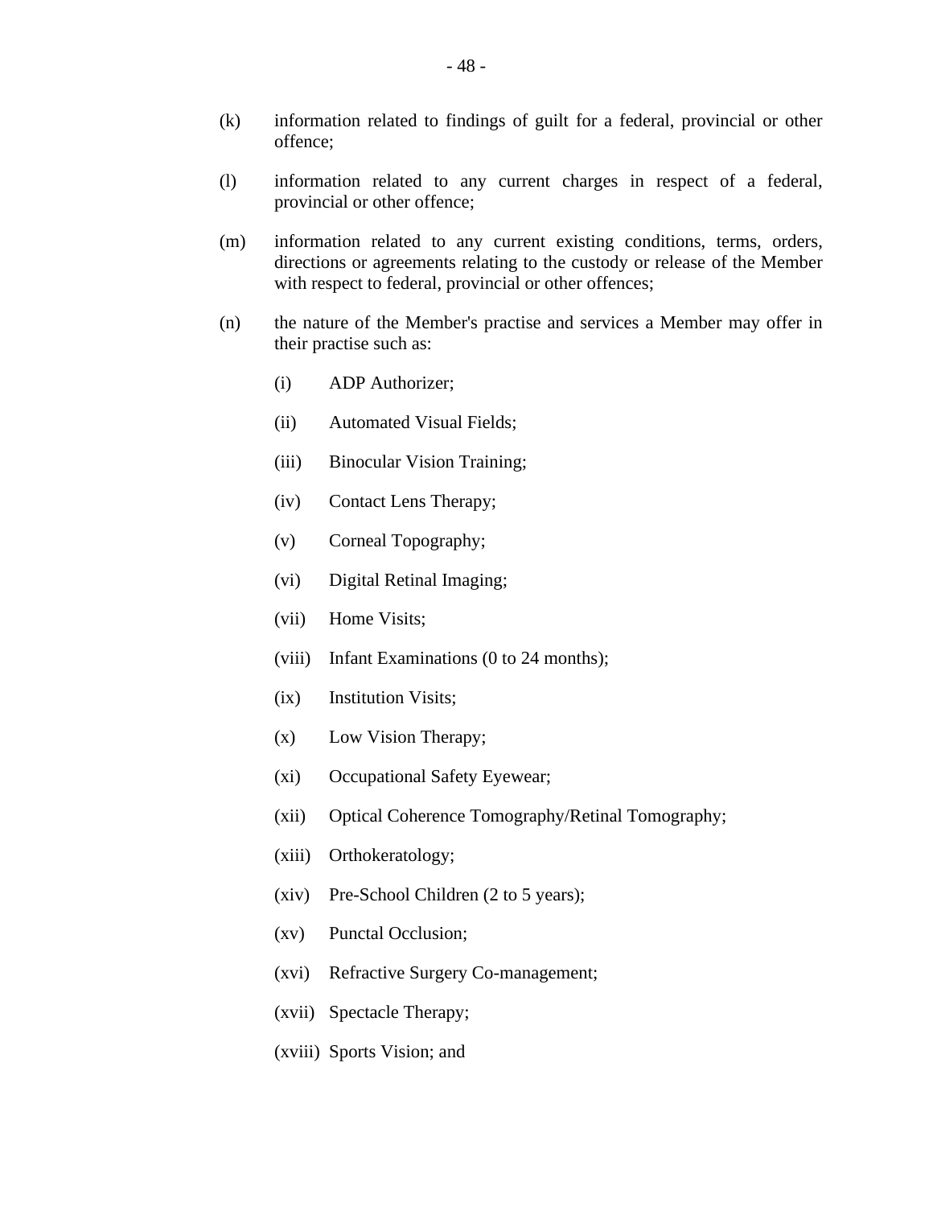(k) information related to findings of guilt for a federal, provincial or other offence;

(l) information related to any current charges in respect of a federal, provincial or other offence;

(m) information related to any current existing conditions, terms, orders, directions or agreements relating to the custody or release of the Member with respect to federal, provincial or other offences;

(n) the nature of the Member's practise and services a Member may offer in their practise such as:

  (i) ADP Authorizer;

  (ii) Automated Visual Fields;

  (iii) Binocular Vision Training;

  (iv) Contact Lens Therapy;

  (v) Corneal Topography;

  (vi) Digital Retinal Imaging;

  (vii) Home Visits;

  (viii) Infant Examinations (0 to 24 months);

  (ix) Institution Visits;

  (x) Low Vision Therapy;

  (xi) Occupational Safety Eyewear;

  (xii) Optical Coherence Tomography/Retinal Tomography;

  (xiii) Orthokeratology;

  (xiv) Pre-School Children (2 to 5 years);

  (xv) Punctal Occlusion;

  (xvi) Refractive Surgery Co-management;

  (xvii) Spectacle Therapy;

  (xviii) Sports Vision; and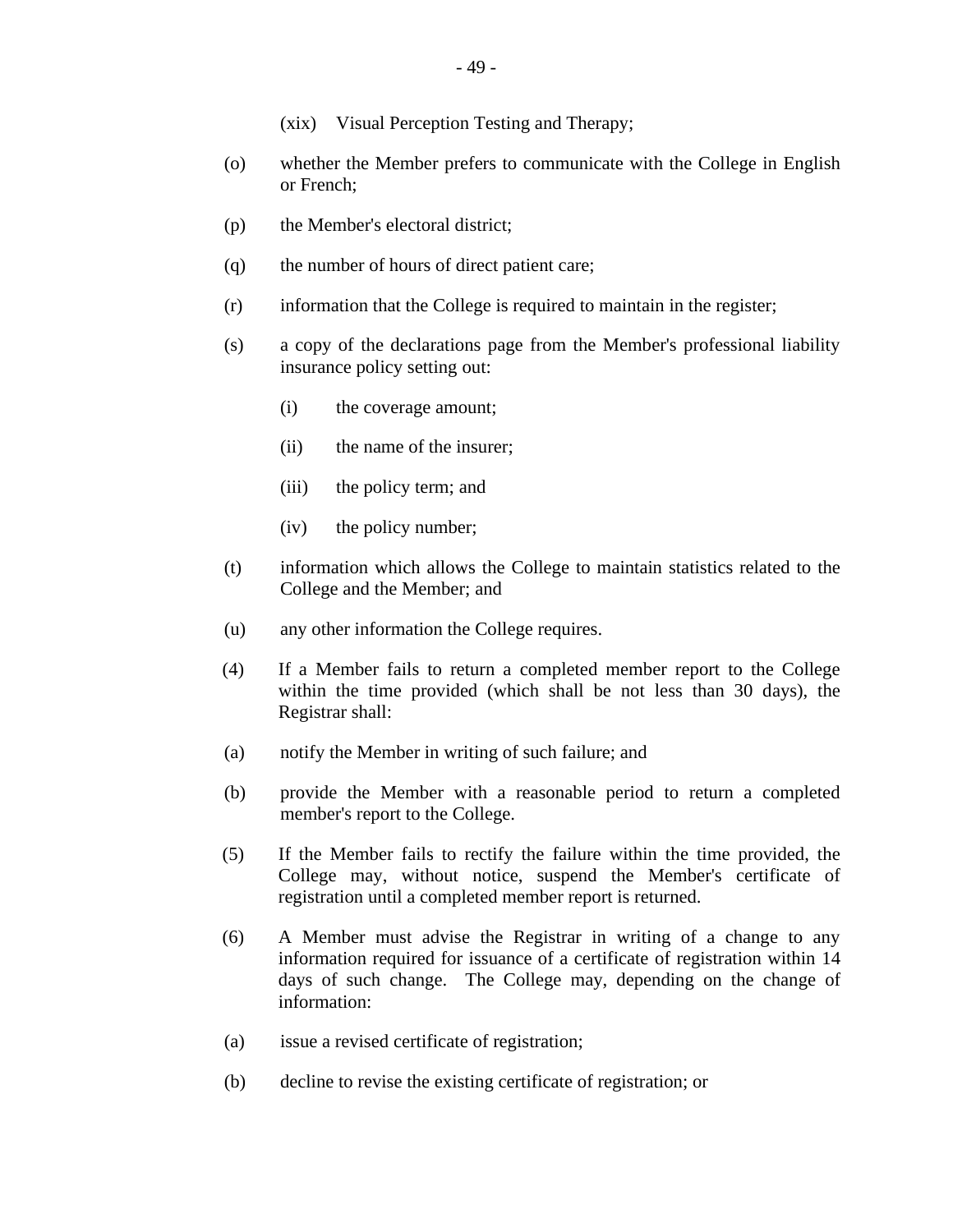(xix) Visual Perception Testing and Therapy;

(o) whether the Member prefers to communicate with the College in English or French;

(p) the Member's electoral district;

(q) the number of hours of direct patient care;

(r) information that the College is required to maintain in the register;

(s) a copy of the declarations page from the Member's professional liability insurance policy setting out:

(i) the coverage amount;

(ii) the name of the insurer;

(iii) the policy term; and

(iv) the policy number;

(t) information which allows the College to maintain statistics related to the College and the Member; and

(u) any other information the College requires.

(4) If a Member fails to return a completed member report to the College within the time provided (which shall be not less than 30 days), the Registrar shall:

(a) notify the Member in writing of such failure; and

(b) provide the Member with a reasonable period to return a completed member's report to the College.

(5) If the Member fails to rectify the failure within the time provided, the College may, without notice, suspend the Member's certificate of registration until a completed member report is returned.

(6) A Member must advise the Registrar in writing of a change to any information required for issuance of a certificate of registration within 14 days of such change. The College may, depending on the change of information:

(a) issue a revised certificate of registration;

(b) decline to revise the existing certificate of registration; or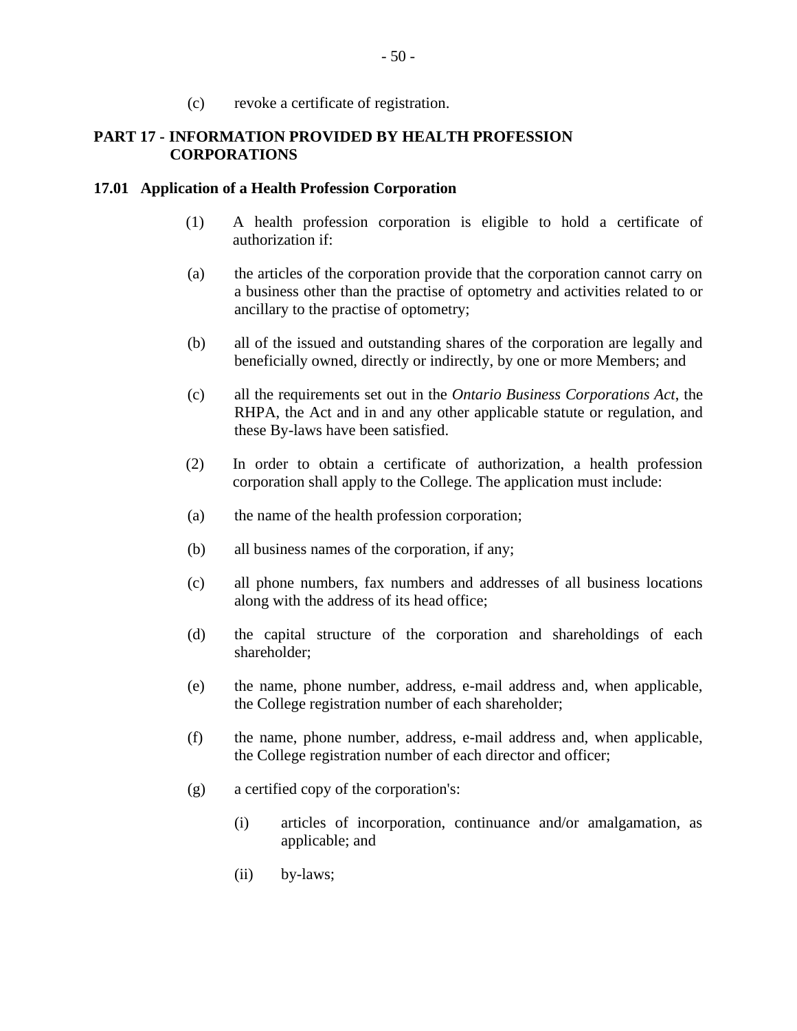(c) revoke a certificate of registration.

## PART 17 - INFORMATION PROVIDED BY HEALTH PROFESSION CORPORATIONS

### 17.01 Application of a Health Profession Corporation

(1) A health profession corporation is eligible to hold a certificate of authorization if:

(a) the articles of the corporation provide that the corporation cannot carry on a business other than the practise of optometry and activities related to or ancillary to the practise of optometry;

(b) all of the issued and outstanding shares of the corporation are legally and beneficially owned, directly or indirectly, by one or more Members; and

(c) all the requirements set out in the *Ontario Business Corporations Act*, the RHPA, the Act and in and any other applicable statute or regulation, and these By-laws have been satisfied.

(2) In order to obtain a certificate of authorization, a health profession corporation shall apply to the College. The application must include:

(a) the name of the health profession corporation;

(b) all business names of the corporation, if any;

(c) all phone numbers, fax numbers and addresses of all business locations along with the address of its head office;

(d) the capital structure of the corporation and shareholdings of each shareholder;

(e) the name, phone number, address, e-mail address and, when applicable, the College registration number of each shareholder;

(f) the name, phone number, address, e-mail address and, when applicable, the College registration number of each director and officer;

(g) a certified copy of the corporation's:

(i) articles of incorporation, continuance and/or amalgamation, as applicable; and

(ii) by-laws;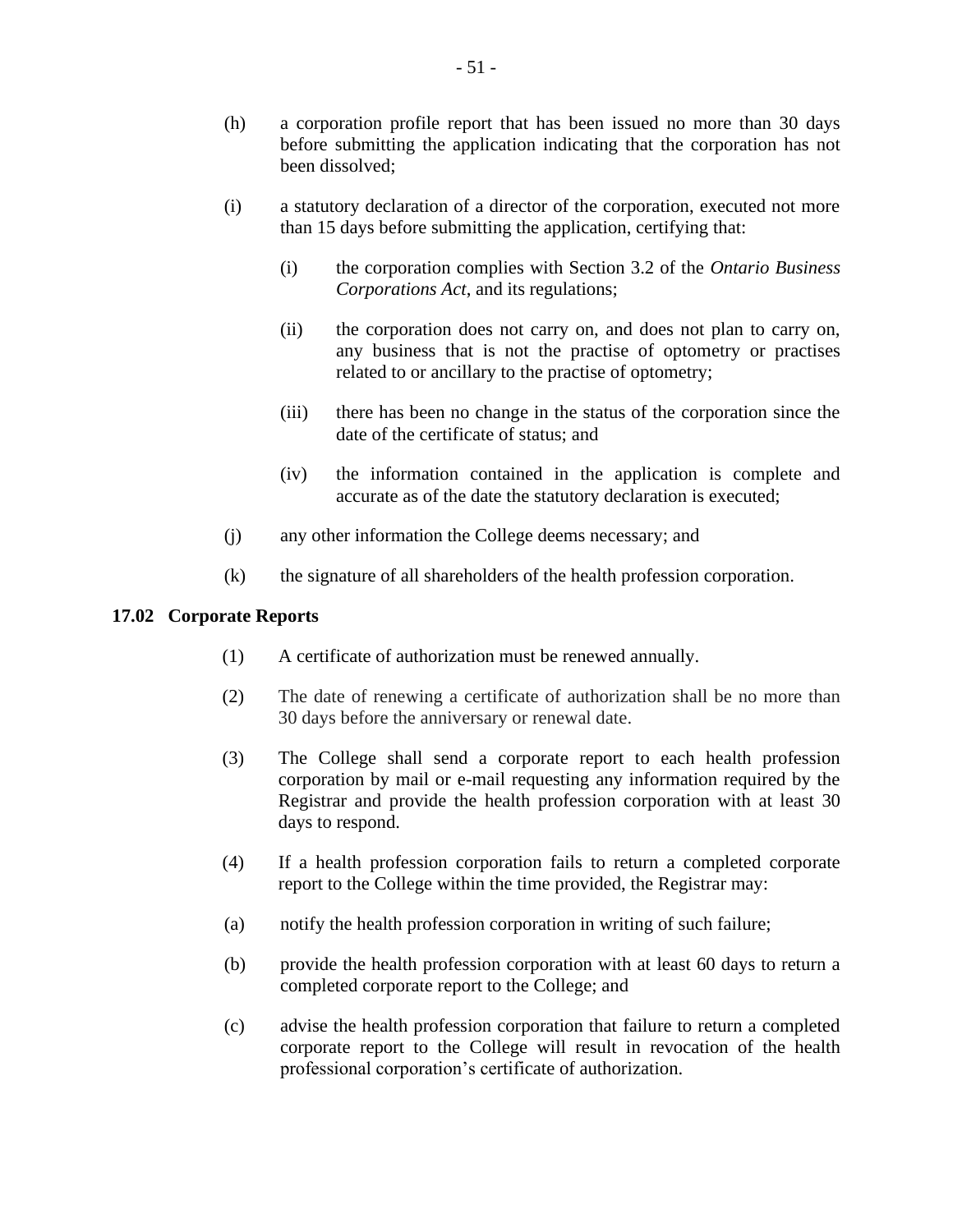(h) a corporation profile report that has been issued no more than 30 days before submitting the application indicating that the corporation has not been dissolved;

(i) a statutory declaration of a director of the corporation, executed not more than 15 days before submitting the application, certifying that:

   (i) the corporation complies with Section 3.2 of the *Ontario Business Corporations Act*, and its regulations;

   (ii) the corporation does not carry on, and does not plan to carry on, any business that is not the practise of optometry or practises related to or ancillary to the practise of optometry;

   (iii) there has been no change in the status of the corporation since the date of the certificate of status; and

   (iv) the information contained in the application is complete and accurate as of the date the statutory declaration is executed;

(j) any other information the College deems necessary; and

(k) the signature of all shareholders of the health profession corporation.

**17.02 Corporate Reports**

(1) A certificate of authorization must be renewed annually.

(2) The date of renewing a certificate of authorization shall be no more than 30 days before the anniversary or renewal date.

(3) The College shall send a corporate report to each health profession corporation by mail or e-mail requesting any information required by the Registrar and provide the health profession corporation with at least 30 days to respond.

(4) If a health profession corporation fails to return a completed corporate report to the College within the time provided, the Registrar may:

(a) notify the health profession corporation in writing of such failure;

(b) provide the health profession corporation with at least 60 days to return a completed corporate report to the College; and

(c) advise the health profession corporation that failure to return a completed corporate report to the College will result in revocation of the health professional corporation's certificate of authorization.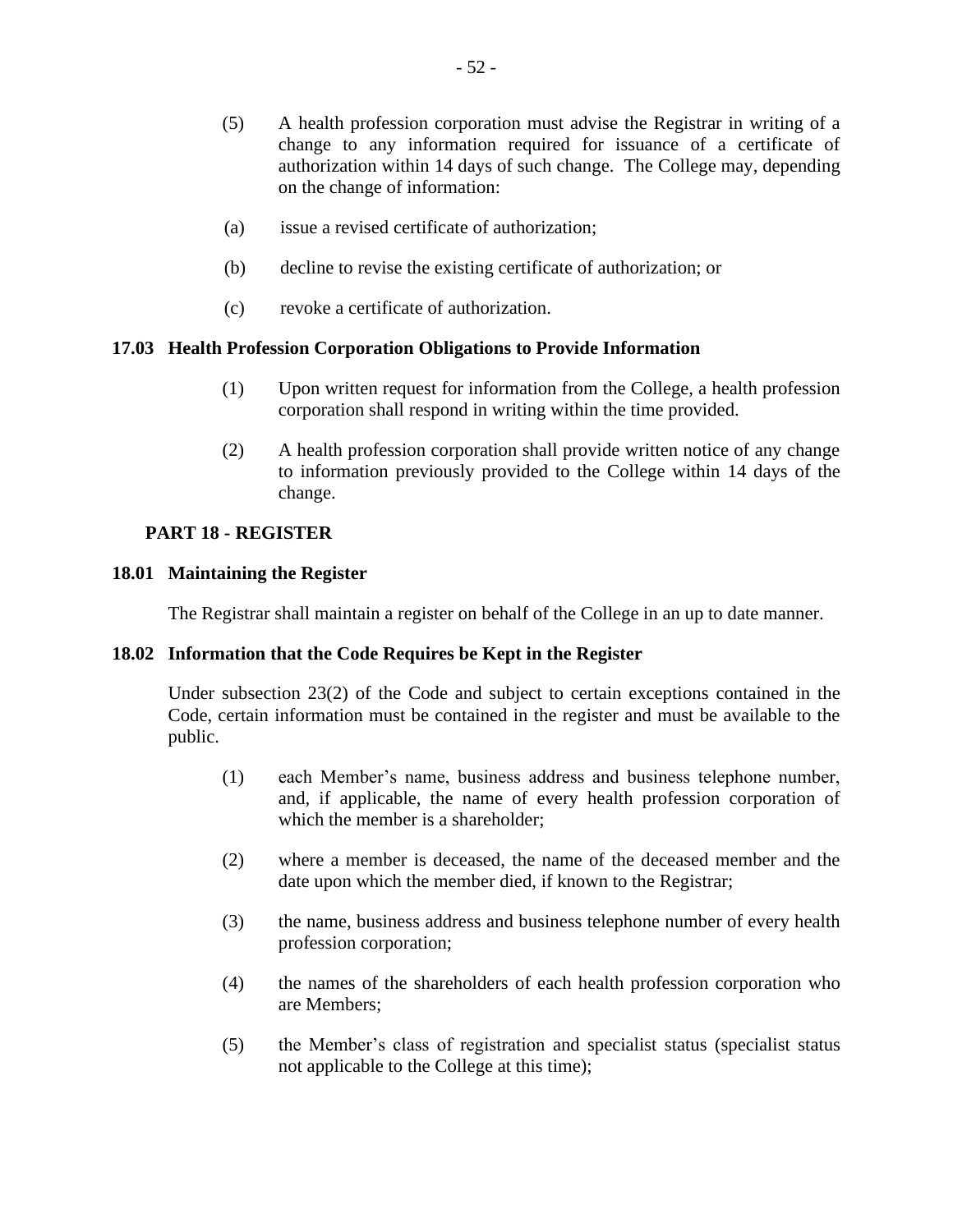(5) A health profession corporation must advise the Registrar in writing of a change to any information required for issuance of a certificate of authorization within 14 days of such change. The College may, depending on the change of information:

(a) issue a revised certificate of authorization;

(b) decline to revise the existing certificate of authorization; or

(c) revoke a certificate of authorization.

### 17.03 Health Profession Corporation Obligations to Provide Information

(1) Upon written request for information from the College, a health profession corporation shall respond in writing within the time provided.

(2) A health profession corporation shall provide written notice of any change to information previously provided to the College within 14 days of the change.

## PART 18 - REGISTER

### 18.01 Maintaining the Register

The Registrar shall maintain a register on behalf of the College in an up to date manner.

### 18.02 Information that the Code Requires be Kept in the Register

Under subsection 23(2) of the Code and subject to certain exceptions contained in the Code, certain information must be contained in the register and must be available to the public.

(1) each Member's name, business address and business telephone number, and, if applicable, the name of every health profession corporation of which the member is a shareholder;

(2) where a member is deceased, the name of the deceased member and the date upon which the member died, if known to the Registrar;

(3) the name, business address and business telephone number of every health profession corporation;

(4) the names of the shareholders of each health profession corporation who are Members;

(5) the Member's class of registration and specialist status (specialist status not applicable to the College at this time);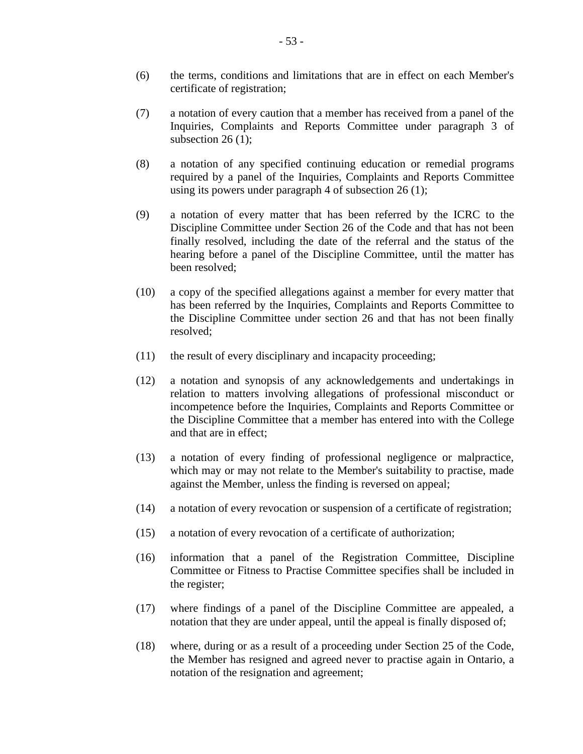(6) the terms, conditions and limitations that are in effect on each Member's certificate of registration;

(7) a notation of every caution that a member has received from a panel of the Inquiries, Complaints and Reports Committee under paragraph 3 of subsection 26 (1);

(8) a notation of any specified continuing education or remedial programs required by a panel of the Inquiries, Complaints and Reports Committee using its powers under paragraph 4 of subsection 26 (1);

(9) a notation of every matter that has been referred by the ICRC to the Discipline Committee under Section 26 of the Code and that has not been finally resolved, including the date of the referral and the status of the hearing before a panel of the Discipline Committee, until the matter has been resolved;

(10) a copy of the specified allegations against a member for every matter that has been referred by the Inquiries, Complaints and Reports Committee to the Discipline Committee under section 26 and that has not been finally resolved;

(11) the result of every disciplinary and incapacity proceeding;

(12) a notation and synopsis of any acknowledgements and undertakings in relation to matters involving allegations of professional misconduct or incompetence before the Inquiries, Complaints and Reports Committee or the Discipline Committee that a member has entered into with the College and that are in effect;

(13) a notation of every finding of professional negligence or malpractice, which may or may not relate to the Member's suitability to practise, made against the Member, unless the finding is reversed on appeal;

(14) a notation of every revocation or suspension of a certificate of registration;

(15) a notation of every revocation of a certificate of authorization;

(16) information that a panel of the Registration Committee, Discipline Committee or Fitness to Practise Committee specifies shall be included in the register;

(17) where findings of a panel of the Discipline Committee are appealed, a notation that they are under appeal, until the appeal is finally disposed of;

(18) where, during or as a result of a proceeding under Section 25 of the Code, the Member has resigned and agreed never to practise again in Ontario, a notation of the resignation and agreement;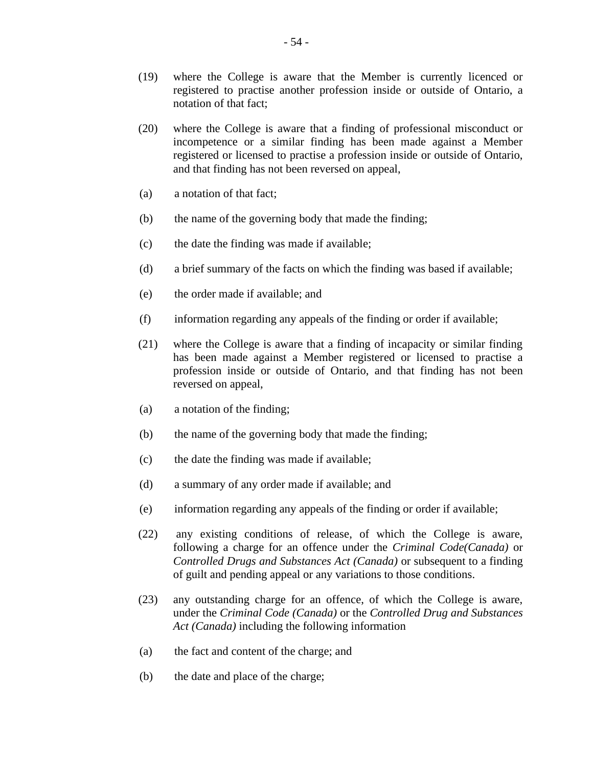(19) where the College is aware that the Member is currently licenced or registered to practise another profession inside or outside of Ontario, a notation of that fact;

(20) where the College is aware that a finding of professional misconduct or incompetence or a similar finding has been made against a Member registered or licensed to practise a profession inside or outside of Ontario, and that finding has not been reversed on appeal,

(a) a notation of that fact;

(b) the name of the governing body that made the finding;

(c) the date the finding was made if available;

(d) a brief summary of the facts on which the finding was based if available;

(e) the order made if available; and

(f) information regarding any appeals of the finding or order if available;

(21) where the College is aware that a finding of incapacity or similar finding has been made against a Member registered or licensed to practise a profession inside or outside of Ontario, and that finding has not been reversed on appeal,

(a) a notation of the finding;

(b) the name of the governing body that made the finding;

(c) the date the finding was made if available;

(d) a summary of any order made if available; and

(e) information regarding any appeals of the finding or order if available;

(22) any existing conditions of release, of which the College is aware, following a charge for an offence under the *Criminal Code(Canada)* or *Controlled Drugs and Substances Act (Canada)* or subsequent to a finding of guilt and pending appeal or any variations to those conditions.

(23) any outstanding charge for an offence, of which the College is aware, under the *Criminal Code (Canada)* or the *Controlled Drug and Substances Act (Canada)* including the following information

(a) the fact and content of the charge; and

(b) the date and place of the charge;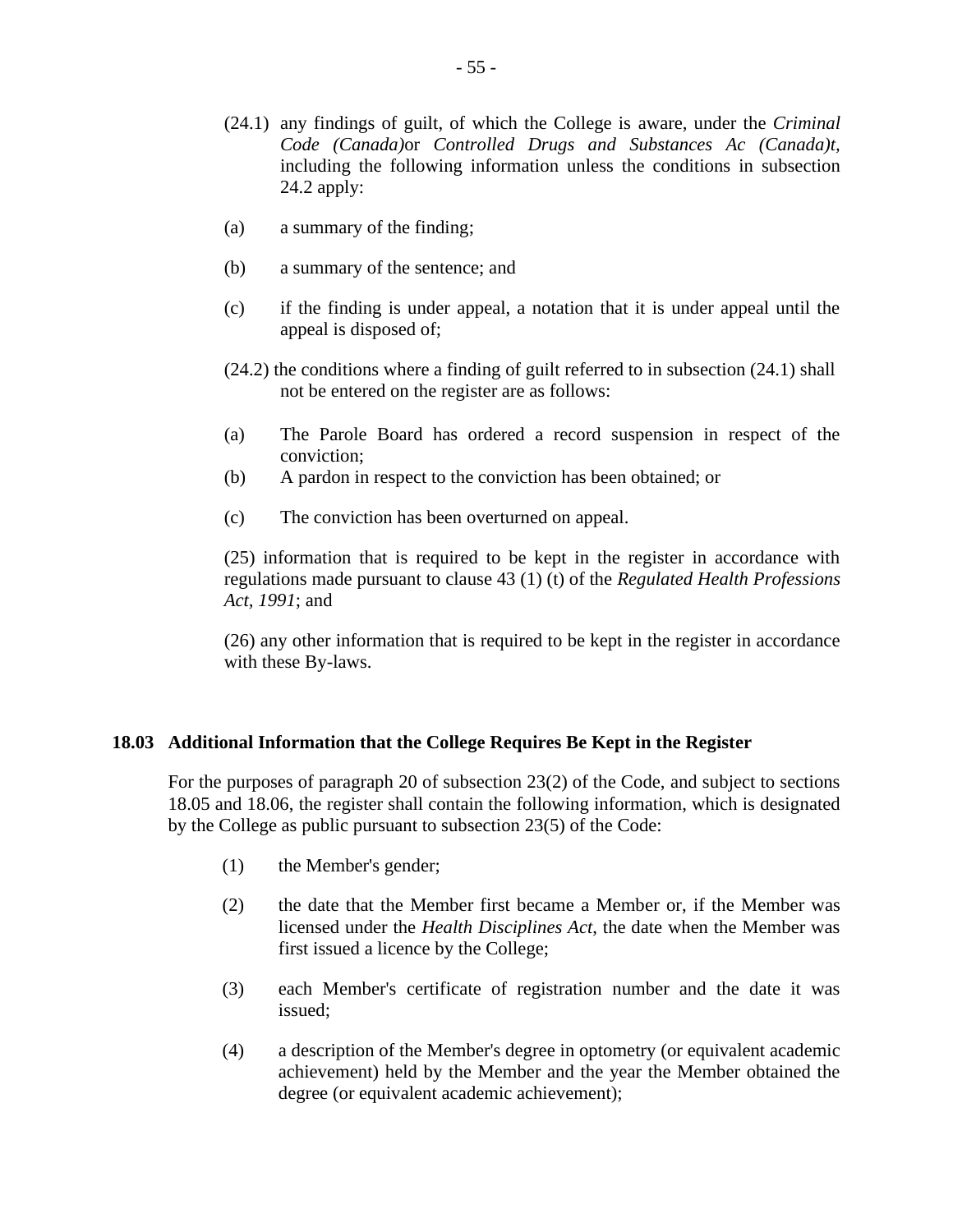(24.1) any findings of guilt, of which the College is aware, under the *Criminal Code (Canada)*or *Controlled Drugs and Substances Ac (Canada)t*, including the following information unless the conditions in subsection 24.2 apply:

(a) a summary of the finding;

(b) a summary of the sentence; and

(c) if the finding is under appeal, a notation that it is under appeal until the appeal is disposed of;

(24.2) the conditions where a finding of guilt referred to in subsection (24.1) shall not be entered on the register are as follows:

(a) The Parole Board has ordered a record suspension in respect of the conviction;

(b) A pardon in respect to the conviction has been obtained; or

(c) The conviction has been overturned on appeal.

(25) information that is required to be kept in the register in accordance with regulations made pursuant to clause 43 (1) (t) of the *Regulated Health Professions Act, 1991*; and

(26) any other information that is required to be kept in the register in accordance with these By-laws.

**18.03 Additional Information that the College Requires Be Kept in the Register**

For the purposes of paragraph 20 of subsection 23(2) of the Code, and subject to sections 18.05 and 18.06, the register shall contain the following information, which is designated by the College as public pursuant to subsection 23(5) of the Code:

(1) the Member's gender;

(2) the date that the Member first became a Member or, if the Member was licensed under the *Health Disciplines Act*, the date when the Member was first issued a licence by the College;

(3) each Member's certificate of registration number and the date it was issued;

(4) a description of the Member's degree in optometry (or equivalent academic achievement) held by the Member and the year the Member obtained the degree (or equivalent academic achievement);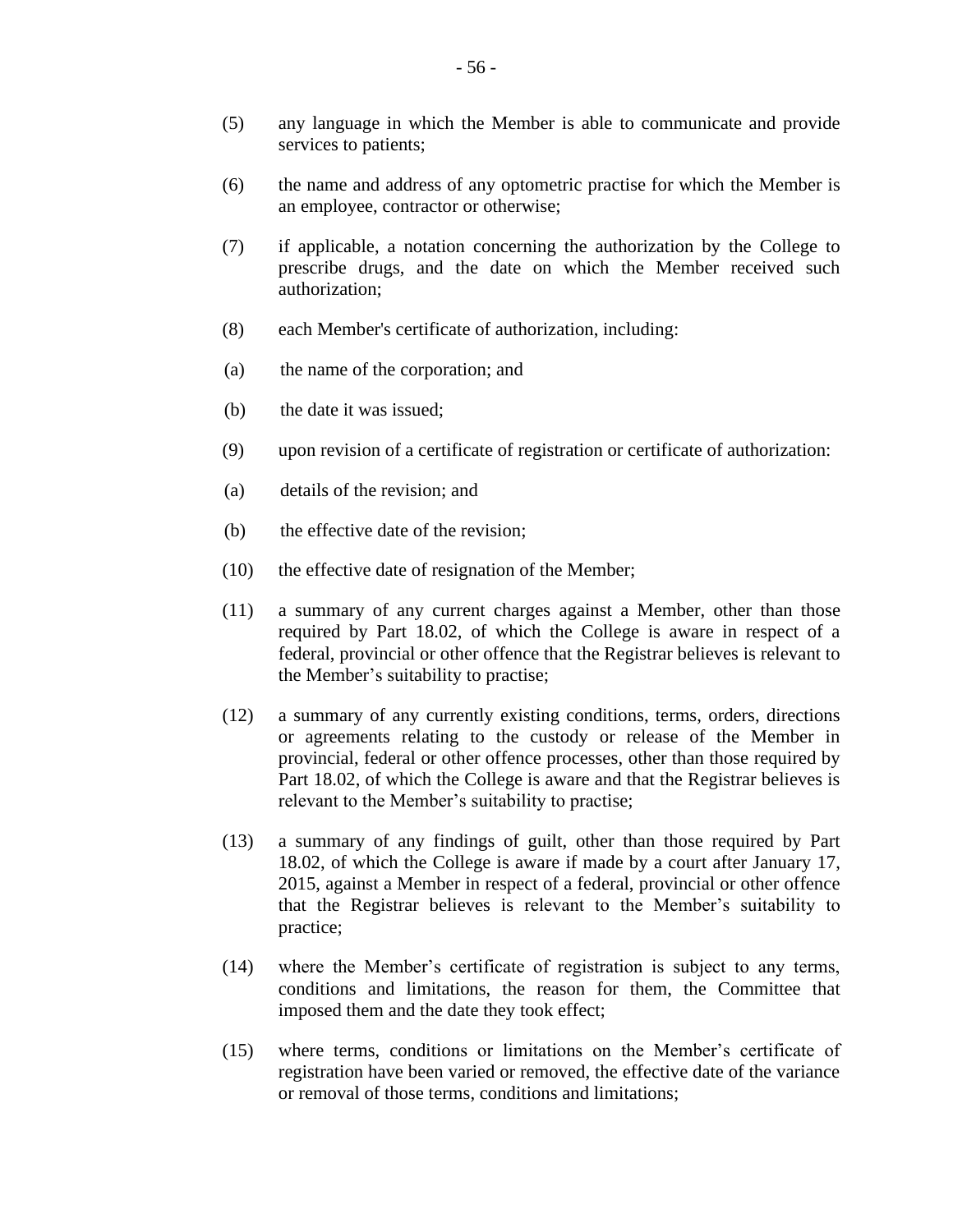(5) any language in which the Member is able to communicate and provide services to patients;

(6) the name and address of any optometric practise for which the Member is an employee, contractor or otherwise;

(7) if applicable, a notation concerning the authorization by the College to prescribe drugs, and the date on which the Member received such authorization;

(8) each Member's certificate of authorization, including:

(a) the name of the corporation; and

(b) the date it was issued;

(9) upon revision of a certificate of registration or certificate of authorization:

(a) details of the revision; and

(b) the effective date of the revision;

(10) the effective date of resignation of the Member;

(11) a summary of any current charges against a Member, other than those required by Part 18.02, of which the College is aware in respect of a federal, provincial or other offence that the Registrar believes is relevant to the Member's suitability to practise;

(12) a summary of any currently existing conditions, terms, orders, directions or agreements relating to the custody or release of the Member in provincial, federal or other offence processes, other than those required by Part 18.02, of which the College is aware and that the Registrar believes is relevant to the Member's suitability to practise;

(13) a summary of any findings of guilt, other than those required by Part 18.02, of which the College is aware if made by a court after January 17, 2015, against a Member in respect of a federal, provincial or other offence that the Registrar believes is relevant to the Member's suitability to practice;

(14) where the Member's certificate of registration is subject to any terms, conditions and limitations, the reason for them, the Committee that imposed them and the date they took effect;

(15) where terms, conditions or limitations on the Member's certificate of registration have been varied or removed, the effective date of the variance or removal of those terms, conditions and limitations;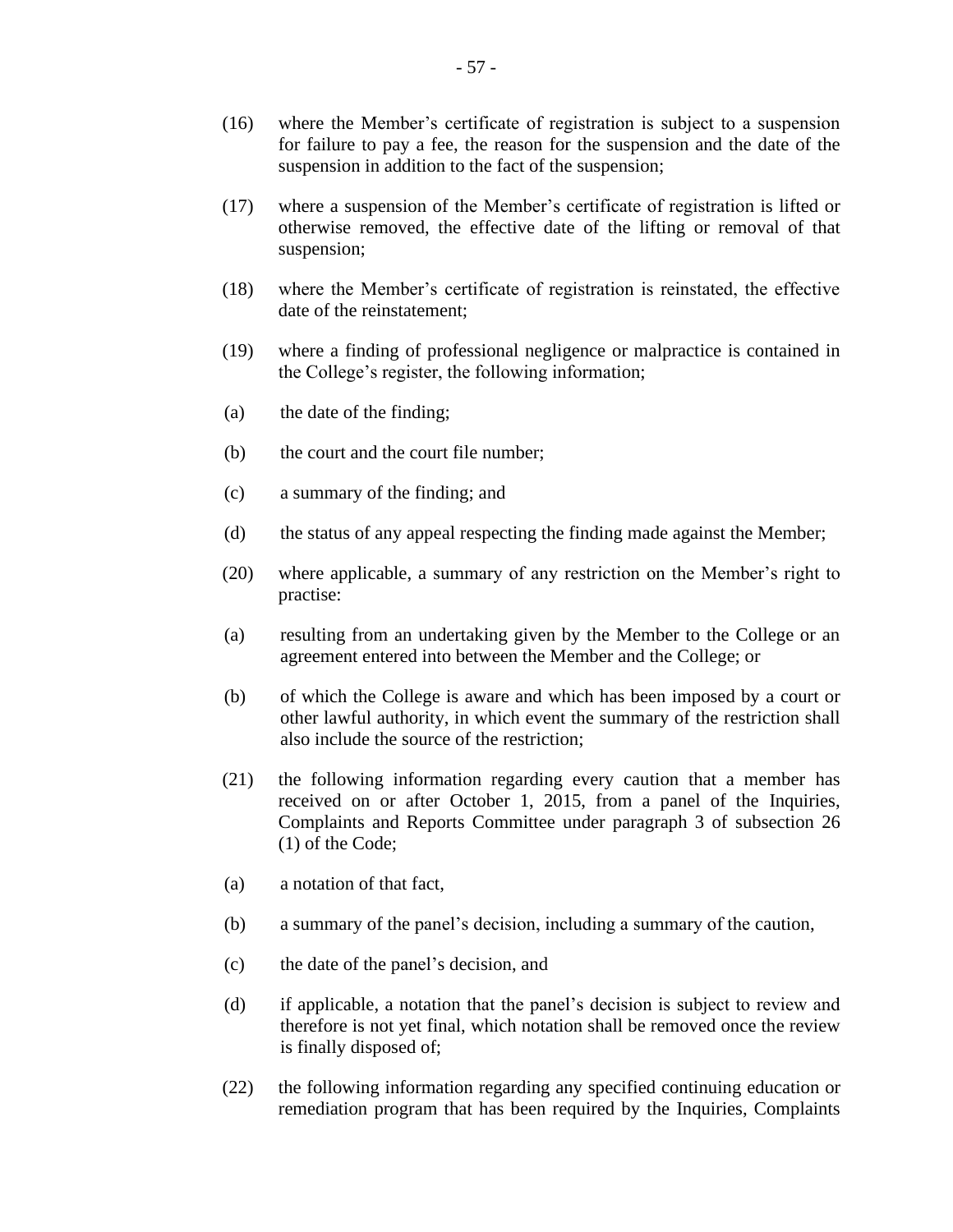(16) where the Member's certificate of registration is subject to a suspension for failure to pay a fee, the reason for the suspension and the date of the suspension in addition to the fact of the suspension;

(17) where a suspension of the Member's certificate of registration is lifted or otherwise removed, the effective date of the lifting or removal of that suspension;

(18) where the Member's certificate of registration is reinstated, the effective date of the reinstatement;

(19) where a finding of professional negligence or malpractice is contained in the College's register, the following information;

(a) the date of the finding;

(b) the court and the court file number;

(c) a summary of the finding; and

(d) the status of any appeal respecting the finding made against the Member;

(20) where applicable, a summary of any restriction on the Member's right to practise:

(a) resulting from an undertaking given by the Member to the College or an agreement entered into between the Member and the College; or

(b) of which the College is aware and which has been imposed by a court or other lawful authority, in which event the summary of the restriction shall also include the source of the restriction;

(21) the following information regarding every caution that a member has received on or after October 1, 2015, from a panel of the Inquiries, Complaints and Reports Committee under paragraph 3 of subsection 26 (1) of the Code;

(a) a notation of that fact,

(b) a summary of the panel's decision, including a summary of the caution,

(c) the date of the panel's decision, and

(d) if applicable, a notation that the panel's decision is subject to review and therefore is not yet final, which notation shall be removed once the review is finally disposed of;

(22) the following information regarding any specified continuing education or remediation program that has been required by the Inquiries, Complaints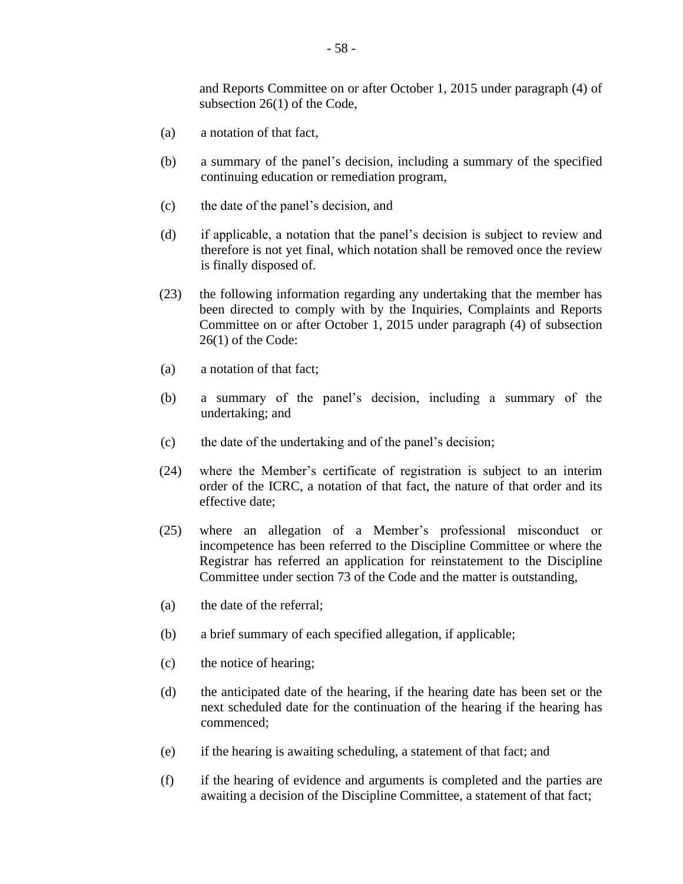and Reports Committee on or after October 1, 2015 under paragraph (4) of subsection 26(1) of the Code,

(a) a notation of that fact,

(b) a summary of the panel's decision, including a summary of the specified continuing education or remediation program,

(c) the date of the panel's decision, and

(d) if applicable, a notation that the panel's decision is subject to review and therefore is not yet final, which notation shall be removed once the review is finally disposed of.

(23) the following information regarding any undertaking that the member has been directed to comply with by the Inquiries, Complaints and Reports Committee on or after October 1, 2015 under paragraph (4) of subsection 26(1) of the Code:

(a) a notation of that fact;

(b) a summary of the panel's decision, including a summary of the undertaking; and

(c) the date of the undertaking and of the panel's decision;

(24) where the Member's certificate of registration is subject to an interim order of the ICRC, a notation of that fact, the nature of that order and its effective date;

(25) where an allegation of a Member's professional misconduct or incompetence has been referred to the Discipline Committee or where the Registrar has referred an application for reinstatement to the Discipline Committee under section 73 of the Code and the matter is outstanding,

(a) the date of the referral;

(b) a brief summary of each specified allegation, if applicable;

(c) the notice of hearing;

(d) the anticipated date of the hearing, if the hearing date has been set or the next scheduled date for the continuation of the hearing if the hearing has commenced;

(e) if the hearing is awaiting scheduling, a statement of that fact; and

(f) if the hearing of evidence and arguments is completed and the parties are awaiting a decision of the Discipline Committee, a statement of that fact;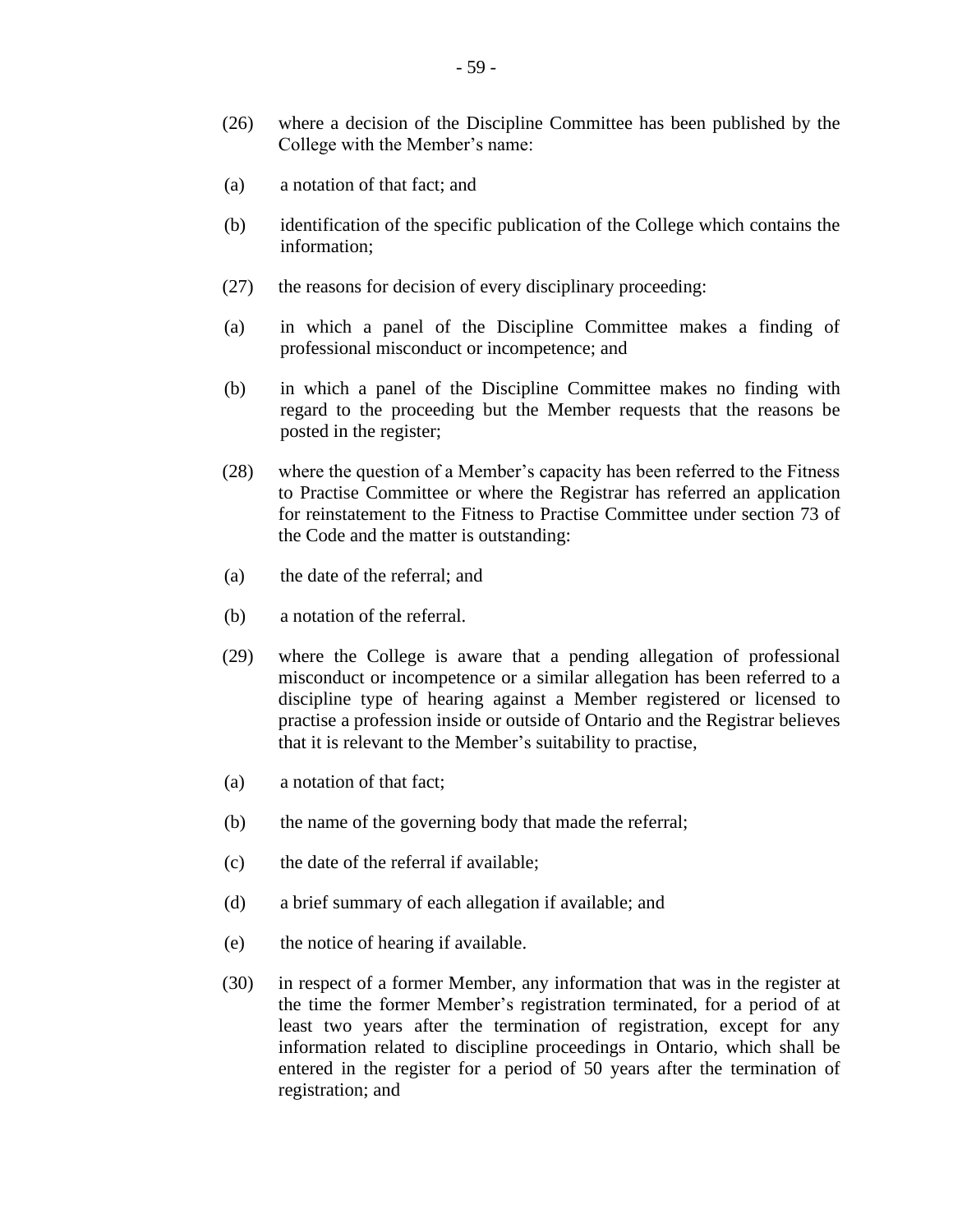(26) where a decision of the Discipline Committee has been published by the College with the Member's name:

(a) a notation of that fact; and

(b) identification of the specific publication of the College which contains the information;

(27) the reasons for decision of every disciplinary proceeding:

(a) in which a panel of the Discipline Committee makes a finding of professional misconduct or incompetence; and

(b) in which a panel of the Discipline Committee makes no finding with regard to the proceeding but the Member requests that the reasons be posted in the register;

(28) where the question of a Member's capacity has been referred to the Fitness to Practise Committee or where the Registrar has referred an application for reinstatement to the Fitness to Practise Committee under section 73 of the Code and the matter is outstanding:

(a) the date of the referral; and

(b) a notation of the referral.

(29) where the College is aware that a pending allegation of professional misconduct or incompetence or a similar allegation has been referred to a discipline type of hearing against a Member registered or licensed to practise a profession inside or outside of Ontario and the Registrar believes that it is relevant to the Member's suitability to practise,

(a) a notation of that fact;

(b) the name of the governing body that made the referral;

(c) the date of the referral if available;

(d) a brief summary of each allegation if available; and

(e) the notice of hearing if available.

(30) in respect of a former Member, any information that was in the register at the time the former Member's registration terminated, for a period of at least two years after the termination of registration, except for any information related to discipline proceedings in Ontario, which shall be entered in the register for a period of 50 years after the termination of registration; and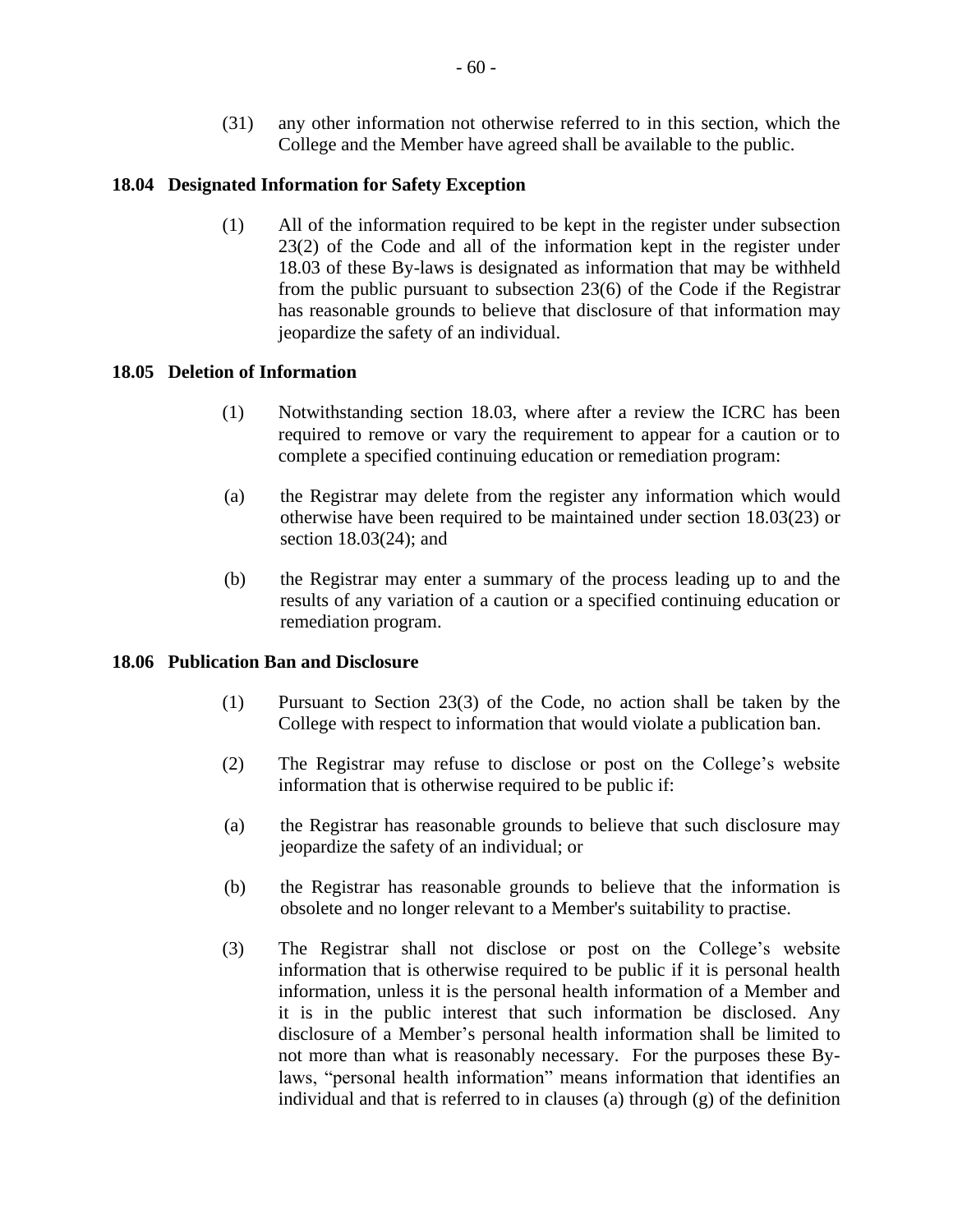(31) any other information not otherwise referred to in this section, which the College and the Member have agreed shall be available to the public.

**18.04 Designated Information for Safety Exception**

(1) All of the information required to be kept in the register under subsection 23(2) of the Code and all of the information kept in the register under 18.03 of these By-laws is designated as information that may be withheld from the public pursuant to subsection 23(6) of the Code if the Registrar has reasonable grounds to believe that disclosure of that information may jeopardize the safety of an individual.

**18.05 Deletion of Information**

(1) Notwithstanding section 18.03, where after a review the ICRC has been required to remove or vary the requirement to appear for a caution or to complete a specified continuing education or remediation program:

(a) the Registrar may delete from the register any information which would otherwise have been required to be maintained under section 18.03(23) or section 18.03(24); and

(b) the Registrar may enter a summary of the process leading up to and the results of any variation of a caution or a specified continuing education or remediation program.

**18.06 Publication Ban and Disclosure**

(1) Pursuant to Section 23(3) of the Code, no action shall be taken by the College with respect to information that would violate a publication ban.

(2) The Registrar may refuse to disclose or post on the College's website information that is otherwise required to be public if:

(a) the Registrar has reasonable grounds to believe that such disclosure may jeopardize the safety of an individual; or

(b) the Registrar has reasonable grounds to believe that the information is obsolete and no longer relevant to a Member's suitability to practise.

(3) The Registrar shall not disclose or post on the College's website information that is otherwise required to be public if it is personal health information, unless it is the personal health information of a Member and it is in the public interest that such information be disclosed. Any disclosure of a Member's personal health information shall be limited to not more than what is reasonably necessary. For the purposes these By-laws, "personal health information" means information that identifies an individual and that is referred to in clauses (a) through (g) of the definition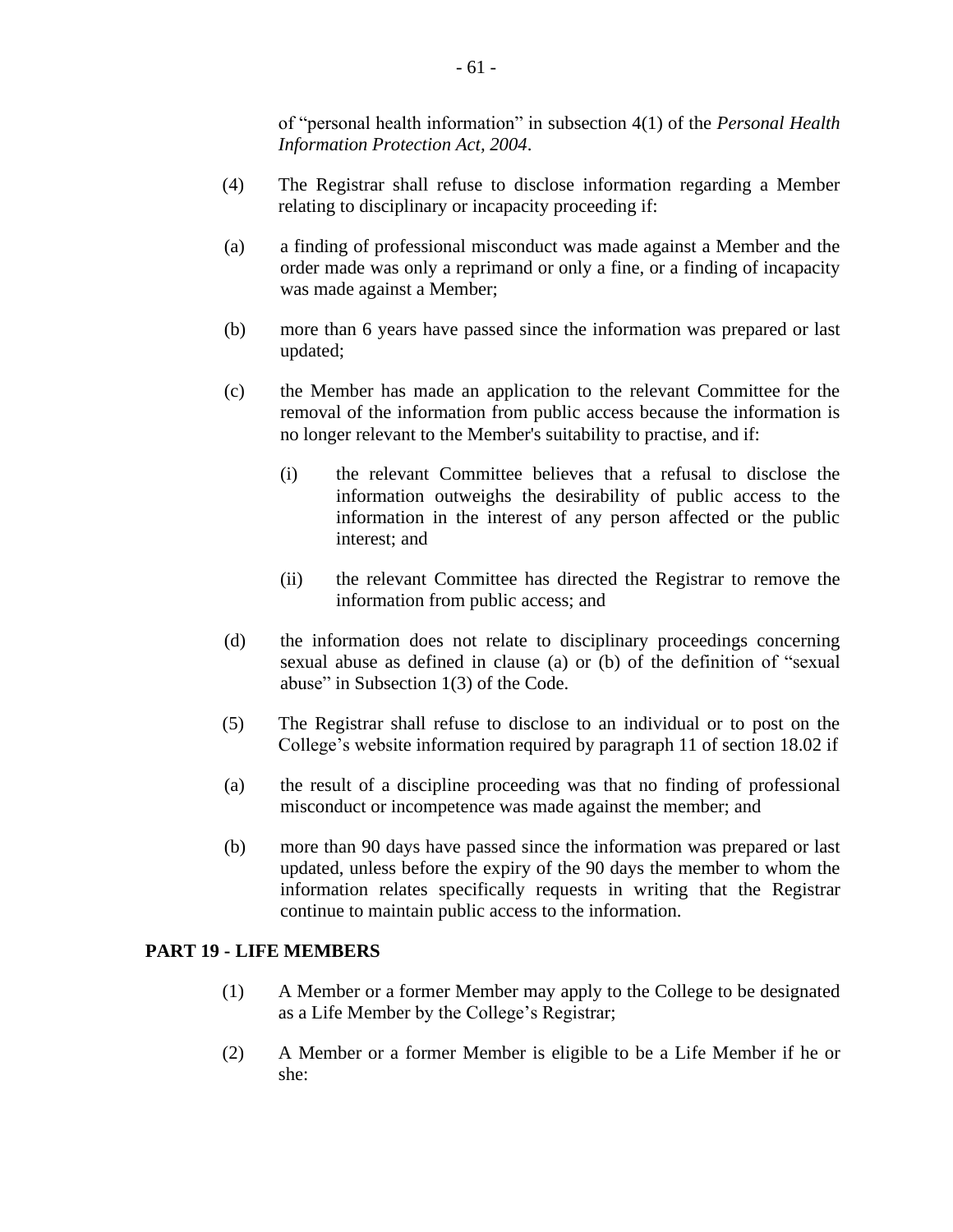of "personal health information" in subsection 4(1) of the *Personal Health Information Protection Act, 2004*.

(4) The Registrar shall refuse to disclose information regarding a Member relating to disciplinary or incapacity proceeding if:

(a) a finding of professional misconduct was made against a Member and the order made was only a reprimand or only a fine, or a finding of incapacity was made against a Member;

(b) more than 6 years have passed since the information was prepared or last updated;

(c) the Member has made an application to the relevant Committee for the removal of the information from public access because the information is no longer relevant to the Member's suitability to practise, and if:

   (i) the relevant Committee believes that a refusal to disclose the information outweighs the desirability of public access to the information in the interest of any person affected or the public interest; and

   (ii) the relevant Committee has directed the Registrar to remove the information from public access; and

(d) the information does not relate to disciplinary proceedings concerning sexual abuse as defined in clause (a) or (b) of the definition of "sexual abuse" in Subsection 1(3) of the Code.

(5) The Registrar shall refuse to disclose to an individual or to post on the College's website information required by paragraph 11 of section 18.02 if

(a) the result of a discipline proceeding was that no finding of professional misconduct or incompetence was made against the member; and

(b) more than 90 days have passed since the information was prepared or last updated, unless before the expiry of the 90 days the member to whom the information relates specifically requests in writing that the Registrar continue to maintain public access to the information.

## PART 19 - LIFE MEMBERS

(1) A Member or a former Member may apply to the College to be designated as a Life Member by the College's Registrar;

(2) A Member or a former Member is eligible to be a Life Member if he or she: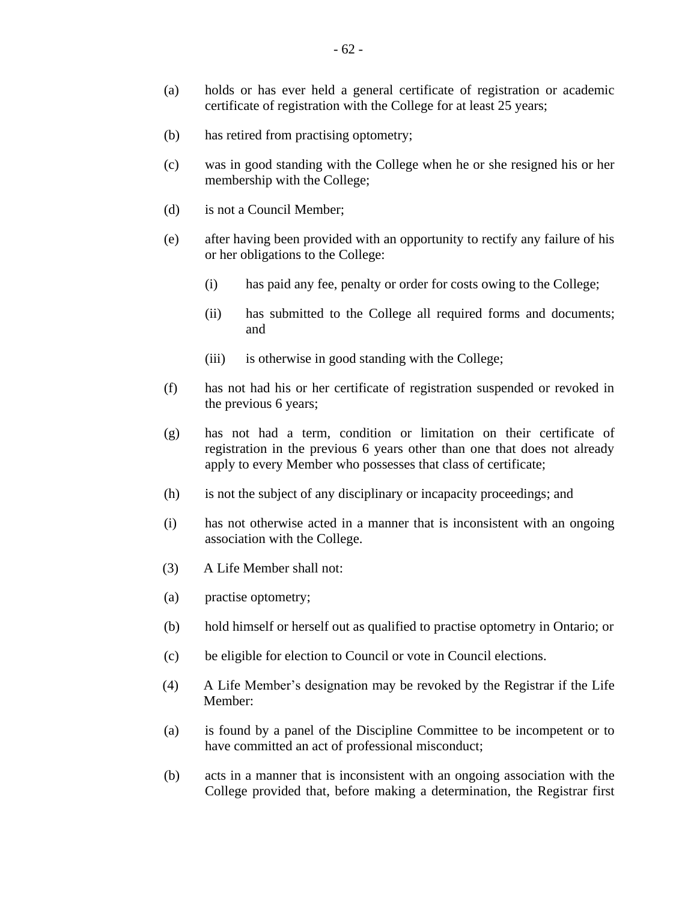(a) holds or has ever held a general certificate of registration or academic certificate of registration with the College for at least 25 years;

(b) has retired from practising optometry;

(c) was in good standing with the College when he or she resigned his or her membership with the College;

(d) is not a Council Member;

(e) after having been provided with an opportunity to rectify any failure of his or her obligations to the College:

  (i) has paid any fee, penalty or order for costs owing to the College;

  (ii) has submitted to the College all required forms and documents; and

  (iii) is otherwise in good standing with the College;

(f) has not had his or her certificate of registration suspended or revoked in the previous 6 years;

(g) has not had a term, condition or limitation on their certificate of registration in the previous 6 years other than one that does not already apply to every Member who possesses that class of certificate;

(h) is not the subject of any disciplinary or incapacity proceedings; and

(i) has not otherwise acted in a manner that is inconsistent with an ongoing association with the College.

(3) A Life Member shall not:

(a) practise optometry;

(b) hold himself or herself out as qualified to practise optometry in Ontario; or

(c) be eligible for election to Council or vote in Council elections.

(4) A Life Member's designation may be revoked by the Registrar if the Life Member:

(a) is found by a panel of the Discipline Committee to be incompetent or to have committed an act of professional misconduct;

(b) acts in a manner that is inconsistent with an ongoing association with the College provided that, before making a determination, the Registrar first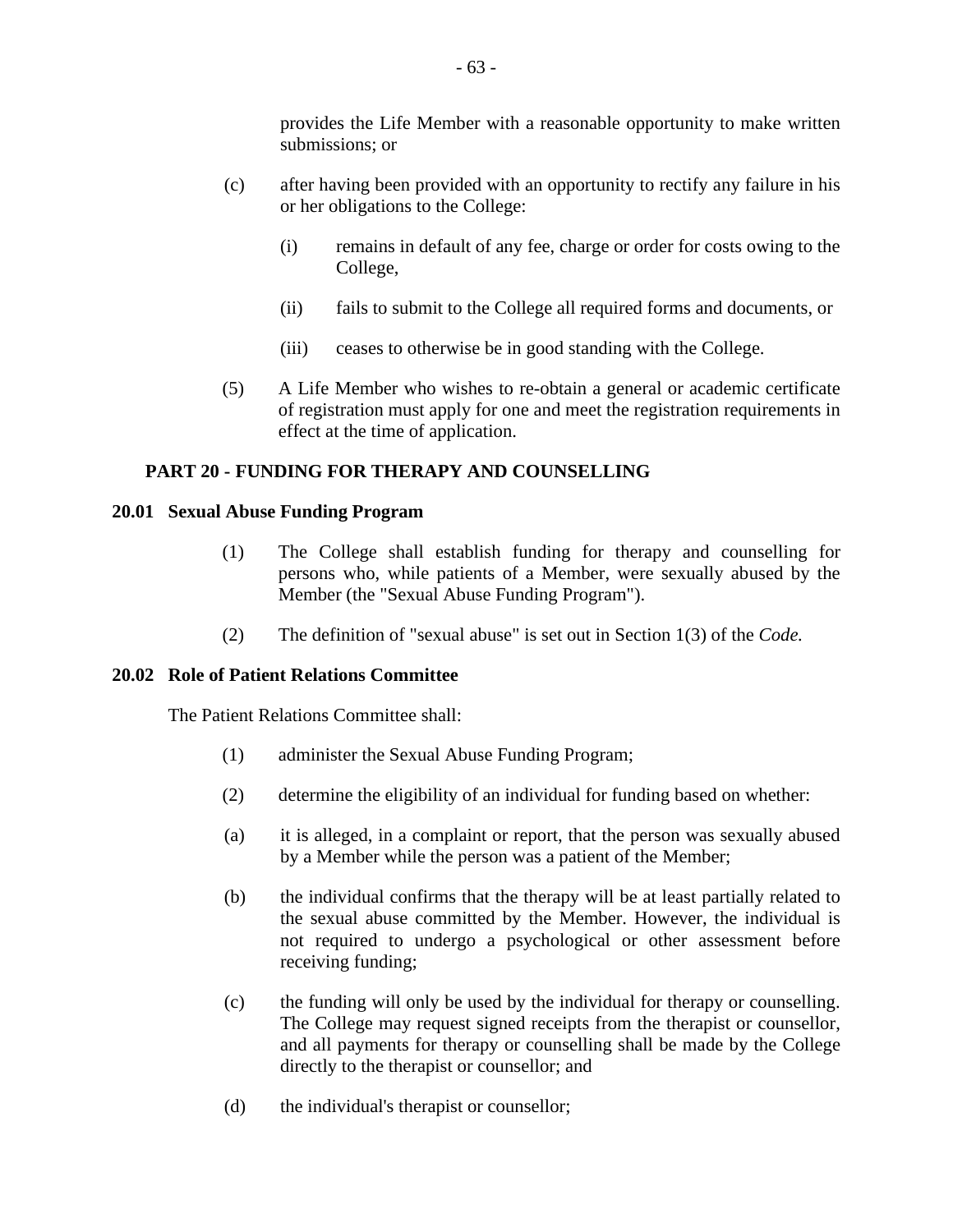provides the Life Member with a reasonable opportunity to make written submissions; or

(c) after having been provided with an opportunity to rectify any failure in his or her obligations to the College:

(i) remains in default of any fee, charge or order for costs owing to the College,

(ii) fails to submit to the College all required forms and documents, or

(iii) ceases to otherwise be in good standing with the College.

(5) A Life Member who wishes to re-obtain a general or academic certificate of registration must apply for one and meet the registration requirements in effect at the time of application.

## PART 20 - FUNDING FOR THERAPY AND COUNSELLING

### 20.01 Sexual Abuse Funding Program

(1) The College shall establish funding for therapy and counselling for persons who, while patients of a Member, were sexually abused by the Member (the "Sexual Abuse Funding Program").

(2) The definition of "sexual abuse" is set out in Section 1(3) of the *Code.*

### 20.02 Role of Patient Relations Committee

The Patient Relations Committee shall:

(1) administer the Sexual Abuse Funding Program;

(2) determine the eligibility of an individual for funding based on whether:

(a) it is alleged, in a complaint or report, that the person was sexually abused by a Member while the person was a patient of the Member;

(b) the individual confirms that the therapy will be at least partially related to the sexual abuse committed by the Member. However, the individual is not required to undergo a psychological or other assessment before receiving funding;

(c) the funding will only be used by the individual for therapy or counselling. The College may request signed receipts from the therapist or counsellor, and all payments for therapy or counselling shall be made by the College directly to the therapist or counsellor; and

(d) the individual's therapist or counsellor;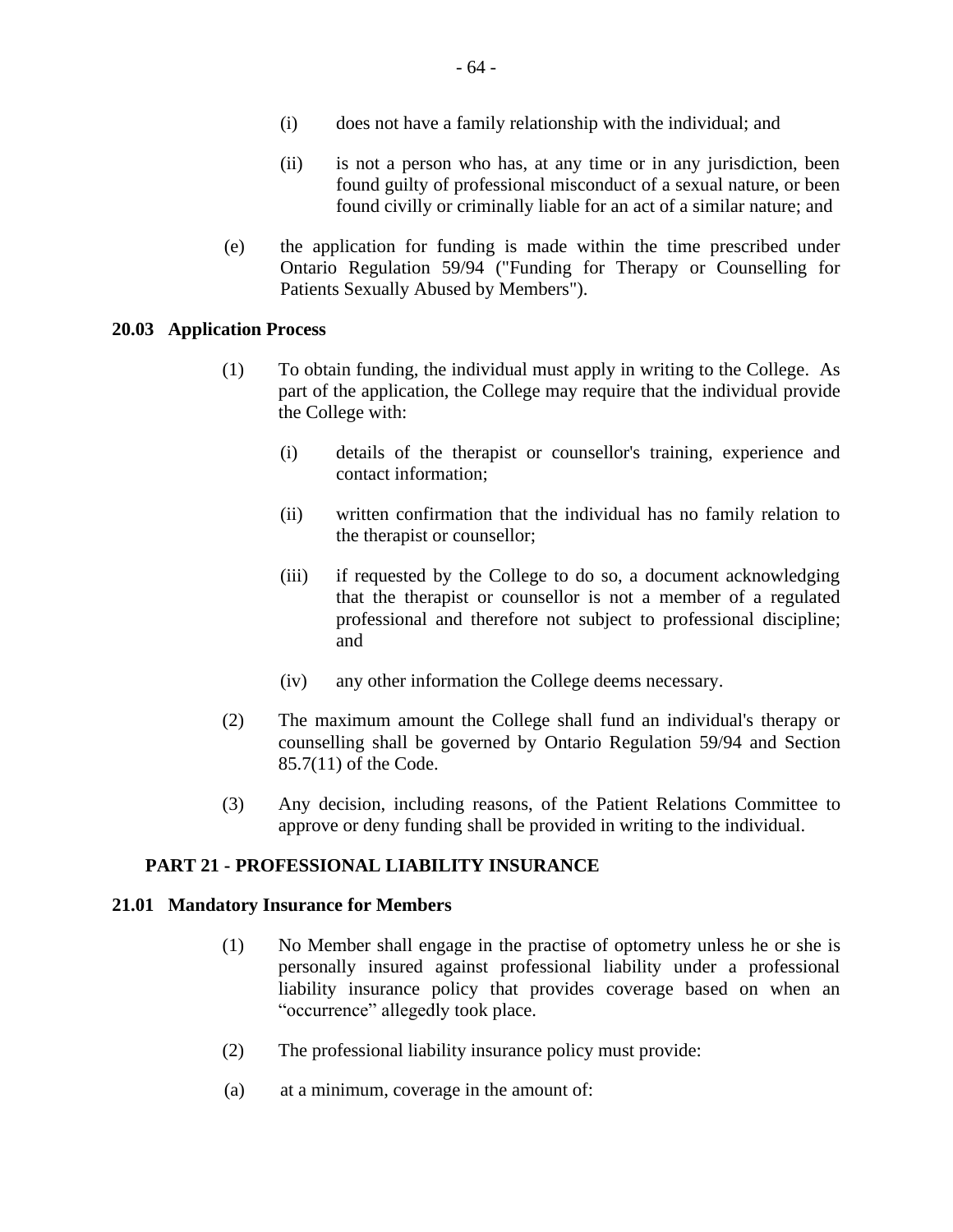(i) does not have a family relationship with the individual; and

(ii) is not a person who has, at any time or in any jurisdiction, been found guilty of professional misconduct of a sexual nature, or been found civilly or criminally liable for an act of a similar nature; and

(e) the application for funding is made within the time prescribed under Ontario Regulation 59/94 ("Funding for Therapy or Counselling for Patients Sexually Abused by Members").

**20.03 Application Process**

(1) To obtain funding, the individual must apply in writing to the College. As part of the application, the College may require that the individual provide the College with:

(i) details of the therapist or counsellor's training, experience and contact information;

(ii) written confirmation that the individual has no family relation to the therapist or counsellor;

(iii) if requested by the College to do so, a document acknowledging that the therapist or counsellor is not a member of a regulated professional and therefore not subject to professional discipline; and

(iv) any other information the College deems necessary.

(2) The maximum amount the College shall fund an individual's therapy or counselling shall be governed by Ontario Regulation 59/94 and Section 85.7(11) of the Code.

(3) Any decision, including reasons, of the Patient Relations Committee to approve or deny funding shall be provided in writing to the individual.

## PART 21 - PROFESSIONAL LIABILITY INSURANCE

**21.01 Mandatory Insurance for Members**

(1) No Member shall engage in the practise of optometry unless he or she is personally insured against professional liability under a professional liability insurance policy that provides coverage based on when an "occurrence" allegedly took place.

(2) The professional liability insurance policy must provide:

(a) at a minimum, coverage in the amount of: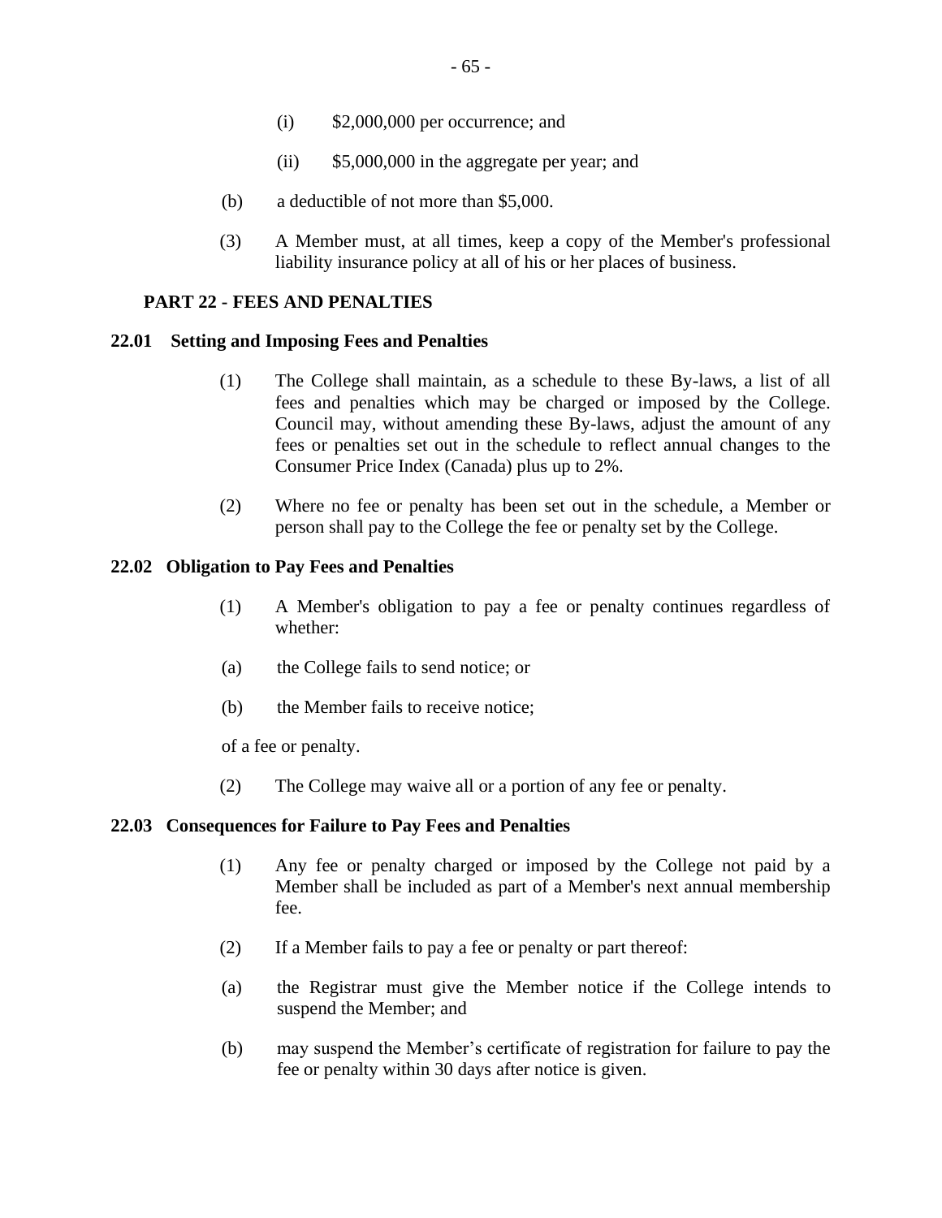(i) $2,000,000 per occurrence; and

(ii) $5,000,000 in the aggregate per year; and

(b) a deductible of not more than $5,000.

(3) A Member must, at all times, keep a copy of the Member's professional liability insurance policy at all of his or her places of business.

## PART 22 - FEES AND PENALTIES

### 22.01 Setting and Imposing Fees and Penalties

(1) The College shall maintain, as a schedule to these By-laws, a list of all fees and penalties which may be charged or imposed by the College. Council may, without amending these By-laws, adjust the amount of any fees or penalties set out in the schedule to reflect annual changes to the Consumer Price Index (Canada) plus up to 2%.

(2) Where no fee or penalty has been set out in the schedule, a Member or person shall pay to the College the fee or penalty set by the College.

### 22.02 Obligation to Pay Fees and Penalties

(1) A Member's obligation to pay a fee or penalty continues regardless of whether:

(a) the College fails to send notice; or

(b) the Member fails to receive notice;

of a fee or penalty.

(2) The College may waive all or a portion of any fee or penalty.

### 22.03 Consequences for Failure to Pay Fees and Penalties

(1) Any fee or penalty charged or imposed by the College not paid by a Member shall be included as part of a Member's next annual membership fee.

(2) If a Member fails to pay a fee or penalty or part thereof:

(a) the Registrar must give the Member notice if the College intends to suspend the Member; and

(b) may suspend the Member's certificate of registration for failure to pay the fee or penalty within 30 days after notice is given.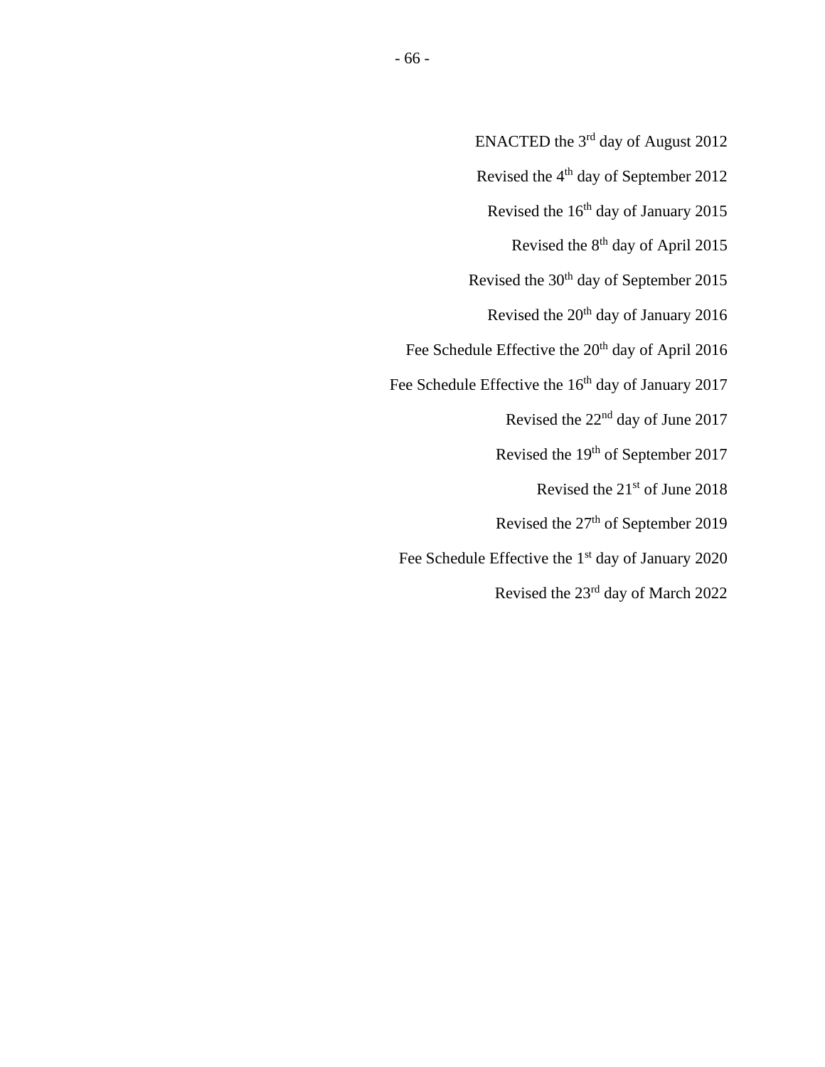ENACTED the 3rd day of August 2012

Revised the 4th day of September 2012

Revised the 16th day of January 2015

Revised the 8th day of April 2015

Revised the 30th day of September 2015

Revised the 20th day of January 2016

Fee Schedule Effective the 20th day of April 2016

Fee Schedule Effective the 16th day of January 2017

Revised the 22nd day of June 2017

Revised the 19th of September 2017

Revised the 21st of June 2018

Revised the 27th of September 2019

Fee Schedule Effective the 1st day of January 2020

Revised the 23rd day of March 2022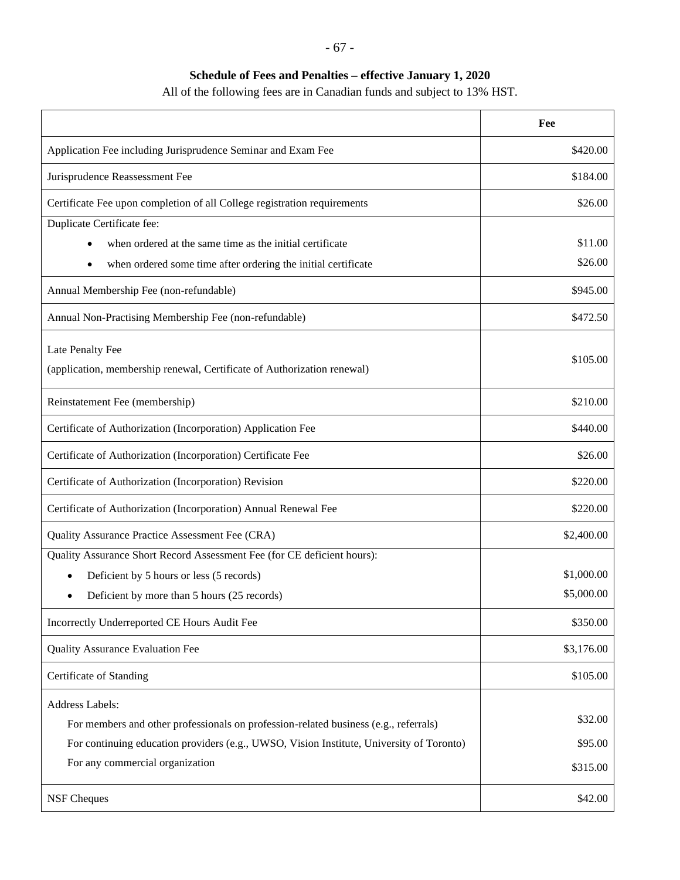## Schedule of Fees and Penalties – effective January 1, 2020

All of the following fees are in Canadian funds and subject to 13% HST.

| | Fee |
|---|---|
| Application Fee including Jurisprudence Seminar and Exam Fee | $420.00 |
| Jurisprudence Reassessment Fee | $184.00 |
| Certificate Fee upon completion of all College registration requirements | $26.00 |
| Duplicate Certificate fee: | |
| • when ordered at the same time as the initial certificate | $11.00 |
| • when ordered some time after ordering the initial certificate | $26.00 |
| Annual Membership Fee (non-refundable) | $945.00 |
| Annual Non-Practising Membership Fee (non-refundable) | $472.50 |
| Late Penalty Fee (application, membership renewal, Certificate of Authorization renewal) | $105.00 |
| Reinstatement Fee (membership) | $210.00 |
| Certificate of Authorization (Incorporation) Application Fee | $440.00 |
| Certificate of Authorization (Incorporation) Certificate Fee | $26.00 |
| Certificate of Authorization (Incorporation) Revision | $220.00 |
| Certificate of Authorization (Incorporation) Annual Renewal Fee | $220.00 |
| Quality Assurance Practice Assessment Fee (CRA) | $2,400.00 |
| Quality Assurance Short Record Assessment Fee (for CE deficient hours): | |
| • Deficient by 5 hours or less (5 records) | $1,000.00 |
| • Deficient by more than 5 hours (25 records) | $5,000.00 |
| Incorrectly Underreported CE Hours Audit Fee | $350.00 |
| Quality Assurance Evaluation Fee | $3,176.00 |
| Certificate of Standing | $105.00 |
| Address Labels: | |
| For members and other professionals on profession-related business (e.g., referrals) | $32.00 |
| For continuing education providers (e.g., UWSO, Vision Institute, University of Toronto) | $95.00 |
| For any commercial organization | $315.00 |
| NSF Cheques | $42.00 |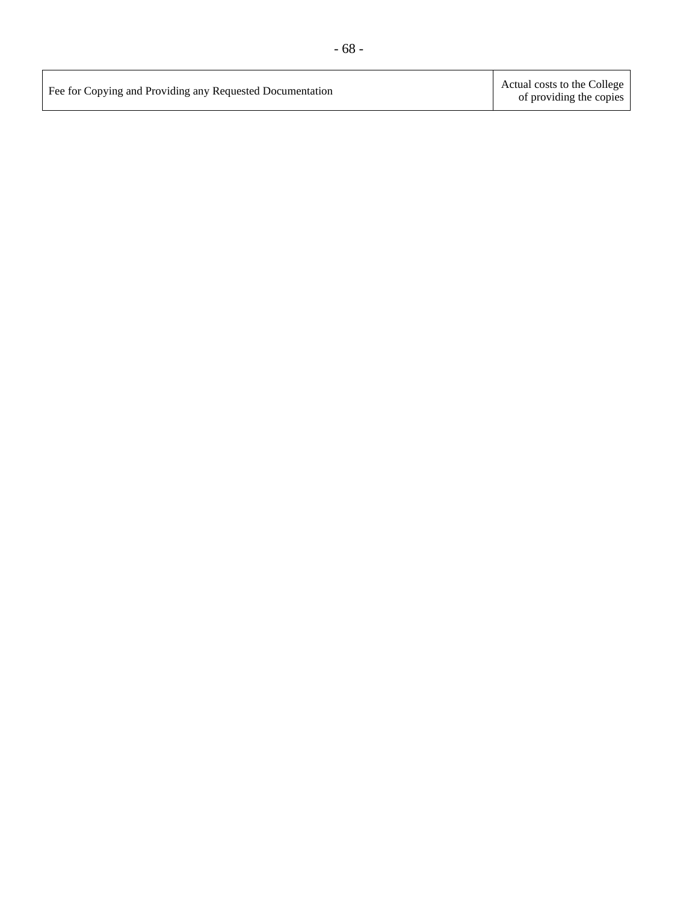| | |
|---|---|
| Fee for Copying and Providing any Requested Documentation | Actual costs to the College of providing the copies |